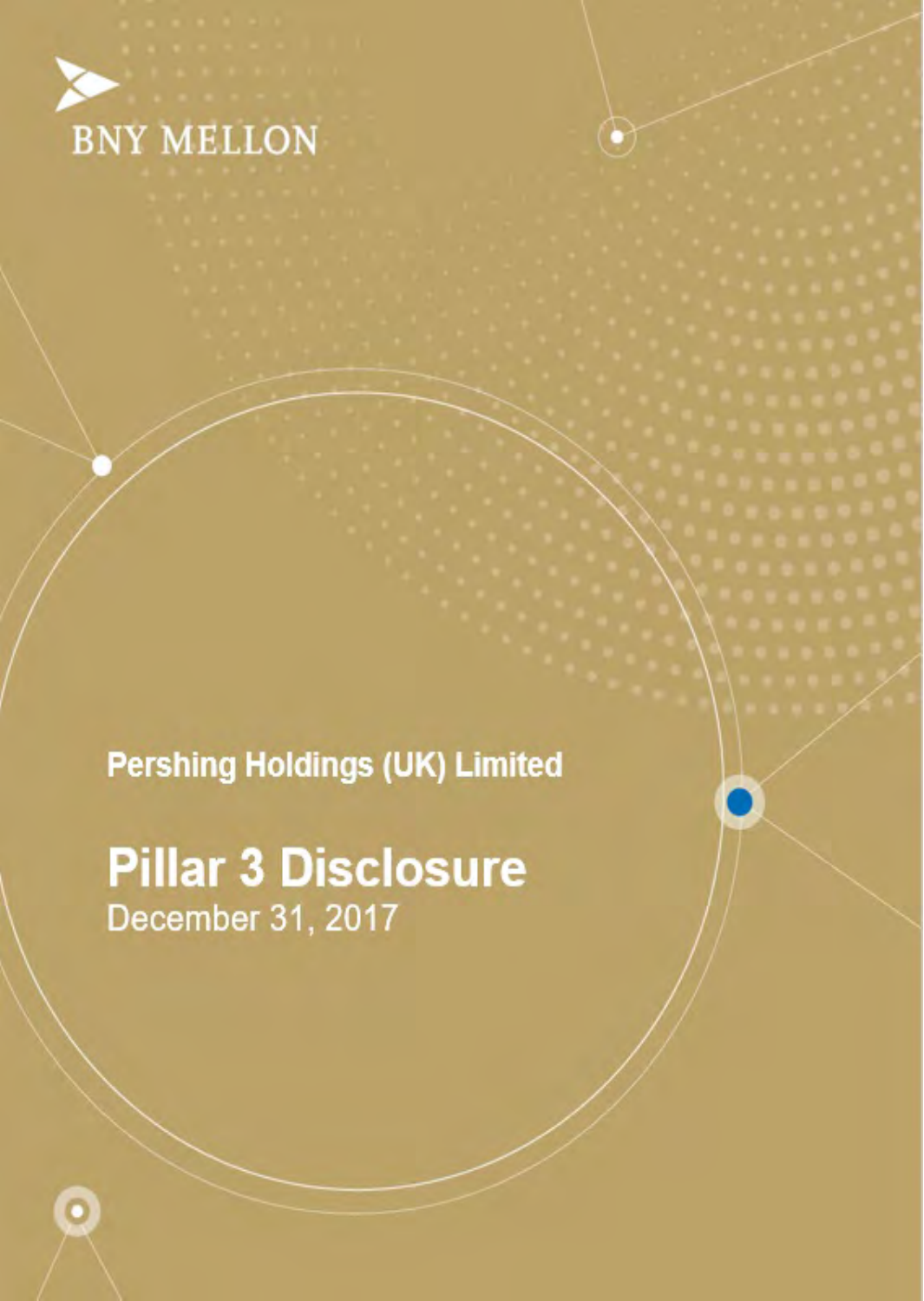BNY MELLON

**Pershing Holdings (UK) Limited**

# Pillar 3 Disclosure

December 31, 2017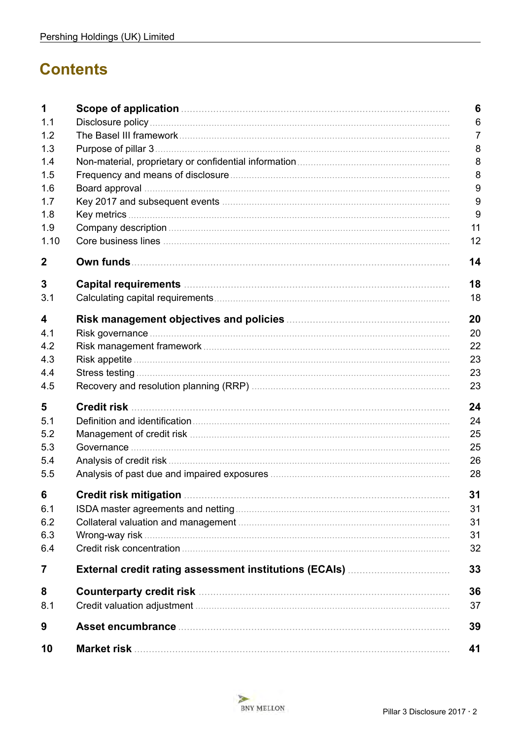# Contents

| | | |
|---|---|---|
| **1** | **Scope of application** | **6** |
| 1.1 | Disclosure policy | 6 |
| 1.2 | The Basel III framework | 7 |
| 1.3 | Purpose of pillar 3 | 8 |
| 1.4 | Non-material, proprietary or confidential information | 8 |
| 1.5 | Frequency and means of disclosure | 8 |
| 1.6 | Board approval | 9 |
| 1.7 | Key 2017 and subsequent events | 9 |
| 1.8 | Key metrics | 9 |
| 1.9 | Company description | 11 |
| 1.10 | Core business lines | 12 |
| **2** | **Own funds** | **14** |
| **3** | **Capital requirements** | **18** |
| 3.1 | Calculating capital requirements | 18 |
| **4** | **Risk management objectives and policies** | **20** |
| 4.1 | Risk governance | 20 |
| 4.2 | Risk management framework | 22 |
| 4.3 | Risk appetite | 23 |
| 4.4 | Stress testing | 23 |
| 4.5 | Recovery and resolution planning (RRP) | 23 |
| **5** | **Credit risk** | **24** |
| 5.1 | Definition and identification | 24 |
| 5.2 | Management of credit risk | 25 |
| 5.3 | Governance | 25 |
| 5.4 | Analysis of credit risk | 26 |
| 5.5 | Analysis of past due and impaired exposures | 28 |
| **6** | **Credit risk mitigation** | **31** |
| 6.1 | ISDA master agreements and netting | 31 |
| 6.2 | Collateral valuation and management | 31 |
| 6.3 | Wrong-way risk | 31 |
| 6.4 | Credit risk concentration | 32 |
| **7** | **External credit rating assessment institutions (ECAIs)** | **33** |
| **8** | **Counterparty credit risk** | **36** |
| 8.1 | Credit valuation adjustment | 37 |
| **9** | **Asset encumbrance** | **39** |
| **10** | **Market risk** | **41** |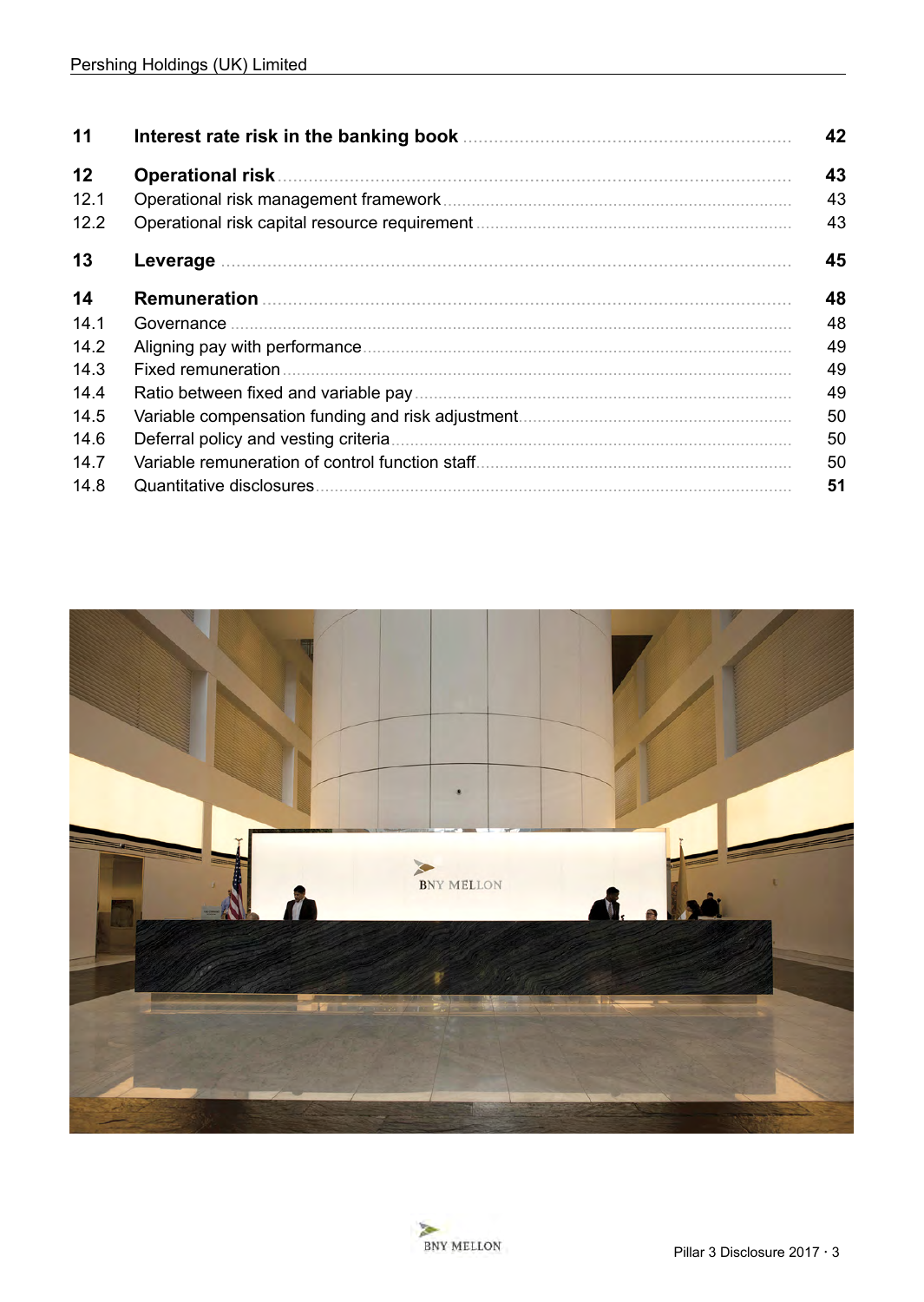| | | |
|---|---|---|
| **11** | **Interest rate risk in the banking book** | **42** |
| **12** | **Operational risk** | **43** |
| 12.1 | Operational risk management framework | 43 |
| 12.2 | Operational risk capital resource requirement | 43 |
| **13** | **Leverage** | **45** |
| **14** | **Remuneration** | **48** |
| 14.1 | Governance | 48 |
| 14.2 | Aligning pay with performance | 49 |
| 14.3 | Fixed remuneration | 49 |
| 14.4 | Ratio between fixed and variable pay | 49 |
| 14.5 | Variable compensation funding and risk adjustment | 50 |
| 14.6 | Deferral policy and vesting criteria | 50 |
| 14.7 | Variable remuneration of control function staff | 50 |
| 14.8 | Quantitative disclosures | **51** |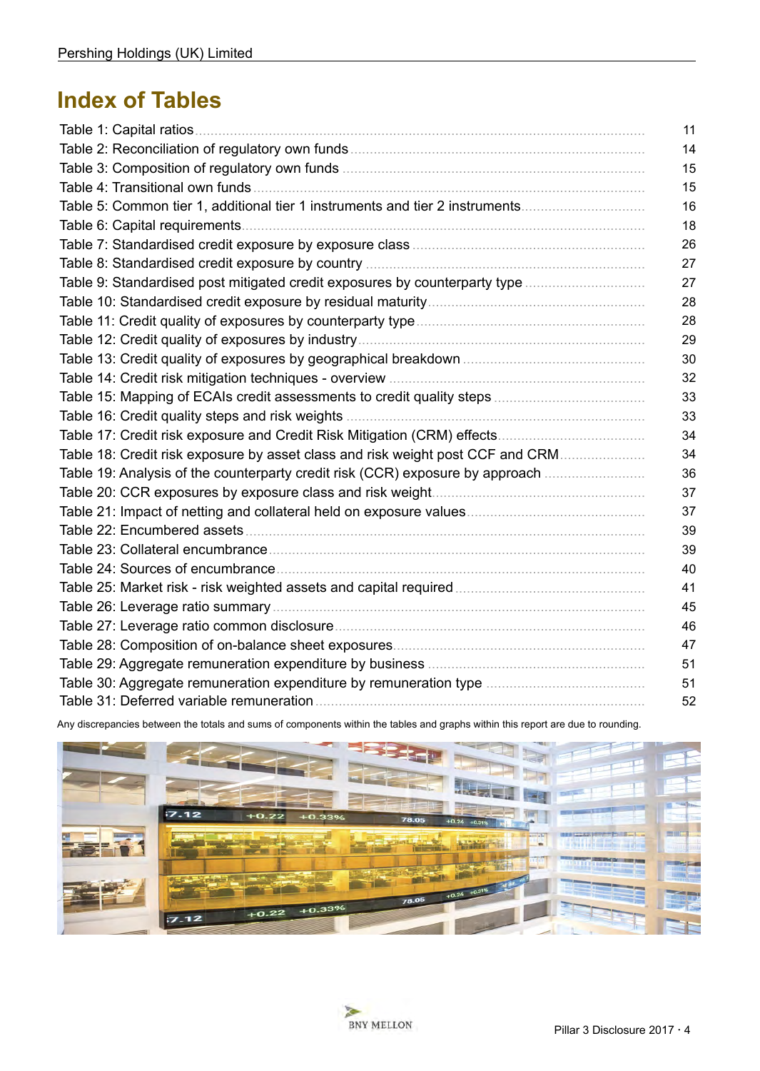# Index of Tables

| | |
|---|---|
| Table 1: Capital ratios | 11 |
| Table 2: Reconciliation of regulatory own funds | 14 |
| Table 3: Composition of regulatory own funds | 15 |
| Table 4: Transitional own funds | 15 |
| Table 5: Common tier 1, additional tier 1 instruments and tier 2 instruments | 16 |
| Table 6: Capital requirements | 18 |
| Table 7: Standardised credit exposure by exposure class | 26 |
| Table 8: Standardised credit exposure by country | 27 |
| Table 9: Standardised post mitigated credit exposures by counterparty type | 27 |
| Table 10: Standardised credit exposure by residual maturity | 28 |
| Table 11: Credit quality of exposures by counterparty type | 28 |
| Table 12: Credit quality of exposures by industry | 29 |
| Table 13: Credit quality of exposures by geographical breakdown | 30 |
| Table 14: Credit risk mitigation techniques - overview | 32 |
| Table 15: Mapping of ECAIs credit assessments to credit quality steps | 33 |
| Table 16: Credit quality steps and risk weights | 33 |
| Table 17: Credit risk exposure and Credit Risk Mitigation (CRM) effects | 34 |
| Table 18: Credit risk exposure by asset class and risk weight post CCF and CRM | 34 |
| Table 19: Analysis of the counterparty credit risk (CCR) exposure by approach | 36 |
| Table 20: CCR exposures by exposure class and risk weight | 37 |
| Table 21: Impact of netting and collateral held on exposure values | 37 |
| Table 22: Encumbered assets | 39 |
| Table 23: Collateral encumbrance | 39 |
| Table 24: Sources of encumbrance | 40 |
| Table 25: Market risk - risk weighted assets and capital required | 41 |
| Table 26: Leverage ratio summary | 45 |
| Table 27: Leverage ratio common disclosure | 46 |
| Table 28: Composition of on-balance sheet exposures | 47 |
| Table 29: Aggregate remuneration expenditure by business | 51 |
| Table 30: Aggregate remuneration expenditure by remuneration type | 51 |
| Table 31: Deferred variable remuneration | 52 |

Any discrepancies between the totals and sums of components within the tables and graphs within this report are due to rounding.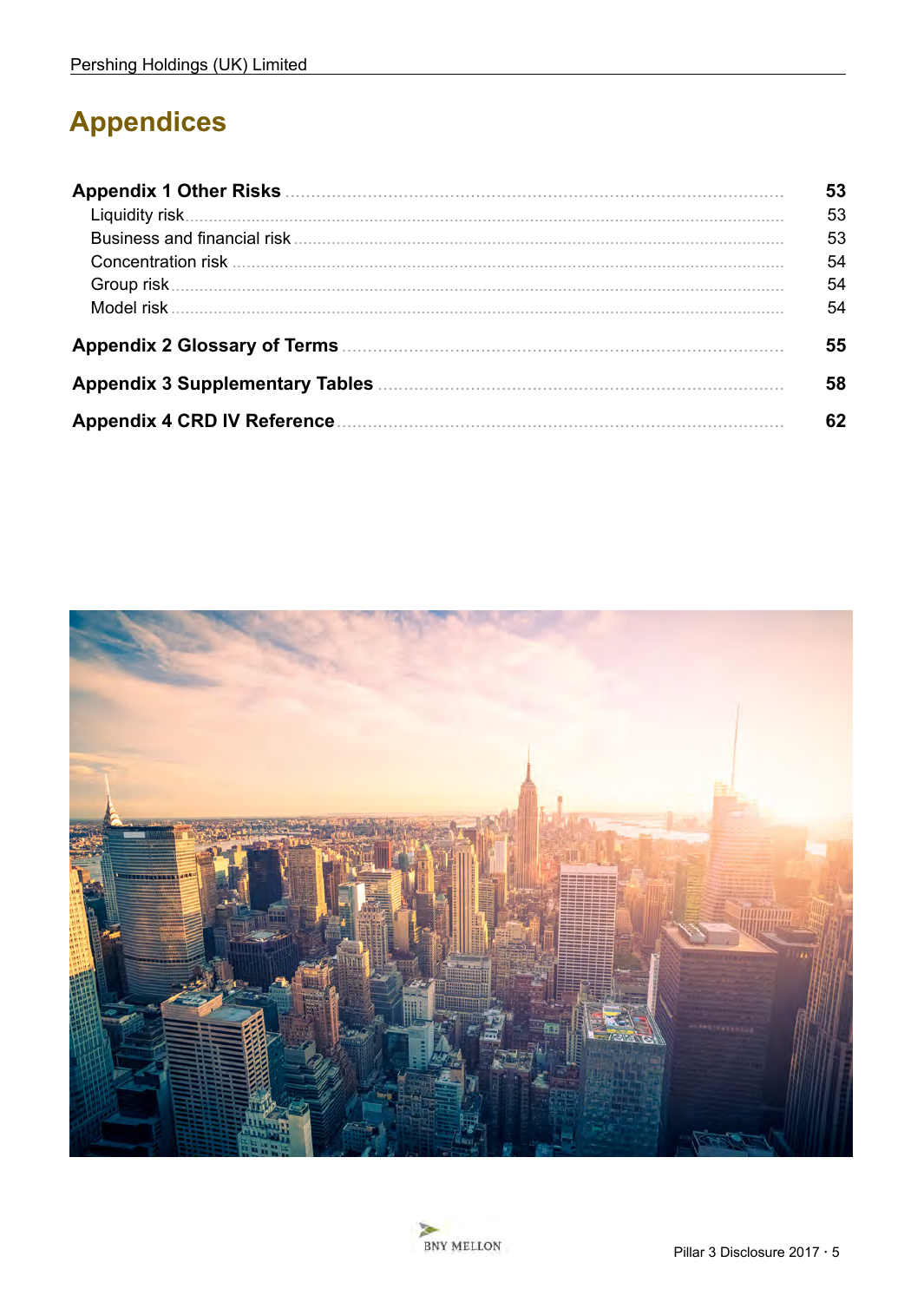# Appendices

| | |
|---|---|
| **Appendix 1 Other Risks** | **53** |
| Liquidity risk | 53 |
| Business and financial risk | 53 |
| Concentration risk | 54 |
| Group risk | 54 |
| Model risk | 54 |
| **Appendix 2 Glossary of Terms** | **55** |
| **Appendix 3 Supplementary Tables** | **58** |
| **Appendix 4 CRD IV Reference** | **62** |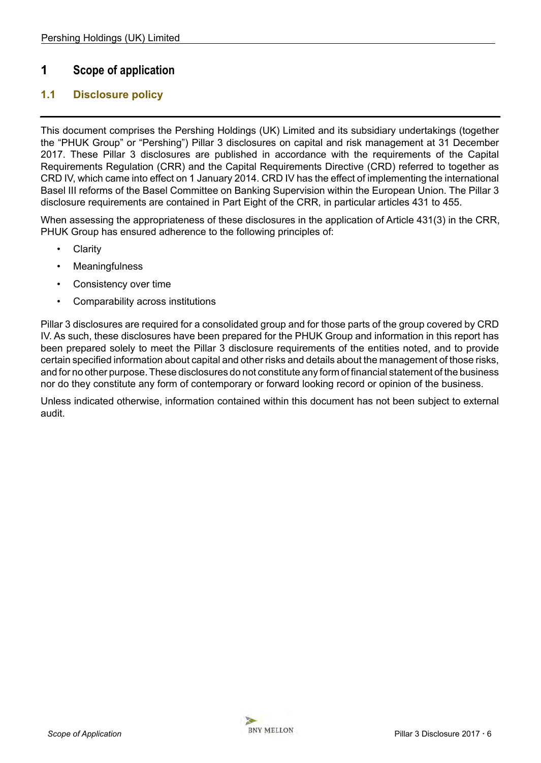# 1 Scope of application

## 1.1 Disclosure policy

This document comprises the Pershing Holdings (UK) Limited and its subsidiary undertakings (together the "PHUK Group" or "Pershing") Pillar 3 disclosures on capital and risk management at 31 December 2017. These Pillar 3 disclosures are published in accordance with the requirements of the Capital Requirements Regulation (CRR) and the Capital Requirements Directive (CRD) referred to together as CRD IV, which came into effect on 1 January 2014. CRD IV has the effect of implementing the international Basel III reforms of the Basel Committee on Banking Supervision within the European Union. The Pillar 3 disclosure requirements are contained in Part Eight of the CRR, in particular articles 431 to 455.

When assessing the appropriateness of these disclosures in the application of Article 431(3) in the CRR, PHUK Group has ensured adherence to the following principles of:

- Clarity
- Meaningfulness
- Consistency over time
- Comparability across institutions

Pillar 3 disclosures are required for a consolidated group and for those parts of the group covered by CRD IV. As such, these disclosures have been prepared for the PHUK Group and information in this report has been prepared solely to meet the Pillar 3 disclosure requirements of the entities noted, and to provide certain specified information about capital and other risks and details about the management of those risks, and for no other purpose. These disclosures do not constitute any form of financial statement of the business nor do they constitute any form of contemporary or forward looking record or opinion of the business.

Unless indicated otherwise, information contained within this document has not been subject to external audit.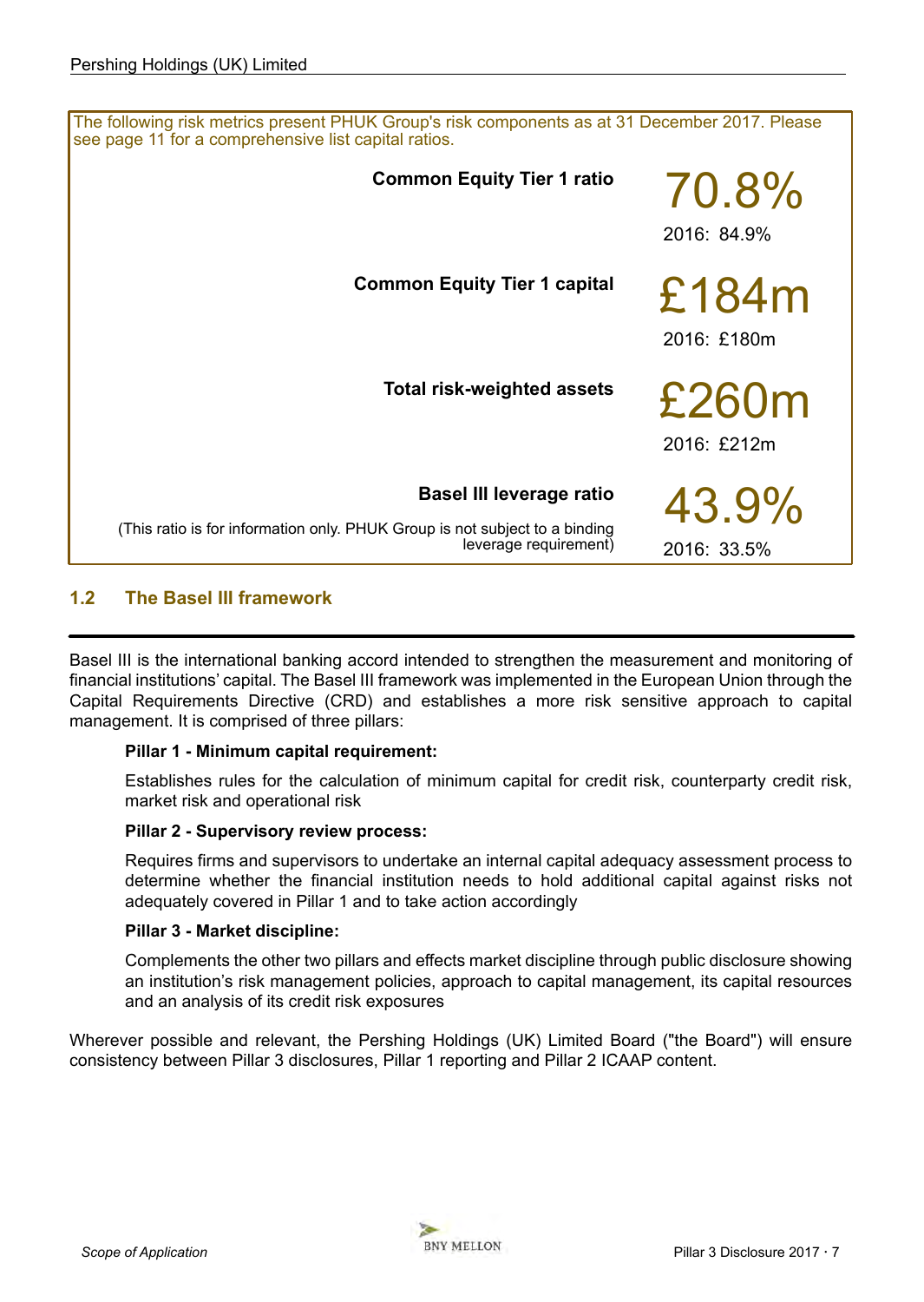The following risk metrics present PHUK Group's risk components as at 31 December 2017. Please see page 11 for a comprehensive list capital ratios.

| | |
|---|---|
| **Common Equity Tier 1 ratio** | 70.8%<br>2016: 84.9% |
| **Common Equity Tier 1 capital** | £184m<br>2016: £180m |
| **Total risk-weighted assets** | £260m<br>2016: £212m |
| **Basel III leverage ratio**<br>(This ratio is for information only. PHUK Group is not subject to a binding leverage requirement) | 43.9%<br>2016: 33.5% |

## 1.2 The Basel III framework

Basel III is the international banking accord intended to strengthen the measurement and monitoring of financial institutions' capital. The Basel III framework was implemented in the European Union through the Capital Requirements Directive (CRD) and establishes a more risk sensitive approach to capital management. It is comprised of three pillars:

**Pillar 1 - Minimum capital requirement:**

Establishes rules for the calculation of minimum capital for credit risk, counterparty credit risk, market risk and operational risk

**Pillar 2 - Supervisory review process:**

Requires firms and supervisors to undertake an internal capital adequacy assessment process to determine whether the financial institution needs to hold additional capital against risks not adequately covered in Pillar 1 and to take action accordingly

**Pillar 3 - Market discipline:**

Complements the other two pillars and effects market discipline through public disclosure showing an institution's risk management policies, approach to capital management, its capital resources and an analysis of its credit risk exposures

Wherever possible and relevant, the Pershing Holdings (UK) Limited Board ("the Board") will ensure consistency between Pillar 3 disclosures, Pillar 1 reporting and Pillar 2 ICAAP content.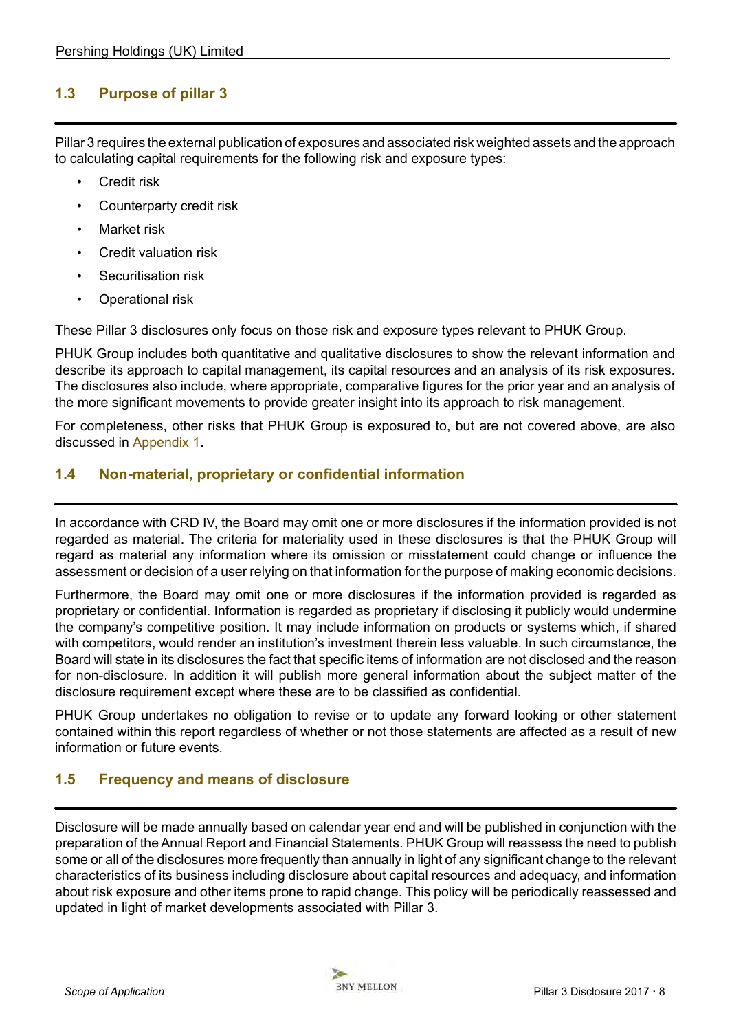## 1.3 Purpose of pillar 3

Pillar 3 requires the external publication of exposures and associated risk weighted assets and the approach to calculating capital requirements for the following risk and exposure types:

- Credit risk
- Counterparty credit risk
- Market risk
- Credit valuation risk
- Securitisation risk
- Operational risk

These Pillar 3 disclosures only focus on those risk and exposure types relevant to PHUK Group.

PHUK Group includes both quantitative and qualitative disclosures to show the relevant information and describe its approach to capital management, its capital resources and an analysis of its risk exposures. The disclosures also include, where appropriate, comparative figures for the prior year and an analysis of the more significant movements to provide greater insight into its approach to risk management.

For completeness, other risks that PHUK Group is exposured to, but are not covered above, are also discussed in Appendix 1.

## 1.4 Non-material, proprietary or confidential information

In accordance with CRD IV, the Board may omit one or more disclosures if the information provided is not regarded as material. The criteria for materiality used in these disclosures is that the PHUK Group will regard as material any information where its omission or misstatement could change or influence the assessment or decision of a user relying on that information for the purpose of making economic decisions.

Furthermore, the Board may omit one or more disclosures if the information provided is regarded as proprietary or confidential. Information is regarded as proprietary if disclosing it publicly would undermine the company's competitive position. It may include information on products or systems which, if shared with competitors, would render an institution's investment therein less valuable. In such circumstance, the Board will state in its disclosures the fact that specific items of information are not disclosed and the reason for non-disclosure. In addition it will publish more general information about the subject matter of the disclosure requirement except where these are to be classified as confidential.

PHUK Group undertakes no obligation to revise or to update any forward looking or other statement contained within this report regardless of whether or not those statements are affected as a result of new information or future events.

## 1.5 Frequency and means of disclosure

Disclosure will be made annually based on calendar year end and will be published in conjunction with the preparation of the Annual Report and Financial Statements. PHUK Group will reassess the need to publish some or all of the disclosures more frequently than annually in light of any significant change to the relevant characteristics of its business including disclosure about capital resources and adequacy, and information about risk exposure and other items prone to rapid change. This policy will be periodically reassessed and updated in light of market developments associated with Pillar 3.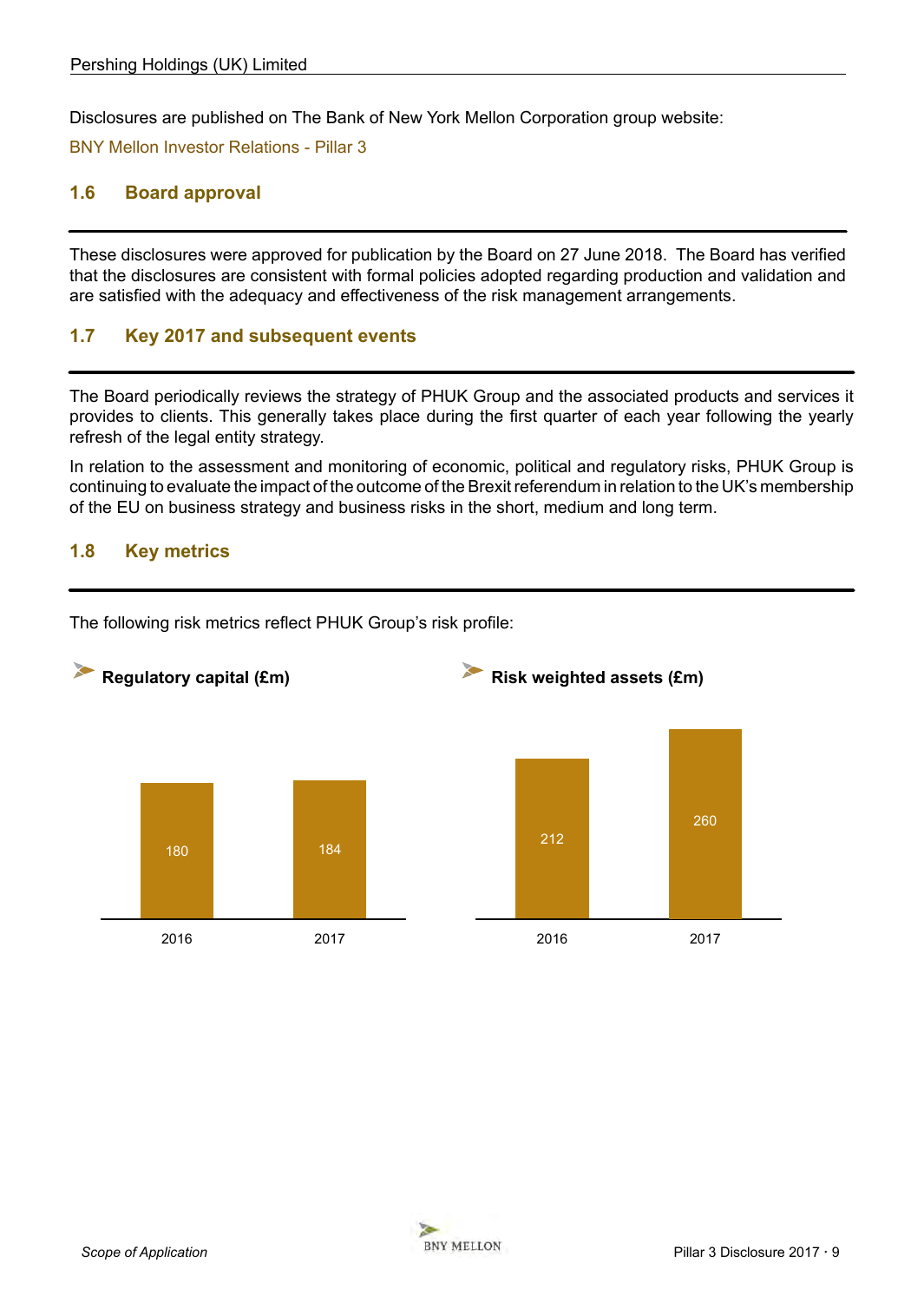Disclosures are published on The Bank of New York Mellon Corporation group website:

BNY Mellon Investor Relations - Pillar 3

## 1.6 Board approval

These disclosures were approved for publication by the Board on 27 June 2018. The Board has verified that the disclosures are consistent with formal policies adopted regarding production and validation and are satisfied with the adequacy and effectiveness of the risk management arrangements.

## 1.7 Key 2017 and subsequent events

The Board periodically reviews the strategy of PHUK Group and the associated products and services it provides to clients. This generally takes place during the first quarter of each year following the yearly refresh of the legal entity strategy.

In relation to the assessment and monitoring of economic, political and regulatory risks, PHUK Group is continuing to evaluate the impact of the outcome of the Brexit referendum in relation to the UK's membership of the EU on business strategy and business risks in the short, medium and long term.

## 1.8 Key metrics

The following risk metrics reflect PHUK Group's risk profile:

**Regulatory capital (£m)**

| 2016 | 2017 |
|---|---|
| 180 | 184 |

**Risk weighted assets (£m)**

| 2016 | 2017 |
|---|---|
| 212 | 260 |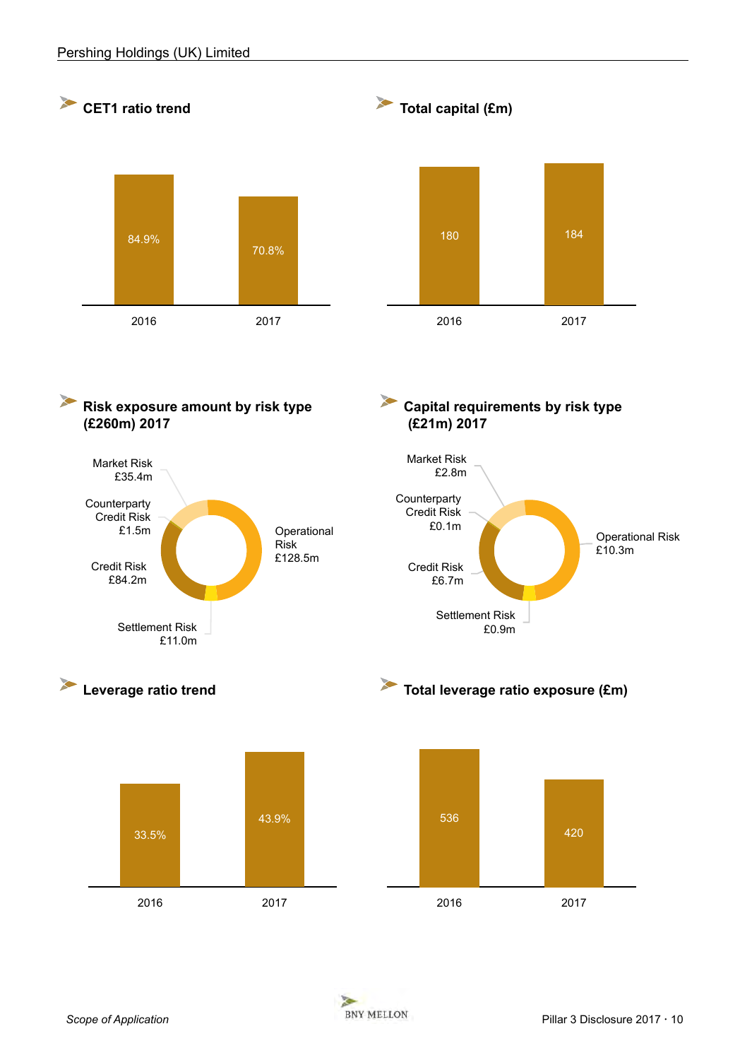### CET1 ratio trend

| 2016 | 2017 |
|---|---|
| 84.9% | 70.8% |

### Total capital (£m)

| 2016 | 2017 |
|---|---|
| 180 | 184 |

### Risk exposure amount by risk type (£260m) 2017

| Risk type | Amount |
|---|---|
| Market Risk | £35.4m |
| Counterparty Credit Risk | £1.5m |
| Credit Risk | £84.2m |
| Settlement Risk | £11.0m |
| Operational Risk | £128.5m |

### Capital requirements by risk type (£21m) 2017

| Risk type | Amount |
|---|---|
| Market Risk | £2.8m |
| Counterparty Credit Risk | £0.1m |
| Credit Risk | £6.7m |
| Settlement Risk | £0.9m |
| Operational Risk | £10.3m |

### Leverage ratio trend

| 2016 | 2017 |
|---|---|
| 33.5% | 43.9% |

### Total leverage ratio exposure (£m)

| 2016 | 2017 |
|---|---|
| 536 | 420 |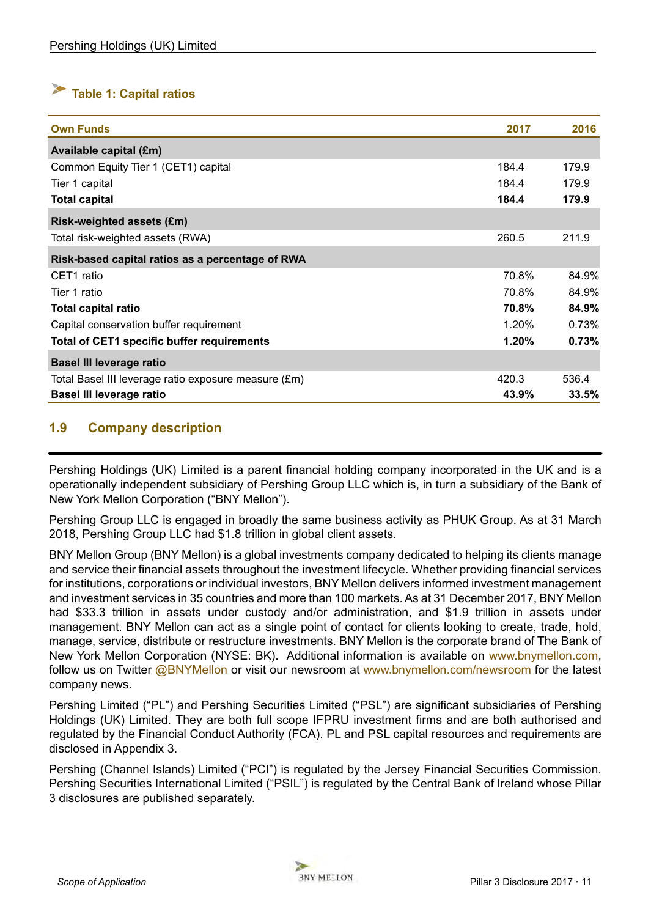### Table 1: Capital ratios

| Own Funds | 2017 | 2016 |
|---|---|---|
| **Available capital (£m)** | | |
| Common Equity Tier 1 (CET1) capital | 184.4 | 179.9 |
| Tier 1 capital | 184.4 | 179.9 |
| **Total capital** | **184.4** | **179.9** |
| **Risk-weighted assets (£m)** | | |
| Total risk-weighted assets (RWA) | 260.5 | 211.9 |
| **Risk-based capital ratios as a percentage of RWA** | | |
| CET1 ratio | 70.8% | 84.9% |
| Tier 1 ratio | 70.8% | 84.9% |
| **Total capital ratio** | **70.8%** | **84.9%** |
| Capital conservation buffer requirement | 1.20% | 0.73% |
| **Total of CET1 specific buffer requirements** | **1.20%** | **0.73%** |
| **Basel III leverage ratio** | | |
| Total Basel III leverage ratio exposure measure (£m) | 420.3 | 536.4 |
| **Basel III leverage ratio** | **43.9%** | **33.5%** |

## 1.9 Company description

Pershing Holdings (UK) Limited is a parent financial holding company incorporated in the UK and is a operationally independent subsidiary of Pershing Group LLC which is, in turn a subsidiary of the Bank of New York Mellon Corporation ("BNY Mellon").

Pershing Group LLC is engaged in broadly the same business activity as PHUK Group. As at 31 March 2018, Pershing Group LLC had $1.8 trillion in global client assets.

BNY Mellon Group (BNY Mellon) is a global investments company dedicated to helping its clients manage and service their financial assets throughout the investment lifecycle. Whether providing financial services for institutions, corporations or individual investors, BNY Mellon delivers informed investment management and investment services in 35 countries and more than 100 markets. As at 31 December 2017, BNY Mellon had $33.3 trillion in assets under custody and/or administration, and $1.9 trillion in assets under management. BNY Mellon can act as a single point of contact for clients looking to create, trade, hold, manage, service, distribute or restructure investments. BNY Mellon is the corporate brand of The Bank of New York Mellon Corporation (NYSE: BK). Additional information is available on www.bnymellon.com, follow us on Twitter @BNYMellon or visit our newsroom at www.bnymellon.com/newsroom for the latest company news.

Pershing Limited ("PL") and Pershing Securities Limited ("PSL") are significant subsidiaries of Pershing Holdings (UK) Limited. They are both full scope IFPRU investment firms and are both authorised and regulated by the Financial Conduct Authority (FCA). PL and PSL capital resources and requirements are disclosed in Appendix 3.

Pershing (Channel Islands) Limited ("PCI") is regulated by the Jersey Financial Securities Commission. Pershing Securities International Limited ("PSIL") is regulated by the Central Bank of Ireland whose Pillar 3 disclosures are published separately.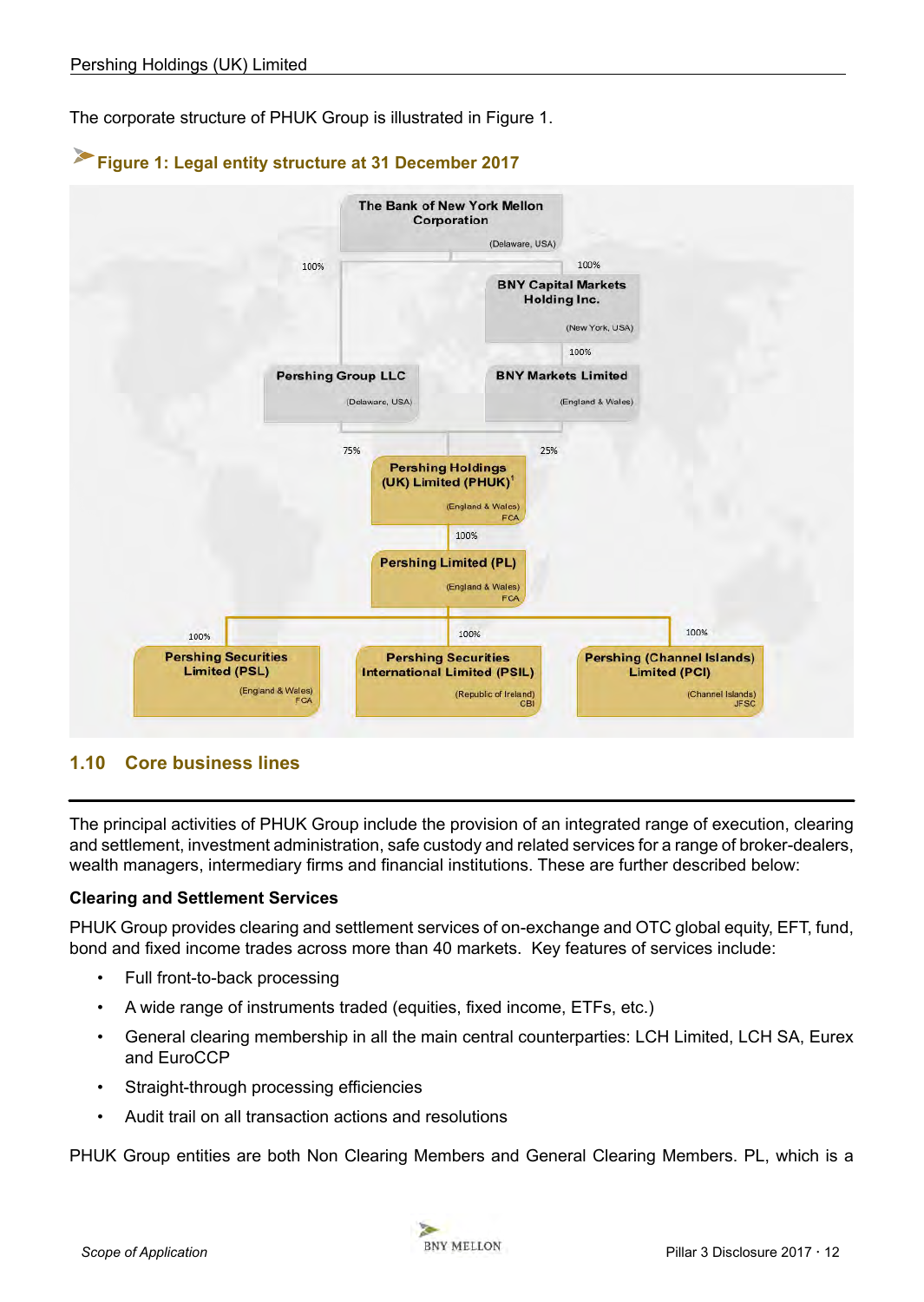The corporate structure of PHUK Group is illustrated in Figure 1.

**Figure 1: Legal entity structure at 31 December 2017**

The Bank of New York Mellon Corporation (Delaware, USA)

100% — Pershing Group LLC (Delaware, USA)

100% — BNY Capital Markets Holding Inc. (New York, USA)

100% — BNY Markets Limited (England & Wales)

75% / 25% — Pershing Holdings (UK) Limited (PHUK)[1] (England & Wales) FCA

100% — Pershing Limited (PL) (England & Wales) FCA

100% — Pershing Securities Limited (PSL) (England & Wales) FCA

100% — Pershing Securities International Limited (PSIL) (Republic of Ireland) CBI

100% — Pershing (Channel Islands) Limited (PCI) (Channel Islands) JFSC

## 1.10 Core business lines

The principal activities of PHUK Group include the provision of an integrated range of execution, clearing and settlement, investment administration, safe custody and related services for a range of broker-dealers, wealth managers, intermediary firms and financial institutions. These are further described below:

**Clearing and Settlement Services**

PHUK Group provides clearing and settlement services of on-exchange and OTC global equity, EFT, fund, bond and fixed income trades across more than 40 markets. Key features of services include:

- Full front-to-back processing
- A wide range of instruments traded (equities, fixed income, ETFs, etc.)
- General clearing membership in all the main central counterparties: LCH Limited, LCH SA, Eurex and EuroCCP
- Straight-through processing efficiencies
- Audit trail on all transaction actions and resolutions

PHUK Group entities are both Non Clearing Members and General Clearing Members. PL, which is a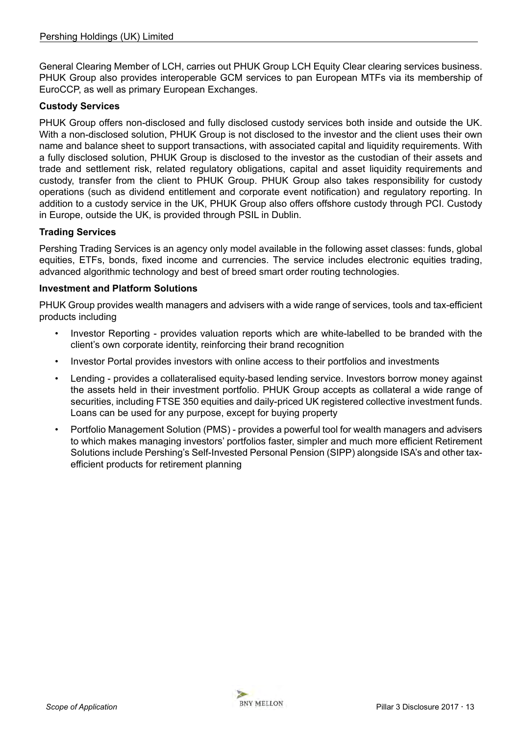General Clearing Member of LCH, carries out PHUK Group LCH Equity Clear clearing services business. PHUK Group also provides interoperable GCM services to pan European MTFs via its membership of EuroCCP, as well as primary European Exchanges.

**Custody Services**

PHUK Group offers non-disclosed and fully disclosed custody services both inside and outside the UK. With a non-disclosed solution, PHUK Group is not disclosed to the investor and the client uses their own name and balance sheet to support transactions, with associated capital and liquidity requirements. With a fully disclosed solution, PHUK Group is disclosed to the investor as the custodian of their assets and trade and settlement risk, related regulatory obligations, capital and asset liquidity requirements and custody, transfer from the client to PHUK Group. PHUK Group also takes responsibility for custody operations (such as dividend entitlement and corporate event notification) and regulatory reporting. In addition to a custody service in the UK, PHUK Group also offers offshore custody through PCI. Custody in Europe, outside the UK, is provided through PSIL in Dublin.

**Trading Services**

Pershing Trading Services is an agency only model available in the following asset classes: funds, global equities, ETFs, bonds, fixed income and currencies. The service includes electronic equities trading, advanced algorithmic technology and best of breed smart order routing technologies.

**Investment and Platform Solutions**

PHUK Group provides wealth managers and advisers with a wide range of services, tools and tax-efficient products including

- Investor Reporting - provides valuation reports which are white-labelled to be branded with the client's own corporate identity, reinforcing their brand recognition
- Investor Portal provides investors with online access to their portfolios and investments
- Lending - provides a collateralised equity-based lending service. Investors borrow money against the assets held in their investment portfolio. PHUK Group accepts as collateral a wide range of securities, including FTSE 350 equities and daily-priced UK registered collective investment funds. Loans can be used for any purpose, except for buying property
- Portfolio Management Solution (PMS) - provides a powerful tool for wealth managers and advisers to which makes managing investors' portfolios faster, simpler and much more efficient Retirement Solutions include Pershing's Self-Invested Personal Pension (SIPP) alongside ISA's and other tax-efficient products for retirement planning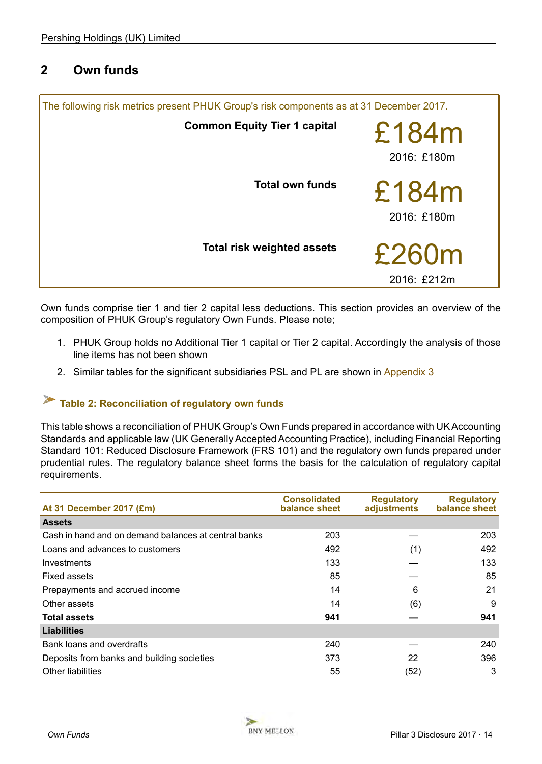## 2 Own funds

The following risk metrics present PHUK Group's risk components as at 31 December 2017.

| | |
|---|---|
| **Common Equity Tier 1 capital** | £184m<br>2016: £180m |
| **Total own funds** | £184m<br>2016: £180m |
| **Total risk weighted assets** | £260m<br>2016: £212m |

Own funds comprise tier 1 and tier 2 capital less deductions. This section provides an overview of the composition of PHUK Group's regulatory Own Funds. Please note;

1. PHUK Group holds no Additional Tier 1 capital or Tier 2 capital. Accordingly the analysis of those line items has not been shown
2. Similar tables for the significant subsidiaries PSL and PL are shown in Appendix 3

### Table 2: Reconciliation of regulatory own funds

This table shows a reconciliation of PHUK Group's Own Funds prepared in accordance with UK Accounting Standards and applicable law (UK Generally Accepted Accounting Practice), including Financial Reporting Standard 101: Reduced Disclosure Framework (FRS 101) and the regulatory own funds prepared under prudential rules. The regulatory balance sheet forms the basis for the calculation of regulatory capital requirements.

| At 31 December 2017 (£m) | Consolidated balance sheet | Regulatory adjustments | Regulatory balance sheet |
|---|---|---|---|
| **Assets** | | | |
| Cash in hand and on demand balances at central banks | 203 | — | 203 |
| Loans and advances to customers | 492 | (1) | 492 |
| Investments | 133 | — | 133 |
| Fixed assets | 85 | — | 85 |
| Prepayments and accrued income | 14 | 6 | 21 |
| Other assets | 14 | (6) | 9 |
| **Total assets** | **941** | **—** | **941** |
| **Liabilities** | | | |
| Bank loans and overdrafts | 240 | — | 240 |
| Deposits from banks and building societies | 373 | 22 | 396 |
| Other liabilities | 55 | (52) | 3 |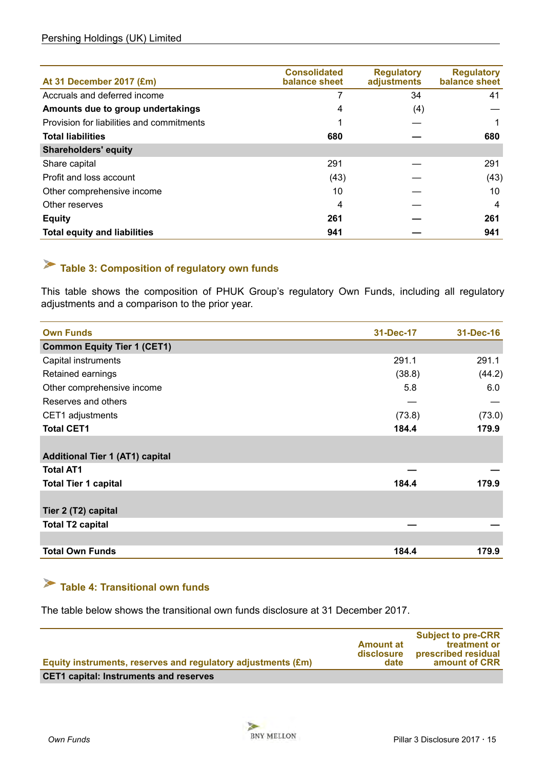| At 31 December 2017 (£m) | Consolidated balance sheet | Regulatory adjustments | Regulatory balance sheet |
|---|---|---|---|
| Accruals and deferred income | 7 | 34 | 41 |
| **Amounts due to group undertakings** | 4 | (4) | — |
| Provision for liabilities and commitments | 1 | — | 1 |
| **Total liabilities** | **680** | **—** | **680** |
| **Shareholders' equity** | | | |
| Share capital | 291 | — | 291 |
| Profit and loss account | (43) | — | (43) |
| Other comprehensive income | 10 | — | 10 |
| Other reserves | 4 | — | 4 |
| **Equity** | **261** | **—** | **261** |
| **Total equity and liabilities** | **941** | **—** | **941** |

## Table 3: Composition of regulatory own funds

This table shows the composition of PHUK Group's regulatory Own Funds, including all regulatory adjustments and a comparison to the prior year.

| Own Funds | 31-Dec-17 | 31-Dec-16 |
|---|---|---|
| **Common Equity Tier 1 (CET1)** | | |
| Capital instruments | 291.1 | 291.1 |
| Retained earnings | (38.8) | (44.2) |
| Other comprehensive income | 5.8 | 6.0 |
| Reserves and others | — | — |
| CET1 adjustments | (73.8) | (73.0) |
| **Total CET1** | **184.4** | **179.9** |
| **Additional Tier 1 (AT1) capital** | | |
| **Total AT1** | **—** | **—** |
| **Total Tier 1 capital** | **184.4** | **179.9** |
| **Tier 2 (T2) capital** | | |
| **Total T2 capital** | **—** | **—** |
| **Total Own Funds** | **184.4** | **179.9** |

## Table 4: Transitional own funds

The table below shows the transitional own funds disclosure at 31 December 2017.

| Equity instruments, reserves and regulatory adjustments (£m) | Amount at disclosure date | Subject to pre-CRR treatment or prescribed residual amount of CRR |
|---|---|---|
| **CET1 capital: Instruments and reserves** | | |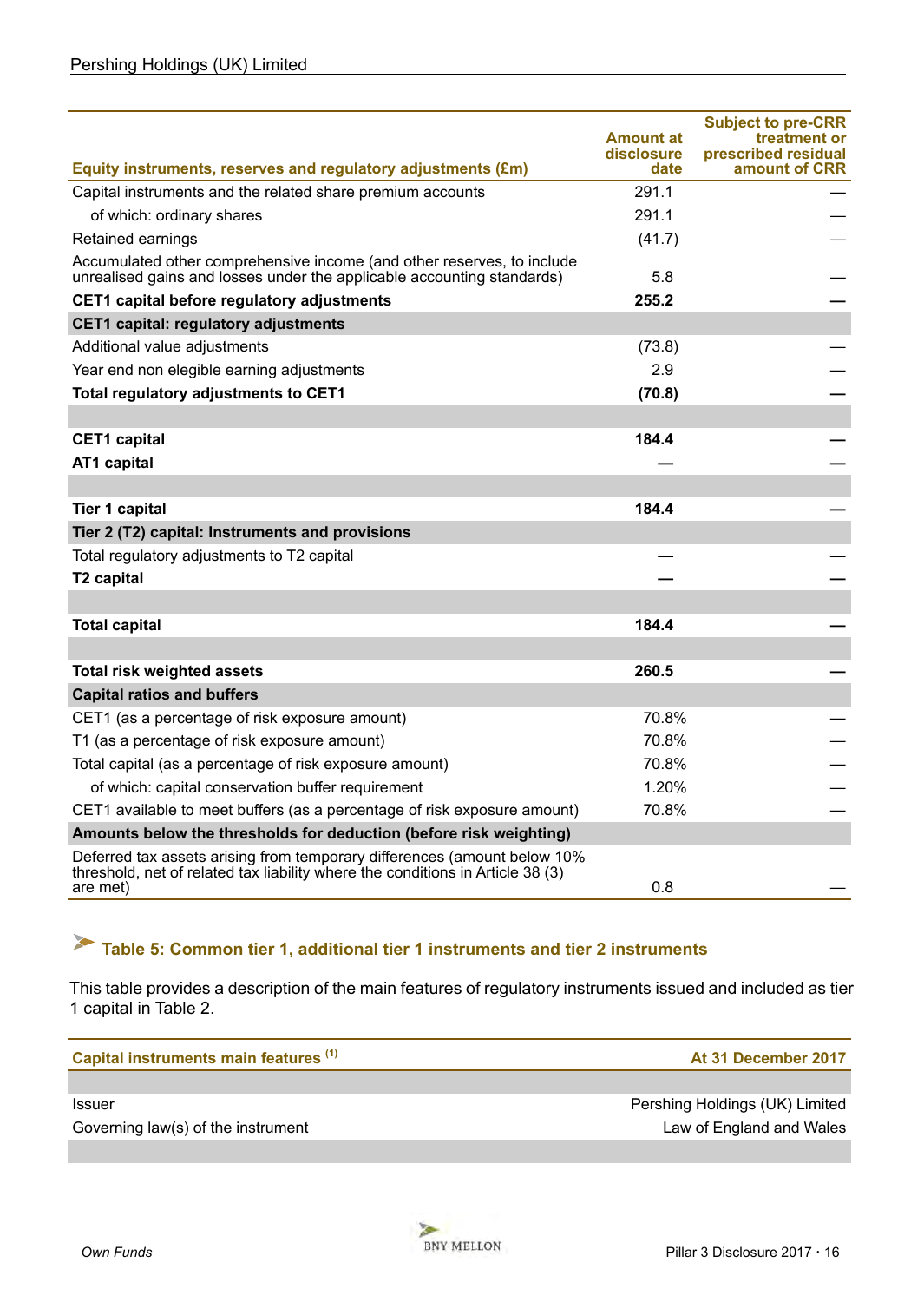| Equity instruments, reserves and regulatory adjustments (£m) | Amount at disclosure date | Subject to pre-CRR treatment or prescribed residual amount of CRR |
|---|---|---|
| Capital instruments and the related share premium accounts | 291.1 | — |
| of which: ordinary shares | 291.1 | — |
| Retained earnings | (41.7) | — |
| Accumulated other comprehensive income (and other reserves, to include unrealised gains and losses under the applicable accounting standards) | 5.8 | — |
| **CET1 capital before regulatory adjustments** | **255.2** | **—** |
| **CET1 capital: regulatory adjustments** | | |
| Additional value adjustments | (73.8) | — |
| Year end non elegible earning adjustments | 2.9 | — |
| **Total regulatory adjustments to CET1** | **(70.8)** | **—** |
| | | |
| **CET1 capital** | **184.4** | **—** |
| **AT1 capital** | **—** | **—** |
| | | |
| **Tier 1 capital** | **184.4** | **—** |
| **Tier 2 (T2) capital: Instruments and provisions** | | |
| Total regulatory adjustments to T2 capital | — | — |
| **T2 capital** | **—** | **—** |
| | | |
| **Total capital** | **184.4** | **—** |
| | | |
| **Total risk weighted assets** | **260.5** | **—** |
| **Capital ratios and buffers** | | |
| CET1 (as a percentage of risk exposure amount) | 70.8% | — |
| T1 (as a percentage of risk exposure amount) | 70.8% | — |
| Total capital (as a percentage of risk exposure amount) | 70.8% | — |
| of which: capital conservation buffer requirement | 1.20% | — |
| CET1 available to meet buffers (as a percentage of risk exposure amount) | 70.8% | — |
| **Amounts below the thresholds for deduction (before risk weighting)** | | |
| Deferred tax assets arising from temporary differences (amount below 10% threshold, net of related tax liability where the conditions in Article 38 (3) are met) | 0.8 | — |

## Table 5: Common tier 1, additional tier 1 instruments and tier 2 instruments

This table provides a description of the main features of regulatory instruments issued and included as tier 1 capital in Table 2.

| Capital instruments main features [1] | At 31 December 2017 |
|---|---|
| | |
| Issuer | Pershing Holdings (UK) Limited |
| Governing law(s) of the instrument | Law of England and Wales |
| | |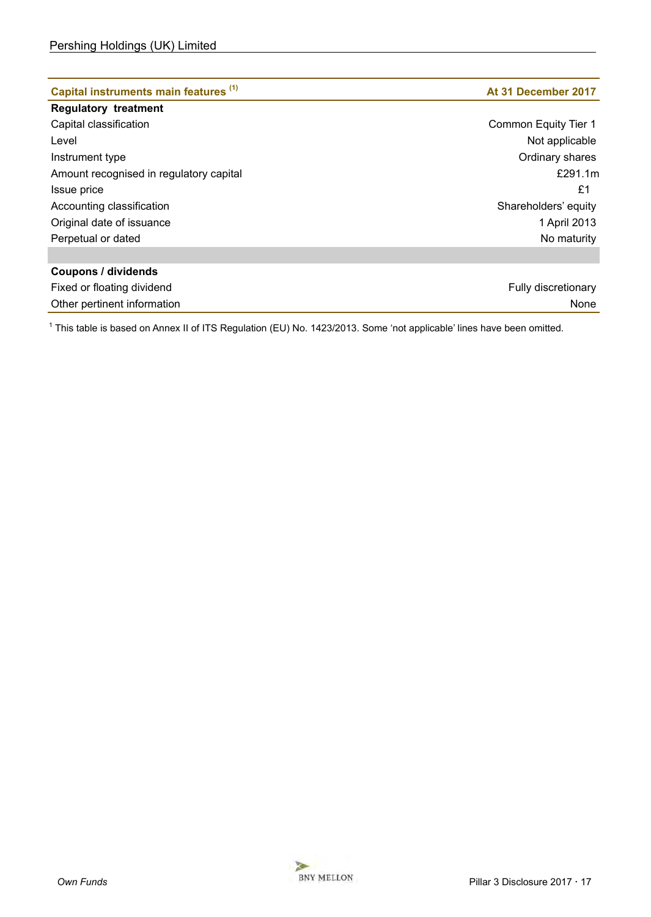| Capital instruments main features [1] | At 31 December 2017 |
|---|---|
| **Regulatory treatment** | |
| Capital classification | Common Equity Tier 1 |
| Level | Not applicable |
| Instrument type | Ordinary shares |
| Amount recognised in regulatory capital | £291.1m |
| Issue price | £1 |
| Accounting classification | Shareholders' equity |
| Original date of issuance | 1 April 2013 |
| Perpetual or dated | No maturity |
| | |
| **Coupons / dividends** | |
| Fixed or floating dividend | Fully discretionary |
| Other pertinent information | None |

[1] This table is based on Annex II of ITS Regulation (EU) No. 1423/2013. Some 'not applicable' lines have been omitted.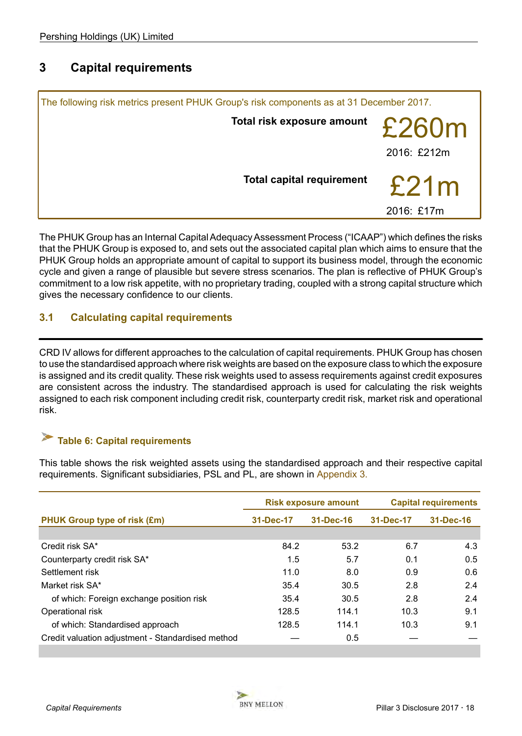## 3 Capital requirements

The following risk metrics present PHUK Group's risk components as at 31 December 2017.

**Total risk exposure amount** £260m
2016: £212m

**Total capital requirement** £21m
2016: £17m

The PHUK Group has an Internal Capital Adequacy Assessment Process ("ICAAP") which defines the risks that the PHUK Group is exposed to, and sets out the associated capital plan which aims to ensure that the PHUK Group holds an appropriate amount of capital to support its business model, through the economic cycle and given a range of plausible but severe stress scenarios. The plan is reflective of PHUK Group's commitment to a low risk appetite, with no proprietary trading, coupled with a strong capital structure which gives the necessary confidence to our clients.

### 3.1 Calculating capital requirements

CRD IV allows for different approaches to the calculation of capital requirements. PHUK Group has chosen to use the standardised approach where risk weights are based on the exposure class to which the exposure is assigned and its credit quality. These risk weights used to assess requirements against credit exposures are consistent across the industry. The standardised approach is used for calculating the risk weights assigned to each risk component including credit risk, counterparty credit risk, market risk and operational risk.

#### Table 6: Capital requirements

This table shows the risk weighted assets using the standardised approach and their respective capital requirements. Significant subsidiaries, PSL and PL, are shown in Appendix 3.

| | Risk exposure amount | | Capital requirements | |
|---|---|---|---|---|
| **PHUK Group type of risk (£m)** | **31-Dec-17** | **31-Dec-16** | **31-Dec-17** | **31-Dec-16** |
| Credit risk SA* | 84.2 | 53.2 | 6.7 | 4.3 |
| Counterparty credit risk SA* | 1.5 | 5.7 | 0.1 | 0.5 |
| Settlement risk | 11.0 | 8.0 | 0.9 | 0.6 |
| Market risk SA* | 35.4 | 30.5 | 2.8 | 2.4 |
| of which: Foreign exchange position risk | 35.4 | 30.5 | 2.8 | 2.4 |
| Operational risk | 128.5 | 114.1 | 10.3 | 9.1 |
| of which: Standardised approach | 128.5 | 114.1 | 10.3 | 9.1 |
| Credit valuation adjustment - Standardised method | — | 0.5 | — | — |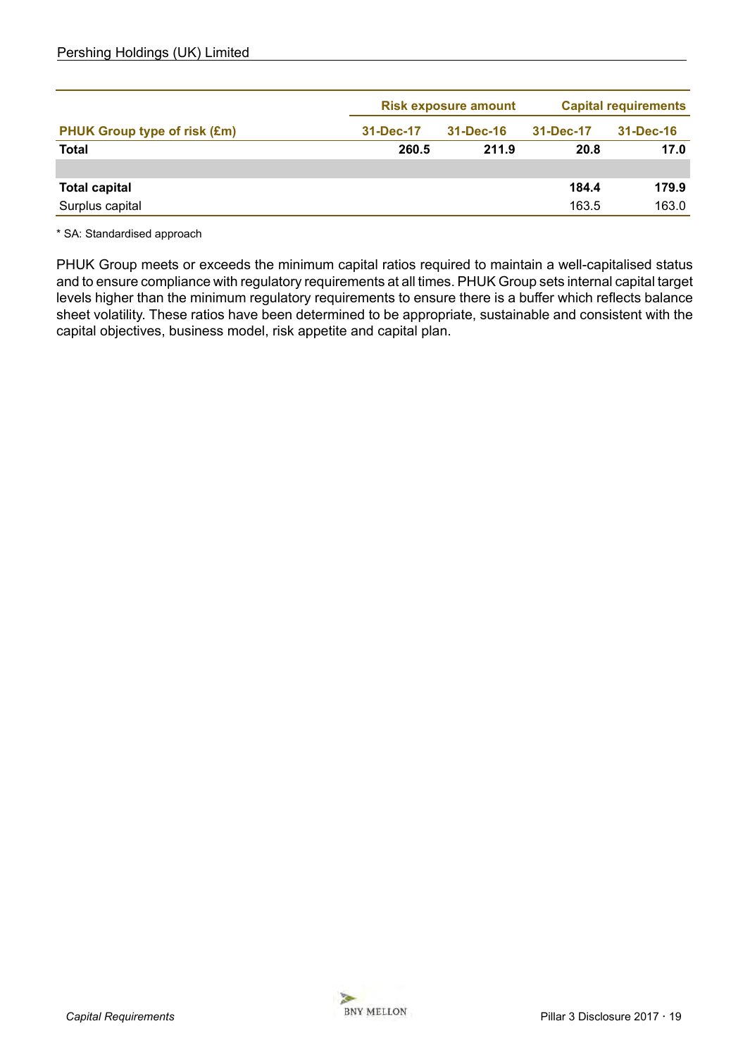| PHUK Group type of risk (£m) | Risk exposure amount | | Capital requirements | |
|---|---|---|---|---|
| | 31-Dec-17 | 31-Dec-16 | 31-Dec-17 | 31-Dec-16 |
| **Total** | **260.5** | **211.9** | **20.8** | **17.0** |
| | | | | |
| **Total capital** | | | **184.4** | **179.9** |
| Surplus capital | | | 163.5 | 163.0 |

* SA: Standardised approach

PHUK Group meets or exceeds the minimum capital ratios required to maintain a well-capitalised status and to ensure compliance with regulatory requirements at all times. PHUK Group sets internal capital target levels higher than the minimum regulatory requirements to ensure there is a buffer which reflects balance sheet volatility. These ratios have been determined to be appropriate, sustainable and consistent with the capital objectives, business model, risk appetite and capital plan.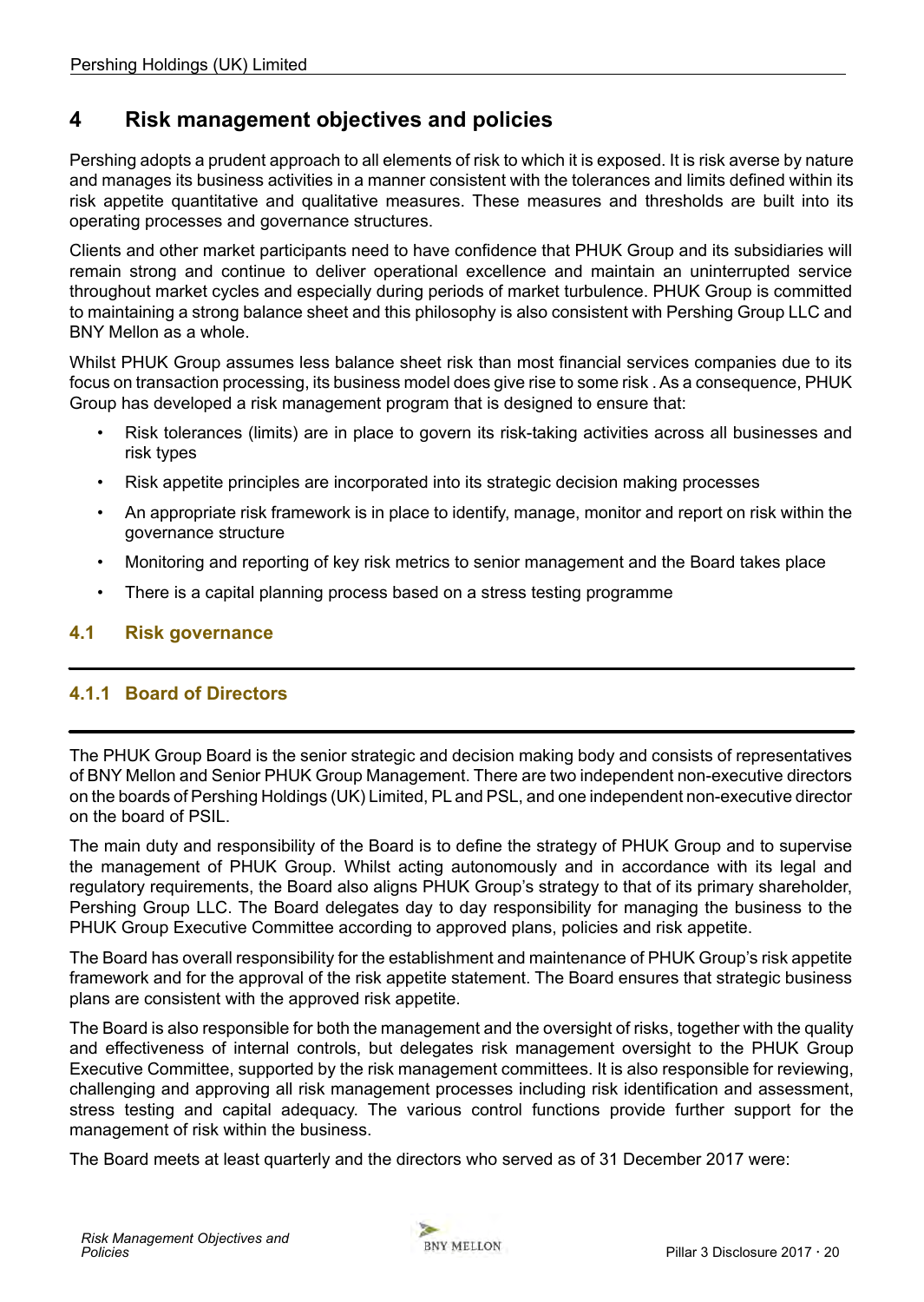# 4 Risk management objectives and policies

Pershing adopts a prudent approach to all elements of risk to which it is exposed. It is risk averse by nature and manages its business activities in a manner consistent with the tolerances and limits defined within its risk appetite quantitative and qualitative measures. These measures and thresholds are built into its operating processes and governance structures.

Clients and other market participants need to have confidence that PHUK Group and its subsidiaries will remain strong and continue to deliver operational excellence and maintain an uninterrupted service throughout market cycles and especially during periods of market turbulence. PHUK Group is committed to maintaining a strong balance sheet and this philosophy is also consistent with Pershing Group LLC and BNY Mellon as a whole.

Whilst PHUK Group assumes less balance sheet risk than most financial services companies due to its focus on transaction processing, its business model does give rise to some risk . As a consequence, PHUK Group has developed a risk management program that is designed to ensure that:

- Risk tolerances (limits) are in place to govern its risk-taking activities across all businesses and risk types
- Risk appetite principles are incorporated into its strategic decision making processes
- An appropriate risk framework is in place to identify, manage, monitor and report on risk within the governance structure
- Monitoring and reporting of key risk metrics to senior management and the Board takes place
- There is a capital planning process based on a stress testing programme

## 4.1 Risk governance

### 4.1.1 Board of Directors

The PHUK Group Board is the senior strategic and decision making body and consists of representatives of BNY Mellon and Senior PHUK Group Management. There are two independent non-executive directors on the boards of Pershing Holdings (UK) Limited, PL and PSL, and one independent non-executive director on the board of PSIL.

The main duty and responsibility of the Board is to define the strategy of PHUK Group and to supervise the management of PHUK Group. Whilst acting autonomously and in accordance with its legal and regulatory requirements, the Board also aligns PHUK Group's strategy to that of its primary shareholder, Pershing Group LLC. The Board delegates day to day responsibility for managing the business to the PHUK Group Executive Committee according to approved plans, policies and risk appetite.

The Board has overall responsibility for the establishment and maintenance of PHUK Group's risk appetite framework and for the approval of the risk appetite statement. The Board ensures that strategic business plans are consistent with the approved risk appetite.

The Board is also responsible for both the management and the oversight of risks, together with the quality and effectiveness of internal controls, but delegates risk management oversight to the PHUK Group Executive Committee, supported by the risk management committees. It is also responsible for reviewing, challenging and approving all risk management processes including risk identification and assessment, stress testing and capital adequacy. The various control functions provide further support for the management of risk within the business.

The Board meets at least quarterly and the directors who served as of 31 December 2017 were: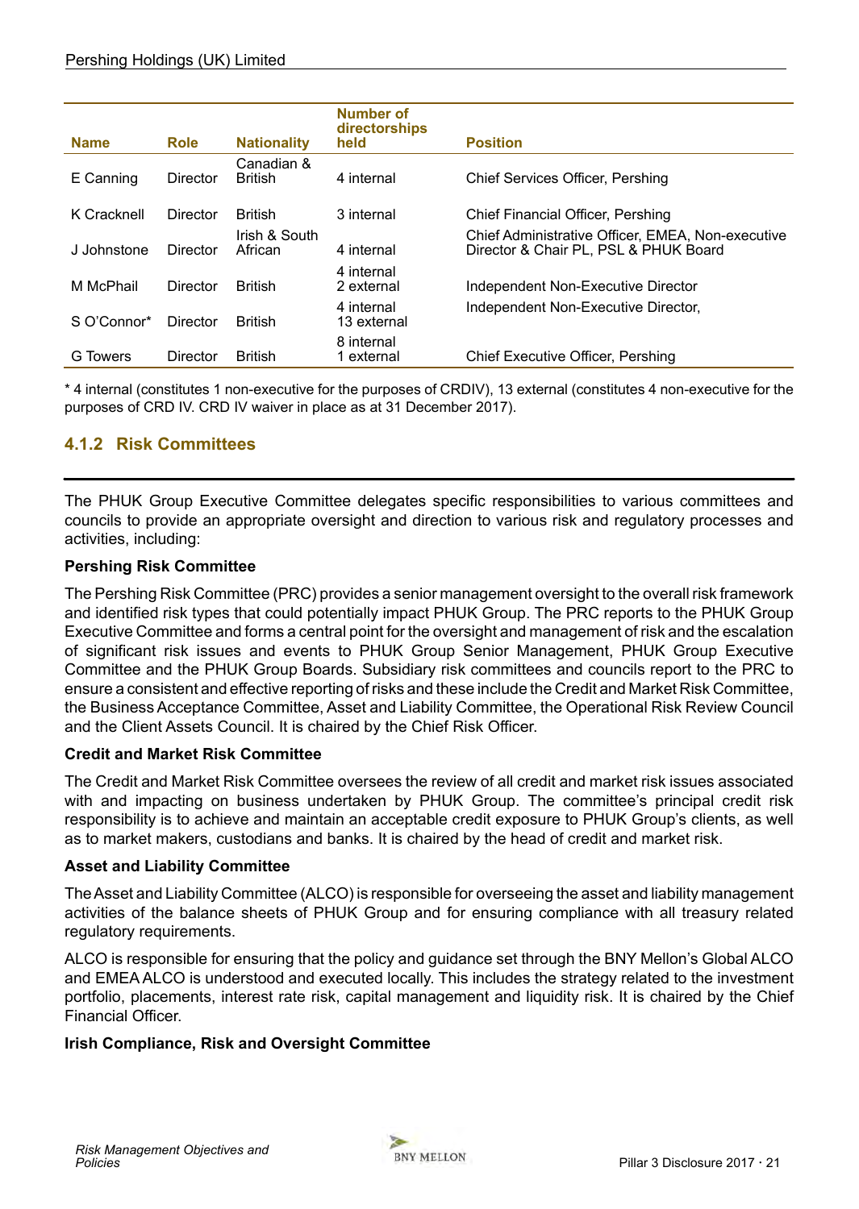| Name | Role | Nationality | Number of directorships held | Position |
|---|---|---|---|---|
| E Canning | Director | Canadian & British | 4 internal | Chief Services Officer, Pershing |
| K Cracknell | Director | British | 3 internal | Chief Financial Officer, Pershing |
| J Johnstone | Director | Irish & South African | 4 internal | Chief Administrative Officer, EMEA, Non-executive Director & Chair PL, PSL & PHUK Board |
| M McPhail | Director | British | 4 internal 2 external | Independent Non-Executive Director |
| S O'Connor* | Director | British | 4 internal 13 external | Independent Non-Executive Director, |
| G Towers | Director | British | 8 internal 1 external | Chief Executive Officer, Pershing |

\* 4 internal (constitutes 1 non-executive for the purposes of CRDIV), 13 external (constitutes 4 non-executive for the purposes of CRD IV. CRD IV waiver in place as at 31 December 2017).

### 4.1.2 Risk Committees

The PHUK Group Executive Committee delegates specific responsibilities to various committees and councils to provide an appropriate oversight and direction to various risk and regulatory processes and activities, including:

**Pershing Risk Committee**

The Pershing Risk Committee (PRC) provides a senior management oversight to the overall risk framework and identified risk types that could potentially impact PHUK Group. The PRC reports to the PHUK Group Executive Committee and forms a central point for the oversight and management of risk and the escalation of significant risk issues and events to PHUK Group Senior Management, PHUK Group Executive Committee and the PHUK Group Boards. Subsidiary risk committees and councils report to the PRC to ensure a consistent and effective reporting of risks and these include the Credit and Market Risk Committee, the Business Acceptance Committee, Asset and Liability Committee, the Operational Risk Review Council and the Client Assets Council. It is chaired by the Chief Risk Officer.

**Credit and Market Risk Committee**

The Credit and Market Risk Committee oversees the review of all credit and market risk issues associated with and impacting on business undertaken by PHUK Group. The committee's principal credit risk responsibility is to achieve and maintain an acceptable credit exposure to PHUK Group's clients, as well as to market makers, custodians and banks. It is chaired by the head of credit and market risk.

**Asset and Liability Committee**

The Asset and Liability Committee (ALCO) is responsible for overseeing the asset and liability management activities of the balance sheets of PHUK Group and for ensuring compliance with all treasury related regulatory requirements.

ALCO is responsible for ensuring that the policy and guidance set through the BNY Mellon's Global ALCO and EMEA ALCO is understood and executed locally. This includes the strategy related to the investment portfolio, placements, interest rate risk, capital management and liquidity risk. It is chaired by the Chief Financial Officer.

**Irish Compliance, Risk and Oversight Committee**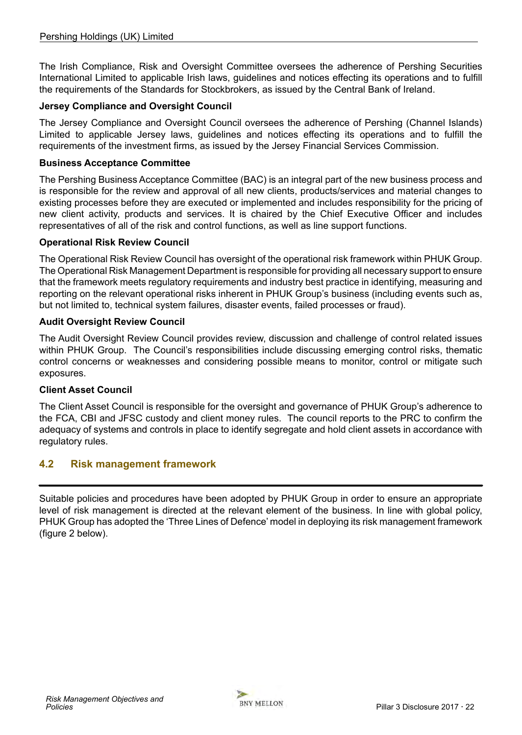The Irish Compliance, Risk and Oversight Committee oversees the adherence of Pershing Securities International Limited to applicable Irish laws, guidelines and notices effecting its operations and to fulfill the requirements of the Standards for Stockbrokers, as issued by the Central Bank of Ireland.

**Jersey Compliance and Oversight Council**

The Jersey Compliance and Oversight Council oversees the adherence of Pershing (Channel Islands) Limited to applicable Jersey laws, guidelines and notices effecting its operations and to fulfill the requirements of the investment firms, as issued by the Jersey Financial Services Commission.

**Business Acceptance Committee**

The Pershing Business Acceptance Committee (BAC) is an integral part of the new business process and is responsible for the review and approval of all new clients, products/services and material changes to existing processes before they are executed or implemented and includes responsibility for the pricing of new client activity, products and services. It is chaired by the Chief Executive Officer and includes representatives of all of the risk and control functions, as well as line support functions.

**Operational Risk Review Council**

The Operational Risk Review Council has oversight of the operational risk framework within PHUK Group. The Operational Risk Management Department is responsible for providing all necessary support to ensure that the framework meets regulatory requirements and industry best practice in identifying, measuring and reporting on the relevant operational risks inherent in PHUK Group's business (including events such as, but not limited to, technical system failures, disaster events, failed processes or fraud).

**Audit Oversight Review Council**

The Audit Oversight Review Council provides review, discussion and challenge of control related issues within PHUK Group. The Council's responsibilities include discussing emerging control risks, thematic control concerns or weaknesses and considering possible means to monitor, control or mitigate such exposures.

**Client Asset Council**

The Client Asset Council is responsible for the oversight and governance of PHUK Group's adherence to the FCA, CBI and JFSC custody and client money rules. The council reports to the PRC to confirm the adequacy of systems and controls in place to identify segregate and hold client assets in accordance with regulatory rules.

## 4.2 Risk management framework

Suitable policies and procedures have been adopted by PHUK Group in order to ensure an appropriate level of risk management is directed at the relevant element of the business. In line with global policy, PHUK Group has adopted the 'Three Lines of Defence' model in deploying its risk management framework (figure 2 below).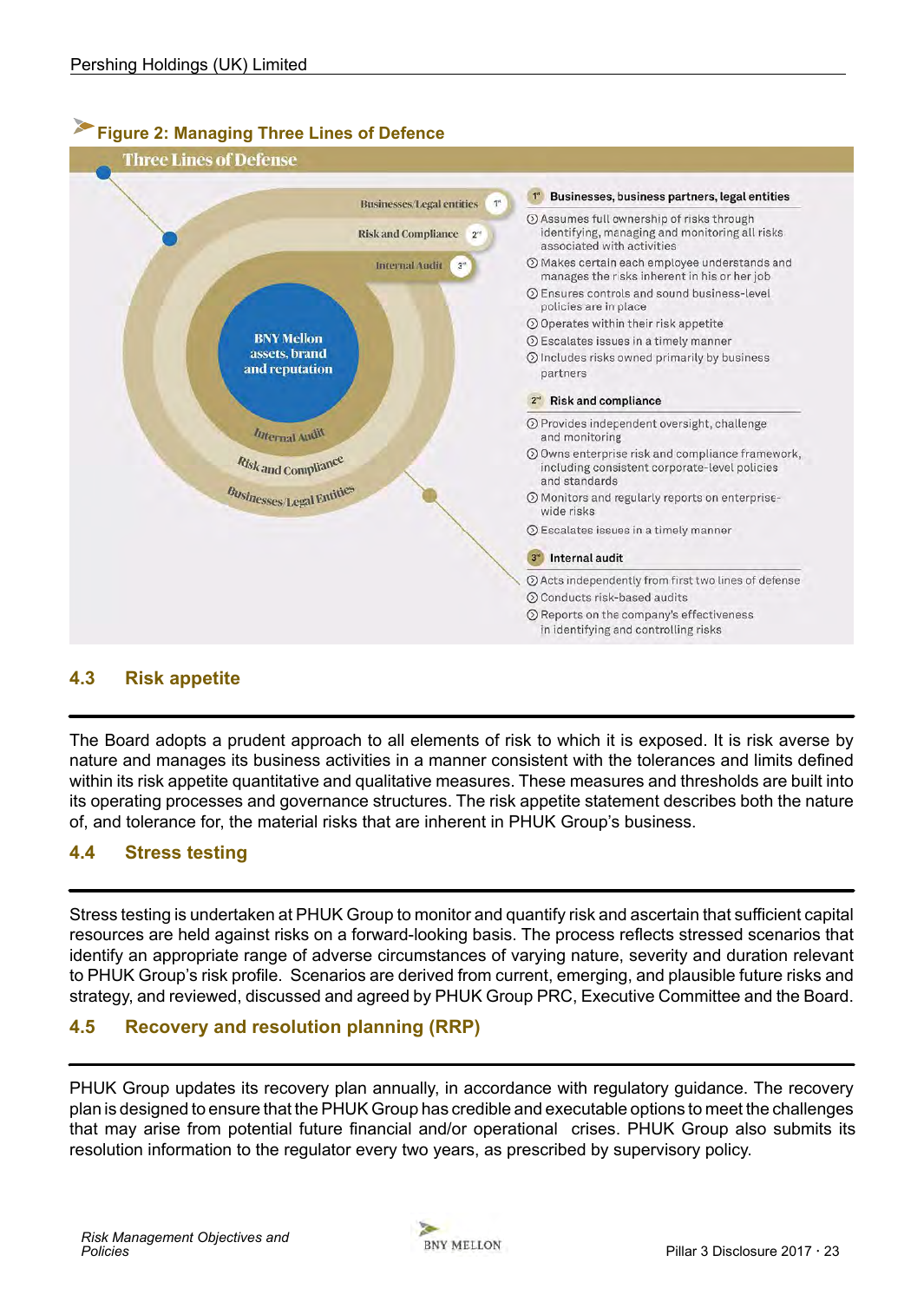**Figure 2: Managing Three Lines of Defence**

**Three Lines of Defense**

BNY Mellon assets, brand and reputation

Businesses/Legal entities 1st

Risk and Compliance 2nd

Internal Audit 3rd

**1st Businesses, business partners, legal entities**

- Assumes full ownership of risks through identifying, managing and monitoring all risks associated with activities
- Makes certain each employee understands and manages the risks inherent in his or her job
- Ensures controls and sound business-level policies are in place
- Operates within their risk appetite
- Escalates issues in a timely manner
- Includes risks owned primarily by business partners

**2nd Risk and compliance**

- Provides independent oversight, challenge and monitoring
- Owns enterprise risk and compliance framework, including consistent corporate-level policies and standards
- Monitors and regularly reports on enterprise-wide risks
- Escalates issues in a timely manner

**3rd Internal audit**

- Acts independently from first two lines of defense
- Conducts risk-based audits
- Reports on the company's effectiveness in identifying and controlling risks

## 4.3 Risk appetite

The Board adopts a prudent approach to all elements of risk to which it is exposed. It is risk averse by nature and manages its business activities in a manner consistent with the tolerances and limits defined within its risk appetite quantitative and qualitative measures. These measures and thresholds are built into its operating processes and governance structures. The risk appetite statement describes both the nature of, and tolerance for, the material risks that are inherent in PHUK Group's business.

## 4.4 Stress testing

Stress testing is undertaken at PHUK Group to monitor and quantify risk and ascertain that sufficient capital resources are held against risks on a forward-looking basis. The process reflects stressed scenarios that identify an appropriate range of adverse circumstances of varying nature, severity and duration relevant to PHUK Group's risk profile. Scenarios are derived from current, emerging, and plausible future risks and strategy, and reviewed, discussed and agreed by PHUK Group PRC, Executive Committee and the Board.

## 4.5 Recovery and resolution planning (RRP)

PHUK Group updates its recovery plan annually, in accordance with regulatory guidance. The recovery plan is designed to ensure that the PHUK Group has credible and executable options to meet the challenges that may arise from potential future financial and/or operational crises. PHUK Group also submits its resolution information to the regulator every two years, as prescribed by supervisory policy.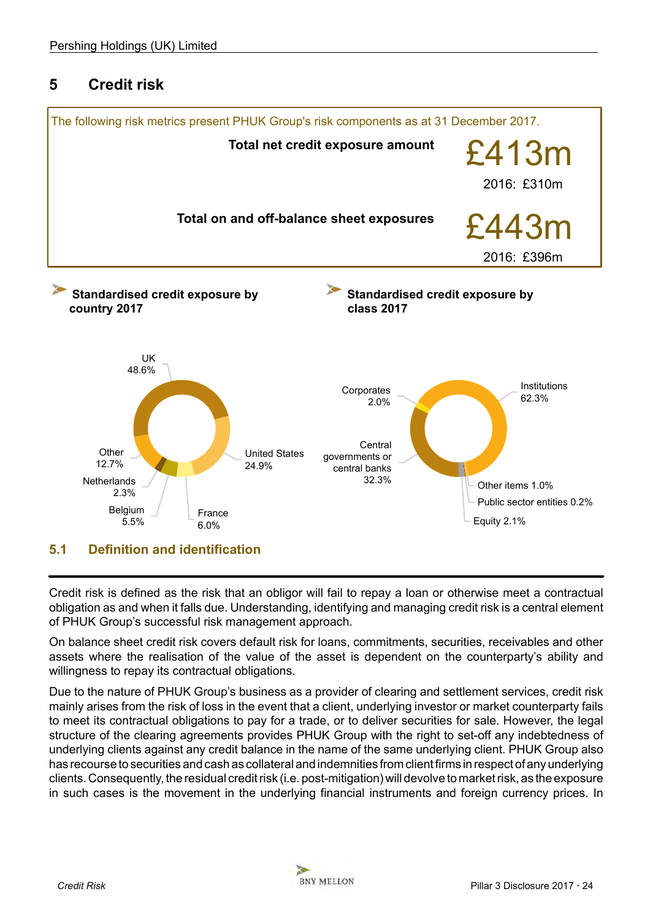# 5 Credit risk

The following risk metrics present PHUK Group's risk components as at 31 December 2017.

**Total net credit exposure amount** £413m

2016: £310m

**Total on and off-balance sheet exposures** £443m

2016: £396m

**Standardised credit exposure by country 2017**

UK 48.6%
United States 24.9%
France 6.0%
Belgium 5.5%
Netherlands 2.3%
Other 12.7%

**Standardised credit exposure by class 2017**

Institutions 62.3%
Central governments or central banks 32.3%
Corporates 2.0%
Other items 1.0%
Public sector entities 0.2%
Equity 2.1%

## 5.1 Definition and identification

Credit risk is defined as the risk that an obligor will fail to repay a loan or otherwise meet a contractual obligation as and when it falls due. Understanding, identifying and managing credit risk is a central element of PHUK Group's successful risk management approach.

On balance sheet credit risk covers default risk for loans, commitments, securities, receivables and other assets where the realisation of the value of the asset is dependent on the counterparty's ability and willingness to repay its contractual obligations.

Due to the nature of PHUK Group's business as a provider of clearing and settlement services, credit risk mainly arises from the risk of loss in the event that a client, underlying investor or market counterparty fails to meet its contractual obligations to pay for a trade, or to deliver securities for sale. However, the legal structure of the clearing agreements provides PHUK Group with the right to set-off any indebtedness of underlying clients against any credit balance in the name of the same underlying client. PHUK Group also has recourse to securities and cash as collateral and indemnities from client firms in respect of any underlying clients. Consequently, the residual credit risk (i.e. post-mitigation) will devolve to market risk, as the exposure in such cases is the movement in the underlying financial instruments and foreign currency prices. In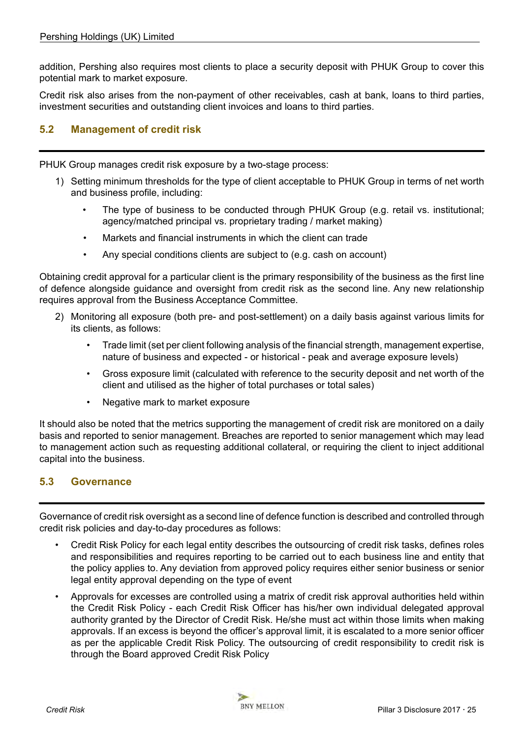addition, Pershing also requires most clients to place a security deposit with PHUK Group to cover this potential mark to market exposure.

Credit risk also arises from the non-payment of other receivables, cash at bank, loans to third parties, investment securities and outstanding client invoices and loans to third parties.

## 5.2 Management of credit risk

PHUK Group manages credit risk exposure by a two-stage process:

1) Setting minimum thresholds for the type of client acceptable to PHUK Group in terms of net worth and business profile, including:
   - The type of business to be conducted through PHUK Group (e.g. retail vs. institutional; agency/matched principal vs. proprietary trading / market making)
   - Markets and financial instruments in which the client can trade
   - Any special conditions clients are subject to (e.g. cash on account)

Obtaining credit approval for a particular client is the primary responsibility of the business as the first line of defence alongside guidance and oversight from credit risk as the second line. Any new relationship requires approval from the Business Acceptance Committee.

2) Monitoring all exposure (both pre- and post-settlement) on a daily basis against various limits for its clients, as follows:
   - Trade limit (set per client following analysis of the financial strength, management expertise, nature of business and expected - or historical - peak and average exposure levels)
   - Gross exposure limit (calculated with reference to the security deposit and net worth of the client and utilised as the higher of total purchases or total sales)
   - Negative mark to market exposure

It should also be noted that the metrics supporting the management of credit risk are monitored on a daily basis and reported to senior management. Breaches are reported to senior management which may lead to management action such as requesting additional collateral, or requiring the client to inject additional capital into the business.

## 5.3 Governance

Governance of credit risk oversight as a second line of defence function is described and controlled through credit risk policies and day-to-day procedures as follows:

- Credit Risk Policy for each legal entity describes the outsourcing of credit risk tasks, defines roles and responsibilities and requires reporting to be carried out to each business line and entity that the policy applies to. Any deviation from approved policy requires either senior business or senior legal entity approval depending on the type of event
- Approvals for excesses are controlled using a matrix of credit risk approval authorities held within the Credit Risk Policy - each Credit Risk Officer has his/her own individual delegated approval authority granted by the Director of Credit Risk. He/she must act within those limits when making approvals. If an excess is beyond the officer's approval limit, it is escalated to a more senior officer as per the applicable Credit Risk Policy. The outsourcing of credit responsibility to credit risk is through the Board approved Credit Risk Policy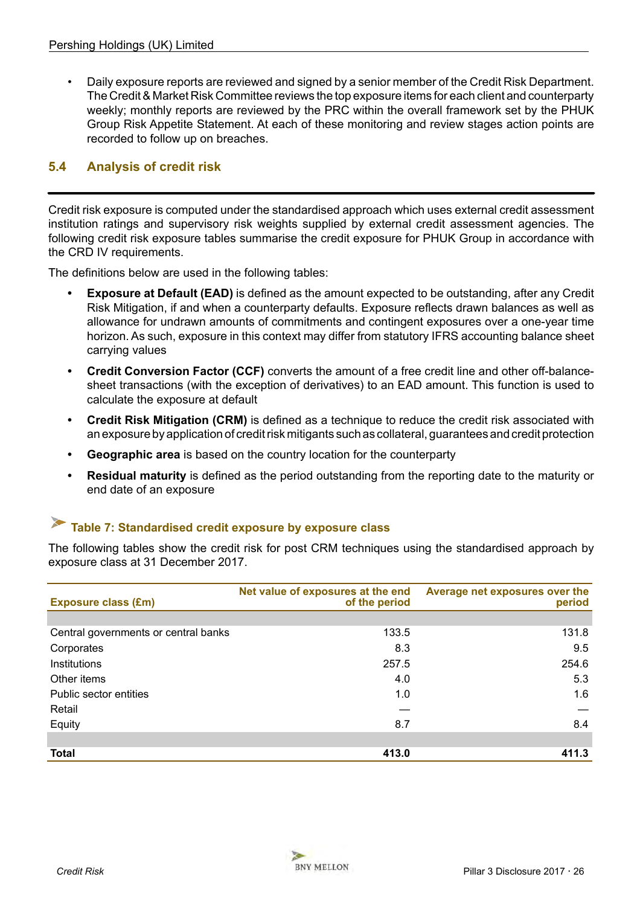- Daily exposure reports are reviewed and signed by a senior member of the Credit Risk Department. The Credit & Market Risk Committee reviews the top exposure items for each client and counterparty weekly; monthly reports are reviewed by the PRC within the overall framework set by the PHUK Group Risk Appetite Statement. At each of these monitoring and review stages action points are recorded to follow up on breaches.

## 5.4 Analysis of credit risk

Credit risk exposure is computed under the standardised approach which uses external credit assessment institution ratings and supervisory risk weights supplied by external credit assessment agencies. The following credit risk exposure tables summarise the credit exposure for PHUK Group in accordance with the CRD IV requirements.

The definitions below are used in the following tables:

- **Exposure at Default (EAD)** is defined as the amount expected to be outstanding, after any Credit Risk Mitigation, if and when a counterparty defaults. Exposure reflects drawn balances as well as allowance for undrawn amounts of commitments and contingent exposures over a one-year time horizon. As such, exposure in this context may differ from statutory IFRS accounting balance sheet carrying values
- **Credit Conversion Factor (CCF)** converts the amount of a free credit line and other off-balance-sheet transactions (with the exception of derivatives) to an EAD amount. This function is used to calculate the exposure at default
- **Credit Risk Mitigation (CRM)** is defined as a technique to reduce the credit risk associated with an exposure by application of credit risk mitigants such as collateral, guarantees and credit protection
- **Geographic area** is based on the country location for the counterparty
- **Residual maturity** is defined as the period outstanding from the reporting date to the maturity or end date of an exposure

### Table 7: Standardised credit exposure by exposure class

The following tables show the credit risk for post CRM techniques using the standardised approach by exposure class at 31 December 2017.

| Exposure class (£m) | Net value of exposures at the end of the period | Average net exposures over the period |
|---|---|---|
| Central governments or central banks | 133.5 | 131.8 |
| Corporates | 8.3 | 9.5 |
| Institutions | 257.5 | 254.6 |
| Other items | 4.0 | 5.3 |
| Public sector entities | 1.0 | 1.6 |
| Retail | — | — |
| Equity | 8.7 | 8.4 |
| **Total** | **413.0** | **411.3** |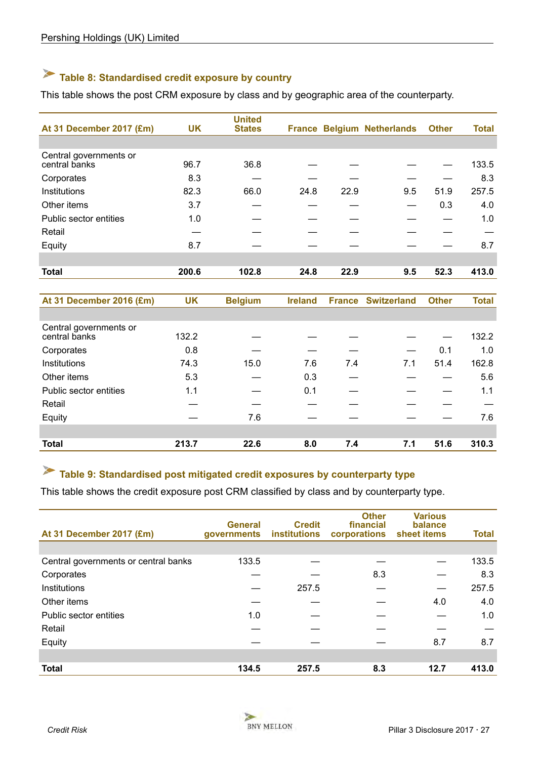### Table 8: Standardised credit exposure by country

This table shows the post CRM exposure by class and by geographic area of the counterparty.

| At 31 December 2017 (£m) | UK | United States | France | Belgium | Netherlands | Other | Total |
|---|---|---|---|---|---|---|---|
| Central governments or central banks | 96.7 | 36.8 | — | — | — | — | 133.5 |
| Corporates | 8.3 | — | — | — | — | — | 8.3 |
| Institutions | 82.3 | 66.0 | 24.8 | 22.9 | 9.5 | 51.9 | 257.5 |
| Other items | 3.7 | — | — | — | — | 0.3 | 4.0 |
| Public sector entities | 1.0 | — | — | — | — | — | 1.0 |
| Retail | — | — | — | — | — | — | — |
| Equity | 8.7 | — | — | — | — | — | 8.7 |
| **Total** | **200.6** | **102.8** | **24.8** | **22.9** | **9.5** | **52.3** | **413.0** |

| At 31 December 2016 (£m) | UK | Belgium | Ireland | France | Switzerland | Other | Total |
|---|---|---|---|---|---|---|---|
| Central governments or central banks | 132.2 | — | — | — | — | — | 132.2 |
| Corporates | 0.8 | — | — | — | — | 0.1 | 1.0 |
| Institutions | 74.3 | 15.0 | 7.6 | 7.4 | 7.1 | 51.4 | 162.8 |
| Other items | 5.3 | — | 0.3 | — | — | — | 5.6 |
| Public sector entities | 1.1 | — | 0.1 | — | — | — | 1.1 |
| Retail | — | — | — | — | — | — | — |
| Equity | — | 7.6 | — | — | — | — | 7.6 |
| **Total** | **213.7** | **22.6** | **8.0** | **7.4** | **7.1** | **51.6** | **310.3** |

### Table 9: Standardised post mitigated credit exposures by counterparty type

This table shows the credit exposure post CRM classified by class and by counterparty type.

| At 31 December 2017 (£m) | General governments | Credit institutions | Other financial corporations | Various balance sheet items | Total |
|---|---|---|---|---|---|
| Central governments or central banks | 133.5 | — | — | — | 133.5 |
| Corporates | — | — | 8.3 | — | 8.3 |
| Institutions | — | 257.5 | — | — | 257.5 |
| Other items | — | — | — | 4.0 | 4.0 |
| Public sector entities | 1.0 | — | — | — | 1.0 |
| Retail | — | — | — | — | — |
| Equity | — | — | — | 8.7 | 8.7 |
| **Total** | **134.5** | **257.5** | **8.3** | **12.7** | **413.0** |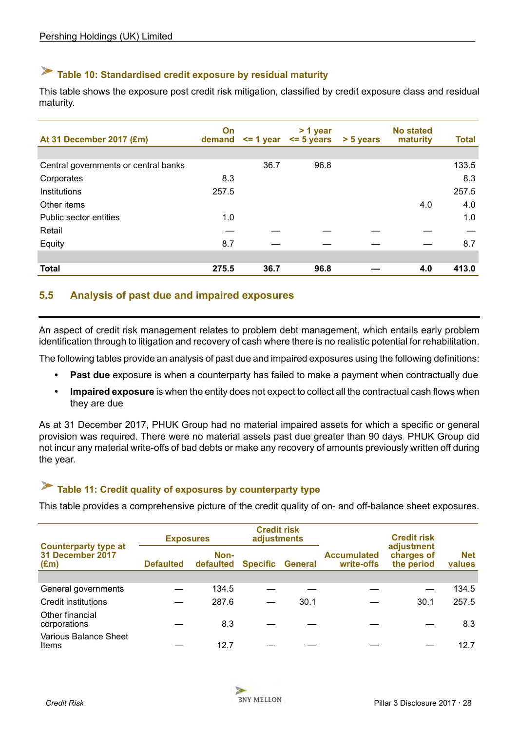### Table 10: Standardised credit exposure by residual maturity

This table shows the exposure post credit risk mitigation, classified by credit exposure class and residual maturity.

| At 31 December 2017 (£m) | On demand | <= 1 year | > 1 year <= 5 years | > 5 years | No stated maturity | Total |
|---|---|---|---|---|---|---|
| Central governments or central banks | | 36.7 | 96.8 | | | 133.5 |
| Corporates | 8.3 | | | | | 8.3 |
| Institutions | 257.5 | | | | | 257.5 |
| Other items | | | | | 4.0 | 4.0 |
| Public sector entities | 1.0 | | | | | 1.0 |
| Retail | — | — | — | — | — | — |
| Equity | 8.7 | — | — | — | — | 8.7 |
| **Total** | **275.5** | **36.7** | **96.8** | **—** | **4.0** | **413.0** |

## 5.5 Analysis of past due and impaired exposures

An aspect of credit risk management relates to problem debt management, which entails early problem identification through to litigation and recovery of cash where there is no realistic potential for rehabilitation.

The following tables provide an analysis of past due and impaired exposures using the following definitions:

- **Past due** exposure is when a counterparty has failed to make a payment when contractually due
- **Impaired exposure** is when the entity does not expect to collect all the contractual cash flows when they are due

As at 31 December 2017, PHUK Group had no material impaired assets for which a specific or general provision was required. There were no material assets past due greater than 90 days. PHUK Group did not incur any material write-offs of bad debts or make any recovery of amounts previously written off during the year.

### Table 11: Credit quality of exposures by counterparty type

This table provides a comprehensive picture of the credit quality of on- and off-balance sheet exposures.

| Counterparty type at 31 December 2017 (£m) | Exposures | | Credit risk adjustments | | Accumulated write-offs | Credit risk adjustment charges of the period | Net values |
|---|---|---|---|---|---|---|---|
| | Defaulted | Non-defaulted | Specific | General | | | |
| General governments | — | 134.5 | — | — | — | — | 134.5 |
| Credit institutions | — | 287.6 | — | 30.1 | — | 30.1 | 257.5 |
| Other financial corporations | — | 8.3 | — | — | — | — | 8.3 |
| Various Balance Sheet Items | — | 12.7 | — | — | — | — | 12.7 |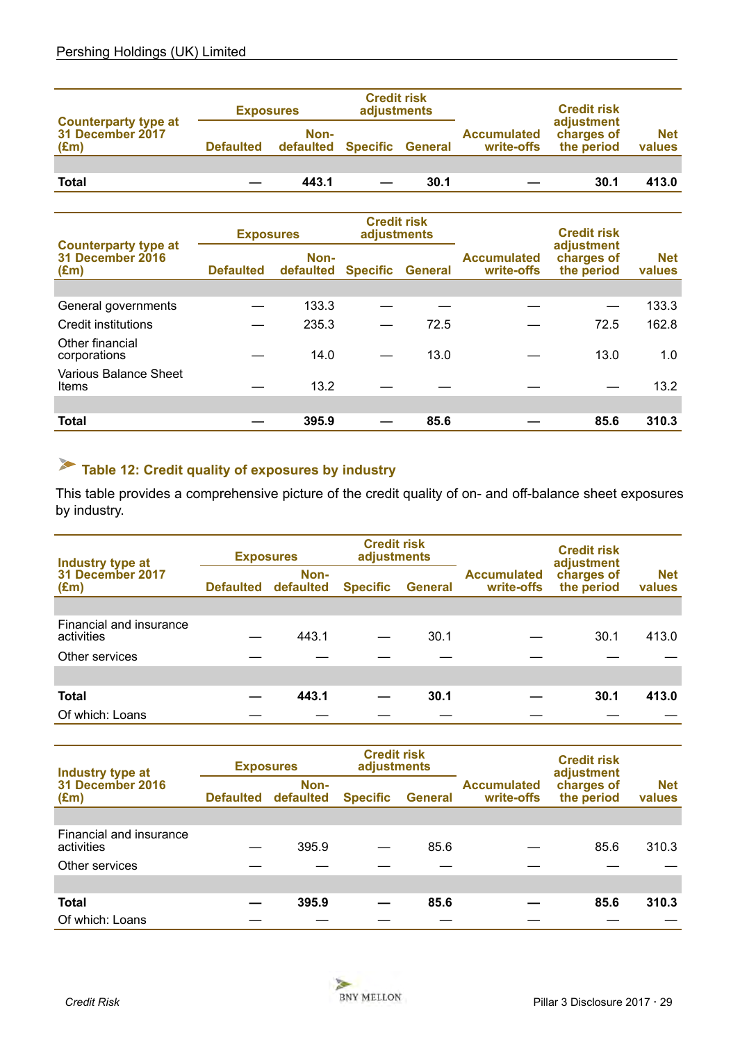| Counterparty type at 31 December 2017 (£m) | Exposures | | Credit risk adjustments | | Accumulated write-offs | Credit risk adjustment charges of the period | Net values |
|---|---|---|---|---|---|---|---|
| | Defaulted | Non-defaulted | Specific | General | | | |
| **Total** | **—** | **443.1** | **—** | **30.1** | **—** | **30.1** | **413.0** |

| Counterparty type at 31 December 2016 (£m) | Exposures | | Credit risk adjustments | | Accumulated write-offs | Credit risk adjustment charges of the period | Net values |
|---|---|---|---|---|---|---|---|
| | Defaulted | Non-defaulted | Specific | General | | | |
| General governments | — | 133.3 | — | — | — | — | 133.3 |
| Credit institutions | — | 235.3 | — | 72.5 | — | 72.5 | 162.8 |
| Other financial corporations | — | 14.0 | — | 13.0 | — | 13.0 | 1.0 |
| Various Balance Sheet Items | — | 13.2 | — | — | — | — | 13.2 |
| **Total** | **—** | **395.9** | **—** | **85.6** | **—** | **85.6** | **310.3** |

### Table 12: Credit quality of exposures by industry

This table provides a comprehensive picture of the credit quality of on- and off-balance sheet exposures by industry.

| Industry type at 31 December 2017 (£m) | Exposures | | Credit risk adjustments | | Accumulated write-offs | Credit risk adjustment charges of the period | Net values |
|---|---|---|---|---|---|---|---|
| | Defaulted | Non-defaulted | Specific | General | | | |
| Financial and insurance activities | — | 443.1 | — | 30.1 | — | 30.1 | 413.0 |
| Other services | — | — | — | — | — | — | — |
| **Total** | **—** | **443.1** | **—** | **30.1** | **—** | **30.1** | **413.0** |
| Of which: Loans | — | — | — | — | — | — | — |

| Industry type at 31 December 2016 (£m) | Exposures | | Credit risk adjustments | | Accumulated write-offs | Credit risk adjustment charges of the period | Net values |
|---|---|---|---|---|---|---|---|
| | Defaulted | Non-defaulted | Specific | General | | | |
| Financial and insurance activities | — | 395.9 | — | 85.6 | — | 85.6 | 310.3 |
| Other services | — | — | — | — | — | — | — |
| **Total** | **—** | **395.9** | **—** | **85.6** | **—** | **85.6** | **310.3** |
| Of which: Loans | — | — | — | — | — | — | — |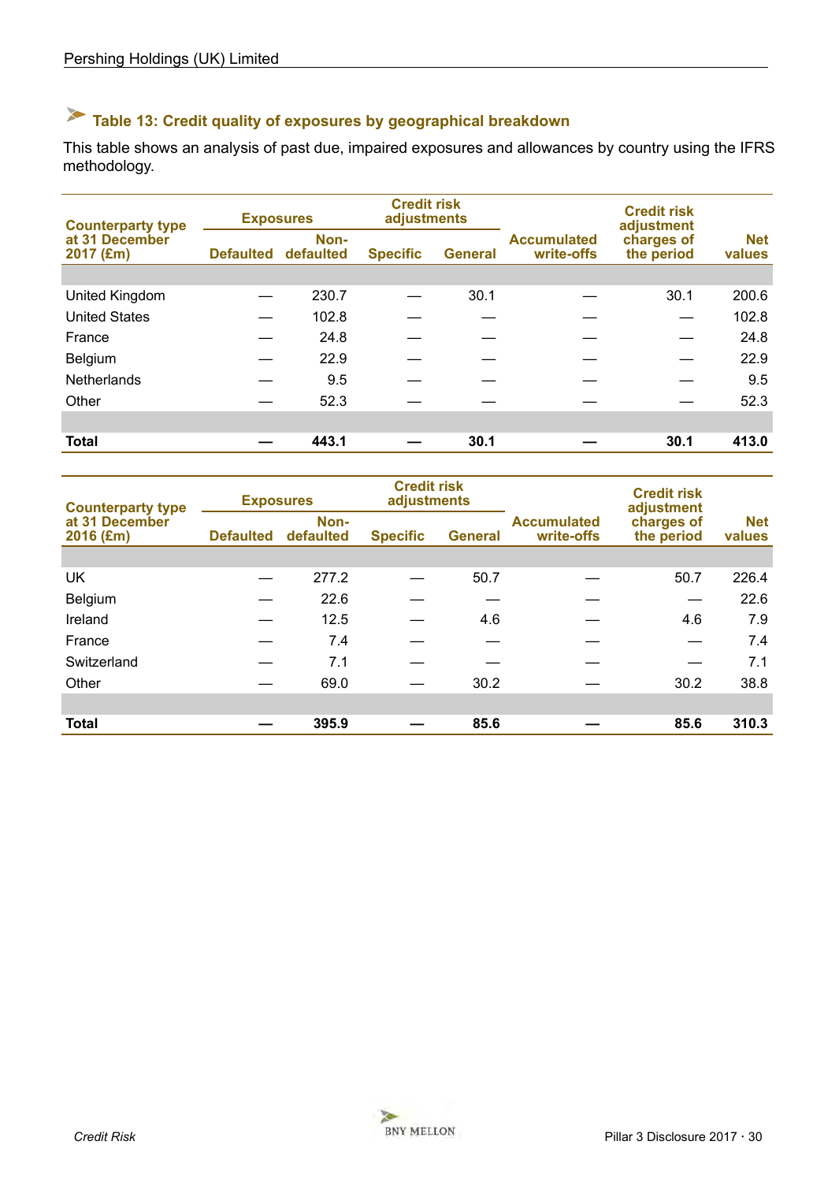### Table 13: Credit quality of exposures by geographical breakdown

This table shows an analysis of past due, impaired exposures and allowances by country using the IFRS methodology.

| Counterparty type at 31 December 2017 (£m) | Exposures | | Credit risk adjustments | | Accumulated write-offs | Credit risk adjustment charges of the period | Net values |
|---|---|---|---|---|---|---|---|
| | Defaulted | Non-defaulted | Specific | General | | | |
| United Kingdom | — | 230.7 | — | 30.1 | — | 30.1 | 200.6 |
| United States | — | 102.8 | — | — | — | — | 102.8 |
| France | — | 24.8 | — | — | — | — | 24.8 |
| Belgium | — | 22.9 | — | — | — | — | 22.9 |
| Netherlands | — | 9.5 | — | — | — | — | 9.5 |
| Other | — | 52.3 | — | — | — | — | 52.3 |
| **Total** | **—** | **443.1** | **—** | **30.1** | **—** | **30.1** | **413.0** |

| Counterparty type at 31 December 2016 (£m) | Exposures | | Credit risk adjustments | | Accumulated write-offs | Credit risk adjustment charges of the period | Net values |
|---|---|---|---|---|---|---|---|
| | Defaulted | Non-defaulted | Specific | General | | | |
| UK | — | 277.2 | — | 50.7 | — | 50.7 | 226.4 |
| Belgium | — | 22.6 | — | — | — | — | 22.6 |
| Ireland | — | 12.5 | — | 4.6 | — | 4.6 | 7.9 |
| France | — | 7.4 | — | — | — | — | 7.4 |
| Switzerland | — | 7.1 | — | — | — | — | 7.1 |
| Other | — | 69.0 | — | 30.2 | — | 30.2 | 38.8 |
| **Total** | **—** | **395.9** | **—** | **85.6** | **—** | **85.6** | **310.3** |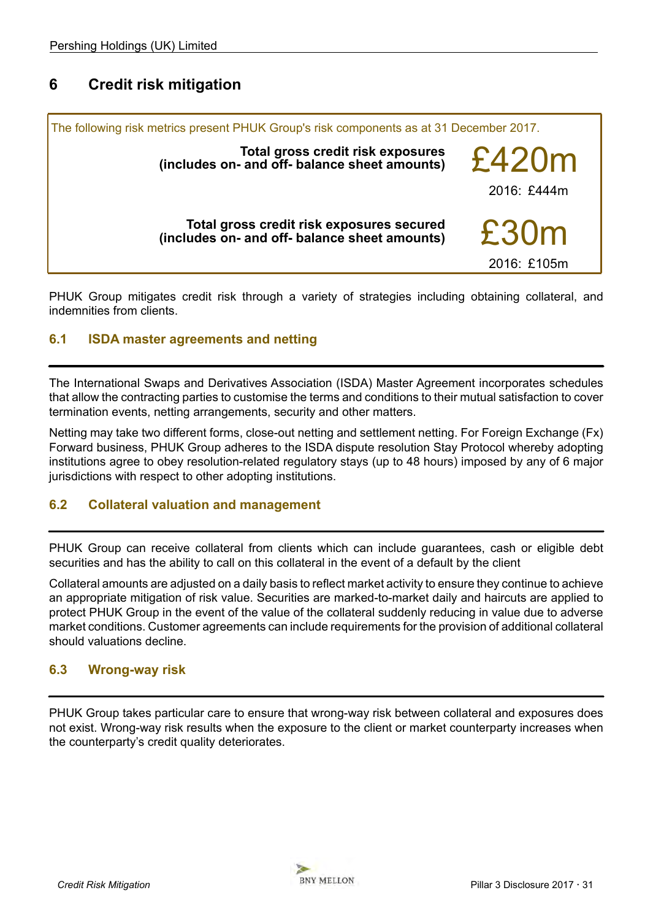## 6 Credit risk mitigation

The following risk metrics present PHUK Group's risk components as at 31 December 2017.

| | |
|---|---|
| **Total gross credit risk exposures (includes on- and off- balance sheet amounts)** | £420m<br>2016: £444m |
| **Total gross credit risk exposures secured (includes on- and off- balance sheet amounts)** | £30m<br>2016: £105m |

PHUK Group mitigates credit risk through a variety of strategies including obtaining collateral, and indemnities from clients.

### 6.1 ISDA master agreements and netting

The International Swaps and Derivatives Association (ISDA) Master Agreement incorporates schedules that allow the contracting parties to customise the terms and conditions to their mutual satisfaction to cover termination events, netting arrangements, security and other matters.

Netting may take two different forms, close-out netting and settlement netting. For Foreign Exchange (Fx) Forward business, PHUK Group adheres to the ISDA dispute resolution Stay Protocol whereby adopting institutions agree to obey resolution-related regulatory stays (up to 48 hours) imposed by any of 6 major jurisdictions with respect to other adopting institutions.

### 6.2 Collateral valuation and management

PHUK Group can receive collateral from clients which can include guarantees, cash or eligible debt securities and has the ability to call on this collateral in the event of a default by the client

Collateral amounts are adjusted on a daily basis to reflect market activity to ensure they continue to achieve an appropriate mitigation of risk value. Securities are marked-to-market daily and haircuts are applied to protect PHUK Group in the event of the value of the collateral suddenly reducing in value due to adverse market conditions. Customer agreements can include requirements for the provision of additional collateral should valuations decline.

### 6.3 Wrong-way risk

PHUK Group takes particular care to ensure that wrong-way risk between collateral and exposures does not exist. Wrong-way risk results when the exposure to the client or market counterparty increases when the counterparty's credit quality deteriorates.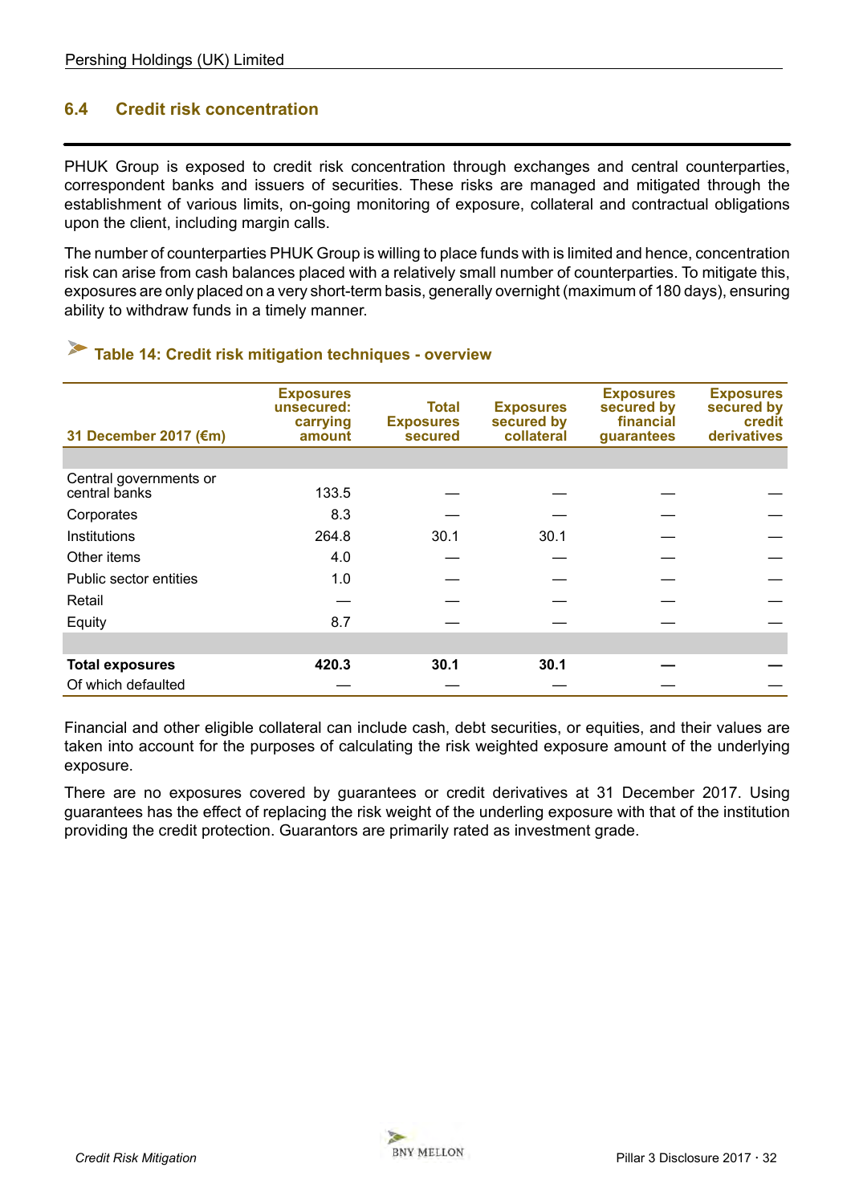## 6.4 Credit risk concentration

PHUK Group is exposed to credit risk concentration through exchanges and central counterparties, correspondent banks and issuers of securities. These risks are managed and mitigated through the establishment of various limits, on-going monitoring of exposure, collateral and contractual obligations upon the client, including margin calls.

The number of counterparties PHUK Group is willing to place funds with is limited and hence, concentration risk can arise from cash balances placed with a relatively small number of counterparties. To mitigate this, exposures are only placed on a very short-term basis, generally overnight (maximum of 180 days), ensuring ability to withdraw funds in a timely manner.

### Table 14: Credit risk mitigation techniques - overview

| 31 December 2017 (€m) | Exposures unsecured: carrying amount | Total Exposures secured | Exposures secured by collateral | Exposures secured by financial guarantees | Exposures secured by credit derivatives |
|---|---|---|---|---|---|
| Central governments or central banks | 133.5 | — | — | — | — |
| Corporates | 8.3 | — | — | — | — |
| Institutions | 264.8 | 30.1 | 30.1 | — | — |
| Other items | 4.0 | — | — | — | — |
| Public sector entities | 1.0 | — | — | — | — |
| Retail | — | — | — | — | — |
| Equity | 8.7 | — | — | — | — |
| **Total exposures** | **420.3** | **30.1** | **30.1** | **—** | **—** |
| Of which defaulted | — | — | — | — | — |

Financial and other eligible collateral can include cash, debt securities, or equities, and their values are taken into account for the purposes of calculating the risk weighted exposure amount of the underlying exposure.

There are no exposures covered by guarantees or credit derivatives at 31 December 2017. Using guarantees has the effect of replacing the risk weight of the underling exposure with that of the institution providing the credit protection. Guarantors are primarily rated as investment grade.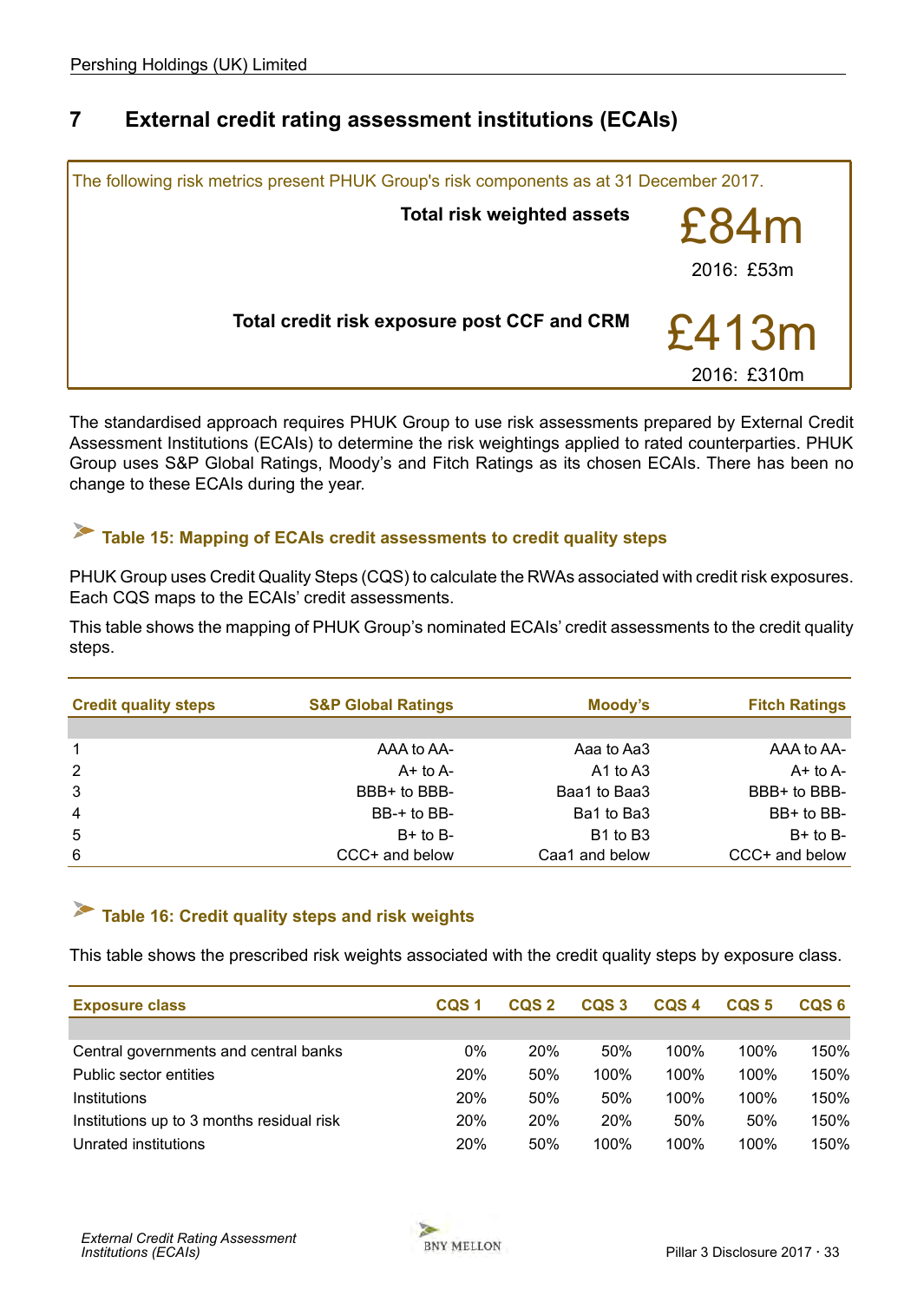## 7 External credit rating assessment institutions (ECAIs)

The following risk metrics present PHUK Group's risk components as at 31 December 2017.

**Total risk weighted assets** £84m
2016: £53m

**Total credit risk exposure post CCF and CRM** £413m
2016: £310m

The standardised approach requires PHUK Group to use risk assessments prepared by External Credit Assessment Institutions (ECAIs) to determine the risk weightings applied to rated counterparties. PHUK Group uses S&P Global Ratings, Moody's and Fitch Ratings as its chosen ECAIs. There has been no change to these ECAIs during the year.

### Table 15: Mapping of ECAIs credit assessments to credit quality steps

PHUK Group uses Credit Quality Steps (CQS) to calculate the RWAs associated with credit risk exposures. Each CQS maps to the ECAIs' credit assessments.

This table shows the mapping of PHUK Group's nominated ECAIs' credit assessments to the credit quality steps.

| Credit quality steps | S&P Global Ratings | Moody's | Fitch Ratings |
|---|---|---|---|
| 1 | AAA to AA- | Aaa to Aa3 | AAA to AA- |
| 2 | A+ to A- | A1 to A3 | A+ to A- |
| 3 | BBB+ to BBB- | Baa1 to Baa3 | BBB+ to BBB- |
| 4 | BB-+ to BB- | Ba1 to Ba3 | BB+ to BB- |
| 5 | B+ to B- | B1 to B3 | B+ to B- |
| 6 | CCC+ and below | Caa1 and below | CCC+ and below |

### Table 16: Credit quality steps and risk weights

This table shows the prescribed risk weights associated with the credit quality steps by exposure class.

| Exposure class | CQS 1 | CQS 2 | CQS 3 | CQS 4 | CQS 5 | CQS 6 |
|---|---|---|---|---|---|---|
| Central governments and central banks | 0% | 20% | 50% | 100% | 100% | 150% |
| Public sector entities | 20% | 50% | 100% | 100% | 100% | 150% |
| Institutions | 20% | 50% | 50% | 100% | 100% | 150% |
| Institutions up to 3 months residual risk | 20% | 20% | 20% | 50% | 50% | 150% |
| Unrated institutions | 20% | 50% | 100% | 100% | 100% | 150% |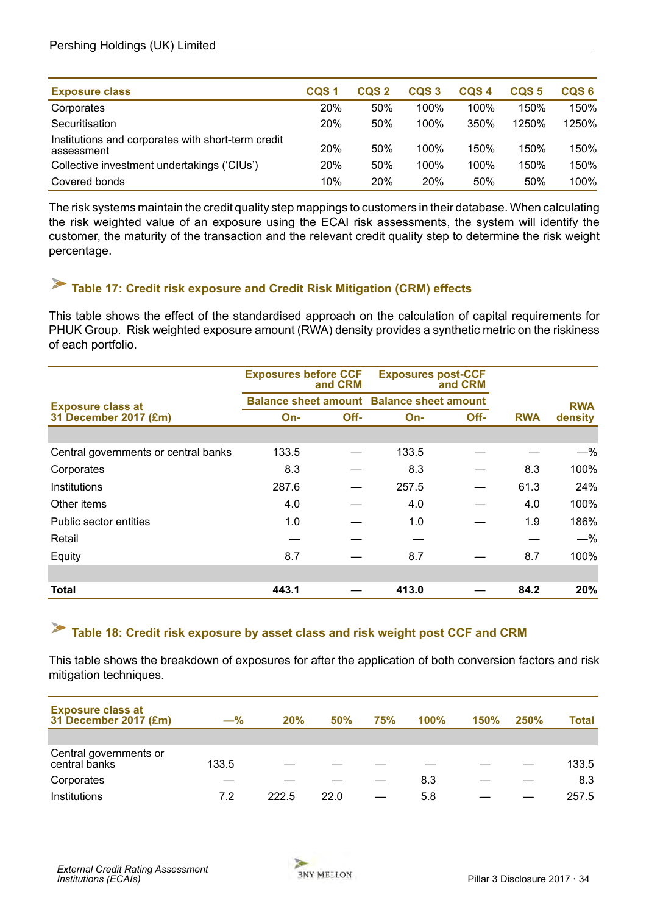| Exposure class | CQS 1 | CQS 2 | CQS 3 | CQS 4 | CQS 5 | CQS 6 |
|---|---|---|---|---|---|---|
| Corporates | 20% | 50% | 100% | 100% | 150% | 150% |
| Securitisation | 20% | 50% | 100% | 350% | 1250% | 1250% |
| Institutions and corporates with short-term credit assessment | 20% | 50% | 100% | 150% | 150% | 150% |
| Collective investment undertakings ('CIUs') | 20% | 50% | 100% | 100% | 150% | 150% |
| Covered bonds | 10% | 20% | 20% | 50% | 50% | 100% |

The risk systems maintain the credit quality step mappings to customers in their database. When calculating the risk weighted value of an exposure using the ECAI risk assessments, the system will identify the customer, the maturity of the transaction and the relevant credit quality step to determine the risk weight percentage.

### Table 17: Credit risk exposure and Credit Risk Mitigation (CRM) effects

This table shows the effect of the standardised approach on the calculation of capital requirements for PHUK Group. Risk weighted exposure amount (RWA) density provides a synthetic metric on the riskiness of each portfolio.

| Exposure class at 31 December 2017 (£m) | Exposures before CCF and CRM | | Exposures post-CCF and CRM | | RWA | RWA density |
|---|---|---|---|---|---|---|
| | Balance sheet amount | | Balance sheet amount | | | |
| | On- | Off- | On- | Off- | | |
| Central governments or central banks | 133.5 | — | 133.5 | — | — | —% |
| Corporates | 8.3 | — | 8.3 | — | 8.3 | 100% |
| Institutions | 287.6 | — | 257.5 | — | 61.3 | 24% |
| Other items | 4.0 | — | 4.0 | — | 4.0 | 100% |
| Public sector entities | 1.0 | — | 1.0 | — | 1.9 | 186% |
| Retail | — | — | — | | — | —% |
| Equity | 8.7 | — | 8.7 | — | 8.7 | 100% |
| **Total** | **443.1** | **—** | **413.0** | **—** | **84.2** | **20%** |

### Table 18: Credit risk exposure by asset class and risk weight post CCF and CRM

This table shows the breakdown of exposures for after the application of both conversion factors and risk mitigation techniques.

| Exposure class at 31 December 2017 (£m) | —% | 20% | 50% | 75% | 100% | 150% | 250% | Total |
|---|---|---|---|---|---|---|---|---|
| Central governments or central banks | 133.5 | — | — | — | — | — | — | 133.5 |
| Corporates | — | — | — | — | 8.3 | — | — | 8.3 |
| Institutions | 7.2 | 222.5 | 22.0 | — | 5.8 | — | — | 257.5 |

*External Credit Rating Assessment Institutions (ECAIs)*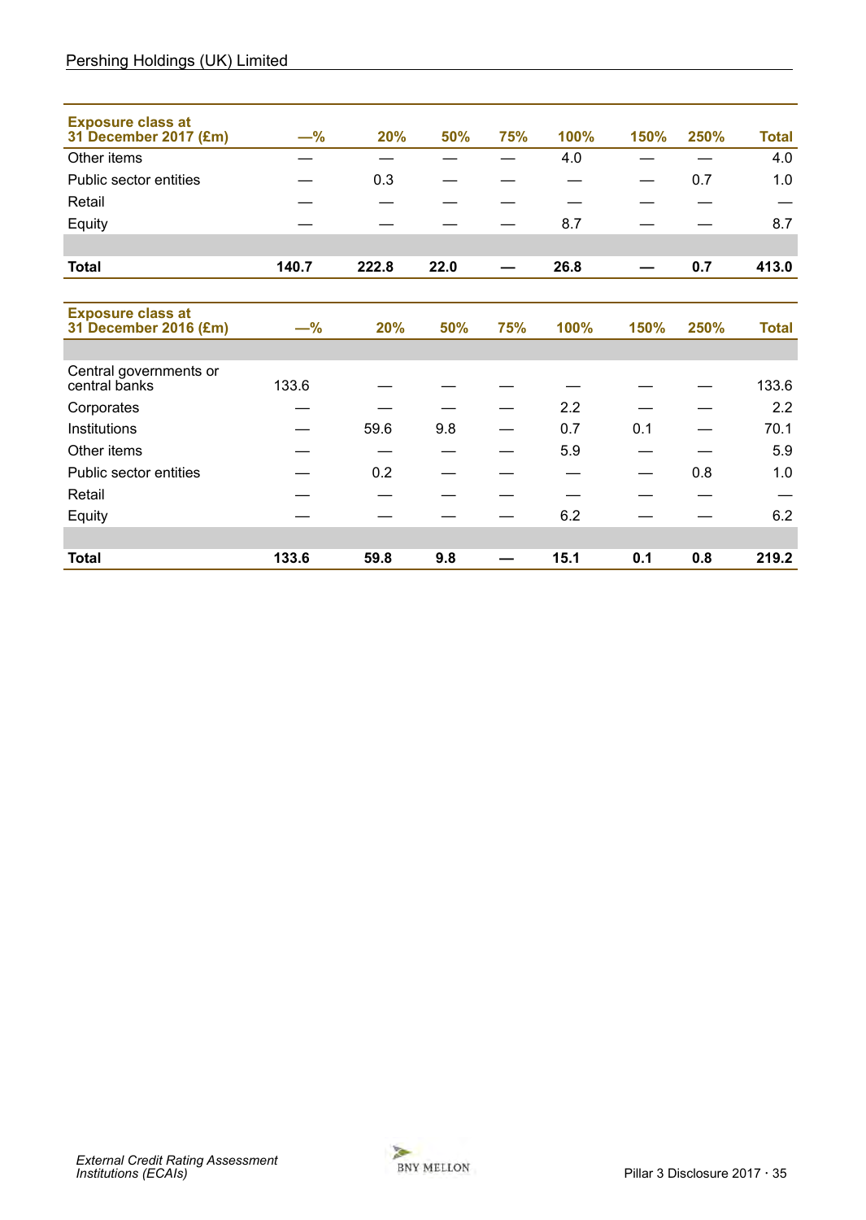| Exposure class at 31 December 2017 (£m) | —% | 20% | 50% | 75% | 100% | 150% | 250% | Total |
|---|---|---|---|---|---|---|---|---|
| Other items | — | — | — | — | 4.0 | — | — | 4.0 |
| Public sector entities | — | 0.3 | — | — | — | — | 0.7 | 1.0 |
| Retail | — | — | — | — | — | — | — | — |
| Equity | — | — | — | — | 8.7 | — | — | 8.7 |
| | | | | | | | | |
| **Total** | **140.7** | **222.8** | **22.0** | **—** | **26.8** | **—** | **0.7** | **413.0** |

| Exposure class at 31 December 2016 (£m) | —% | 20% | 50% | 75% | 100% | 150% | 250% | Total |
|---|---|---|---|---|---|---|---|---|
| | | | | | | | | |
| Central governments or central banks | 133.6 | — | — | — | — | — | — | 133.6 |
| Corporates | — | — | — | — | 2.2 | — | — | 2.2 |
| Institutions | — | 59.6 | 9.8 | — | 0.7 | 0.1 | — | 70.1 |
| Other items | — | — | — | — | 5.9 | — | — | 5.9 |
| Public sector entities | — | 0.2 | — | — | — | — | 0.8 | 1.0 |
| Retail | — | — | — | — | — | — | — | — |
| Equity | — | — | — | — | 6.2 | — | — | 6.2 |
| | | | | | | | | |
| **Total** | **133.6** | **59.8** | **9.8** | **—** | **15.1** | **0.1** | **0.8** | **219.2** |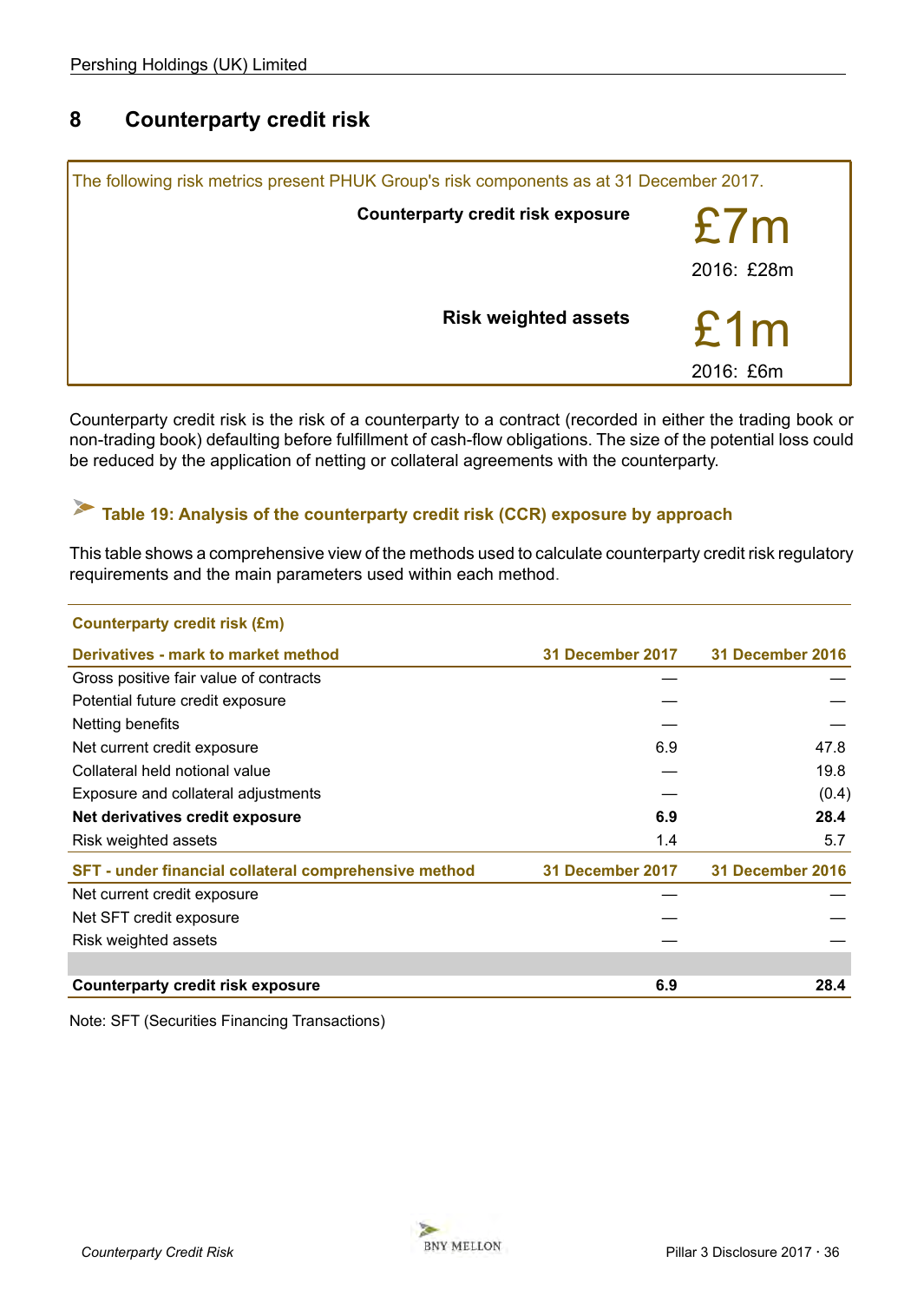## 8 Counterparty credit risk

The following risk metrics present PHUK Group's risk components as at 31 December 2017.

**Counterparty credit risk exposure** £7m
2016: £28m

**Risk weighted assets** £1m
2016: £6m

Counterparty credit risk is the risk of a counterparty to a contract (recorded in either the trading book or non-trading book) defaulting before fulfillment of cash-flow obligations. The size of the potential loss could be reduced by the application of netting or collateral agreements with the counterparty.

### Table 19: Analysis of the counterparty credit risk (CCR) exposure by approach

This table shows a comprehensive view of the methods used to calculate counterparty credit risk regulatory requirements and the main parameters used within each method.

| Counterparty credit risk (£m) | | |
|---|---|---|
| **Derivatives - mark to market method** | **31 December 2017** | **31 December 2016** |
| Gross positive fair value of contracts | — | — |
| Potential future credit exposure | — | — |
| Netting benefits | — | — |
| Net current credit exposure | 6.9 | 47.8 |
| Collateral held notional value | — | 19.8 |
| Exposure and collateral adjustments | — | (0.4) |
| **Net derivatives credit exposure** | **6.9** | **28.4** |
| Risk weighted assets | 1.4 | 5.7 |
| **SFT - under financial collateral comprehensive method** | **31 December 2017** | **31 December 2016** |
| Net current credit exposure | — | — |
| Net SFT credit exposure | — | — |
| Risk weighted assets | — | — |
| | | |
| **Counterparty credit risk exposure** | **6.9** | **28.4** |

Note: SFT (Securities Financing Transactions)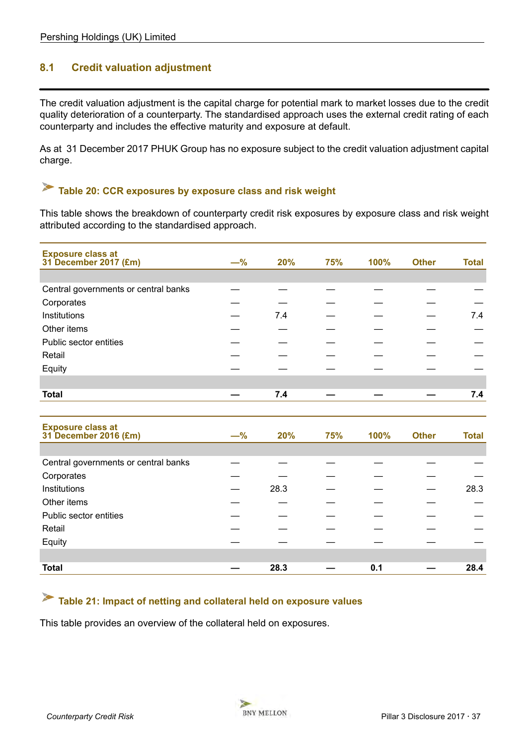## 8.1 Credit valuation adjustment

The credit valuation adjustment is the capital charge for potential mark to market losses due to the credit quality deterioration of a counterparty. The standardised approach uses the external credit rating of each counterparty and includes the effective maturity and exposure at default.

As at 31 December 2017 PHUK Group has no exposure subject to the credit valuation adjustment capital charge.

### Table 20: CCR exposures by exposure class and risk weight

This table shows the breakdown of counterparty credit risk exposures by exposure class and risk weight attributed according to the standardised approach.

| Exposure class at 31 December 2017 (£m) | —% | 20% | 75% | 100% | Other | Total |
|---|---|---|---|---|---|---|
| Central governments or central banks | — | — | — | — | — | — |
| Corporates | — | — | — | — | — | — |
| Institutions | — | 7.4 | — | — | — | 7.4 |
| Other items | — | — | — | — | — | — |
| Public sector entities | — | — | — | — | — | — |
| Retail | — | — | — | — | — | — |
| Equity | — | — | — | — | — | — |
| **Total** | **—** | **7.4** | **—** | **—** | **—** | **7.4** |

| Exposure class at 31 December 2016 (£m) | —% | 20% | 75% | 100% | Other | Total |
|---|---|---|---|---|---|---|
| Central governments or central banks | — | — | — | — | — | — |
| Corporates | — | — | — | — | — | — |
| Institutions | — | 28.3 | — | — | — | 28.3 |
| Other items | — | — | — | — | — | — |
| Public sector entities | — | — | — | — | — | — |
| Retail | — | — | — | — | — | — |
| Equity | — | — | — | — | — | — |
| **Total** | **—** | **28.3** | **—** | **0.1** | **—** | **28.4** |

### Table 21: Impact of netting and collateral held on exposure values

This table provides an overview of the collateral held on exposures.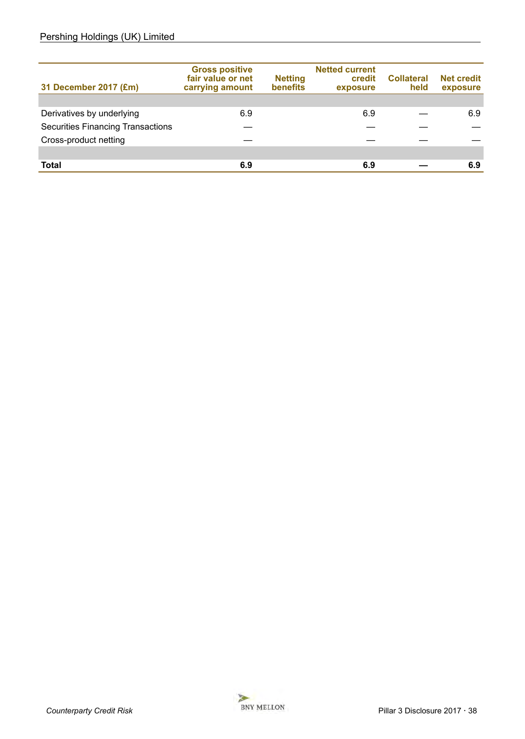| 31 December 2017 (£m) | Gross positive fair value or net carrying amount | Netting benefits | Netted current credit exposure | Collateral held | Net credit exposure |
|---|---|---|---|---|---|
| | | | | | |
| Derivatives by underlying | 6.9 | | 6.9 | — | 6.9 |
| Securities Financing Transactions | — | | — | — | — |
| Cross-product netting | — | | — | — | — |
| | | | | | |
| **Total** | **6.9** | | **6.9** | **—** | **6.9** |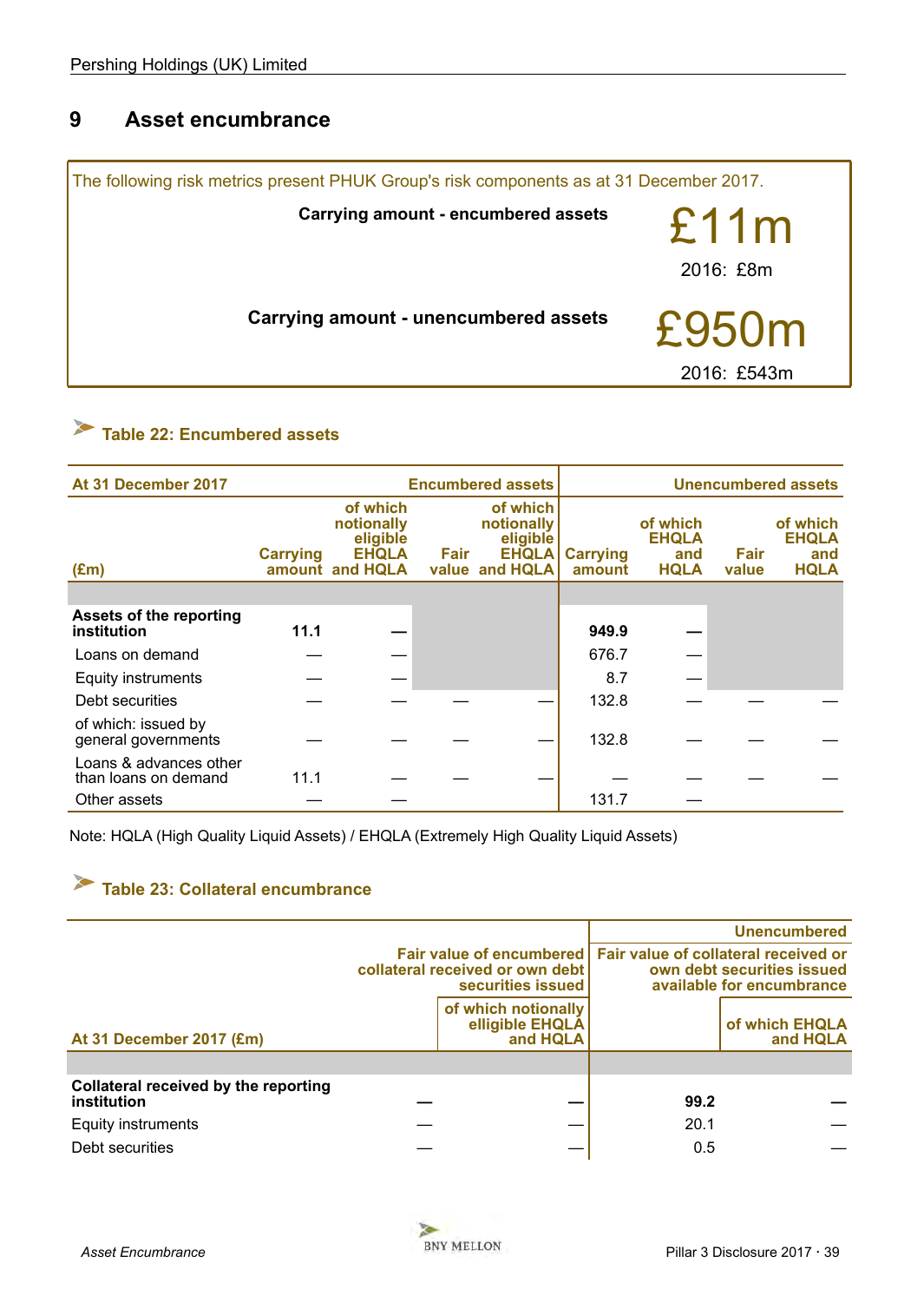# 9 Asset encumbrance

The following risk metrics present PHUK Group's risk components as at 31 December 2017.

**Carrying amount - encumbered assets** £11m
2016: £8m

**Carrying amount - unencumbered assets** £950m
2016: £543m

### Table 22: Encumbered assets

| At 31 December 2017 | Encumbered assets | | | | Unencumbered assets | | | |
|---|---|---|---|---|---|---|---|---|
| (£m) | Carrying amount | of which notionally eligible EHQLA and HQLA | Fair value | of which notionally eligible EHQLA and HQLA | Carrying amount | of which EHQLA and HQLA | Fair value | of which EHQLA and HQLA |
| **Assets of the reporting institution** | **11.1** | **—** | | | **949.9** | **—** | | |
| Loans on demand | — | — | | | 676.7 | — | | |
| Equity instruments | — | — | | | 8.7 | — | | |
| Debt securities | — | — | — | — | 132.8 | — | — | — |
| of which: issued by general governments | — | — | — | — | 132.8 | — | — | — |
| Loans & advances other than loans on demand | 11.1 | — | — | — | — | — | — | — |
| Other assets | — | — | | | 131.7 | — | | |

Note: HQLA (High Quality Liquid Assets) / EHQLA (Extremely High Quality Liquid Assets)

### Table 23: Collateral encumbrance

| | | | Unencumbered | |
|---|---|---|---|---|
| | Fair value of encumbered collateral received or own debt securities issued | | Fair value of collateral received or own debt securities issued available for encumbrance | |
| At 31 December 2017 (£m) | | of which notionally elligible EHQLA and HQLA | | of which EHQLA and HQLA |
| **Collateral received by the reporting institution** | **—** | **—** | **99.2** | **—** |
| Equity instruments | — | — | 20.1 | — |
| Debt securities | — | — | 0.5 | — |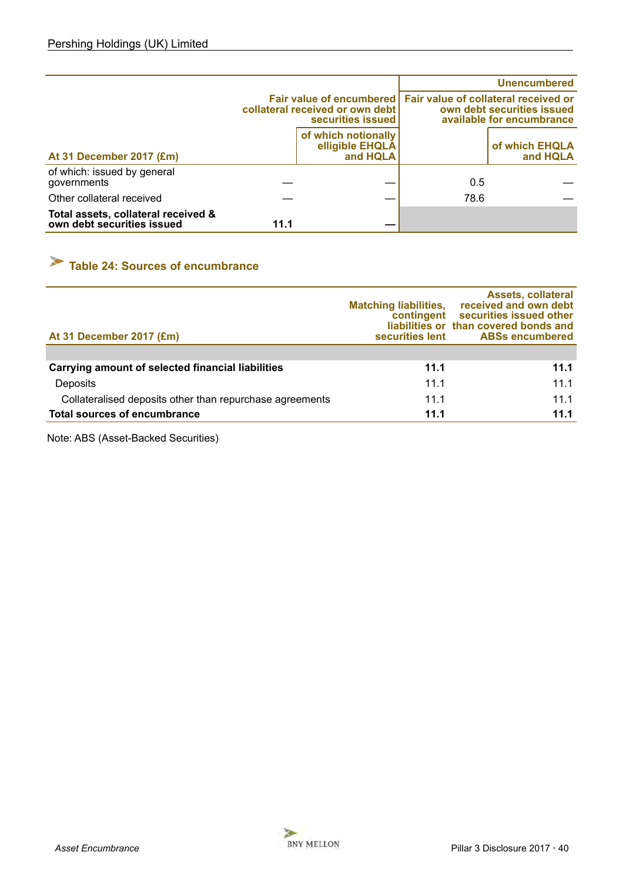| At 31 December 2017 (£m) | Fair value of encumbered collateral received or own debt securities issued | | Unencumbered: Fair value of collateral received or own debt securities issued available for encumbrance | |
|---|---|---|---|---|
| | | of which notionally elligible EHQLA and HQLA | | of which EHQLA and HQLA |
| of which: issued by general governments | — | — | 0.5 | — |
| Other collateral received | — | — | 78.6 | — |
| **Total assets, collateral received & own debt securities issued** | **11.1** | **—** | | |

## Table 24: Sources of encumbrance

| At 31 December 2017 (£m) | Matching liabilities, contingent liabilities or securities lent | Assets, collateral received and own debt securities issued other than covered bonds and ABSs encumbered |
|---|---|---|
| | | |
| **Carrying amount of selected financial liabilities** | **11.1** | **11.1** |
| Deposits | 11.1 | 11.1 |
| Collateralised deposits other than repurchase agreements | 11.1 | 11.1 |
| **Total sources of encumbrance** | **11.1** | **11.1** |

Note: ABS (Asset-Backed Securities)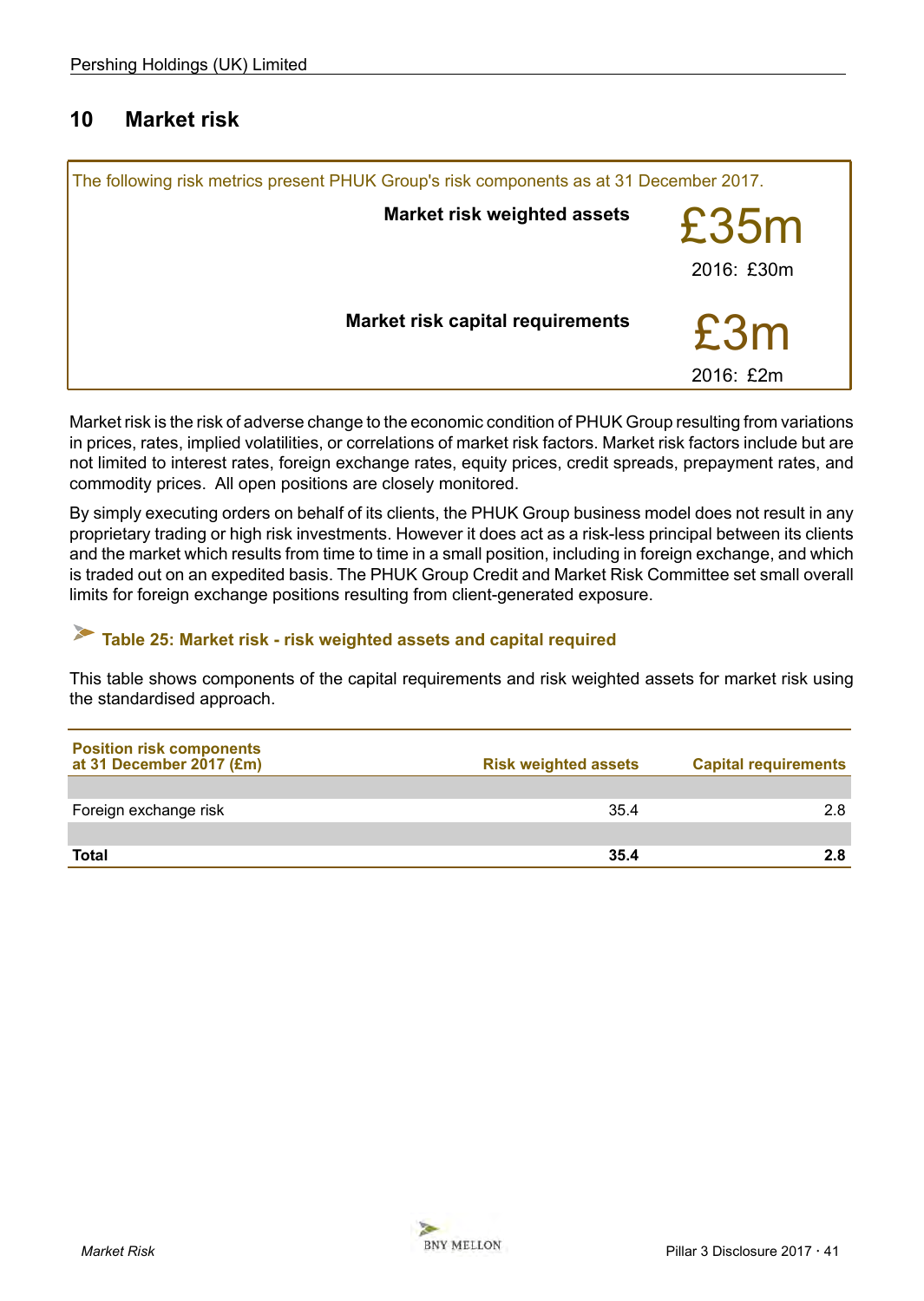## 10 Market risk

The following risk metrics present PHUK Group's risk components as at 31 December 2017.

| | |
|---|---|
| **Market risk weighted assets** | £35m<br>2016: £30m |
| **Market risk capital requirements** | £3m<br>2016: £2m |

Market risk is the risk of adverse change to the economic condition of PHUK Group resulting from variations in prices, rates, implied volatilities, or correlations of market risk factors. Market risk factors include but are not limited to interest rates, foreign exchange rates, equity prices, credit spreads, prepayment rates, and commodity prices. All open positions are closely monitored.

By simply executing orders on behalf of its clients, the PHUK Group business model does not result in any proprietary trading or high risk investments. However it does act as a risk-less principal between its clients and the market which results from time to time in a small position, including in foreign exchange, and which is traded out on an expedited basis. The PHUK Group Credit and Market Risk Committee set small overall limits for foreign exchange positions resulting from client-generated exposure.

### Table 25: Market risk - risk weighted assets and capital required

This table shows components of the capital requirements and risk weighted assets for market risk using the standardised approach.

| Position risk components at 31 December 2017 (£m) | Risk weighted assets | Capital requirements |
|---|---|---|
| Foreign exchange risk | 35.4 | 2.8 |
| **Total** | **35.4** | **2.8** |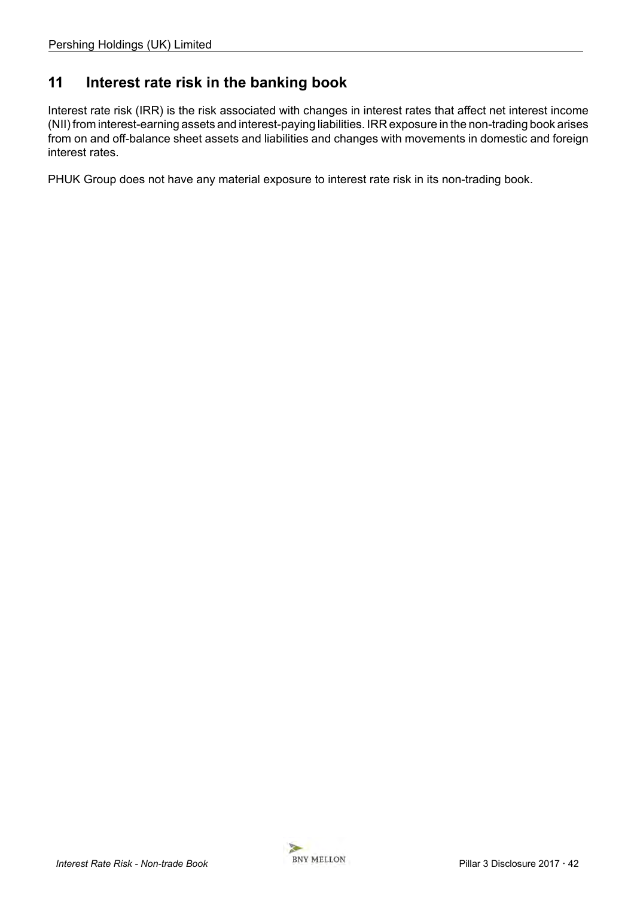## 11 Interest rate risk in the banking book

Interest rate risk (IRR) is the risk associated with changes in interest rates that affect net interest income (NII) from interest-earning assets and interest-paying liabilities. IRR exposure in the non-trading book arises from on and off-balance sheet assets and liabilities and changes with movements in domestic and foreign interest rates.

PHUK Group does not have any material exposure to interest rate risk in its non-trading book.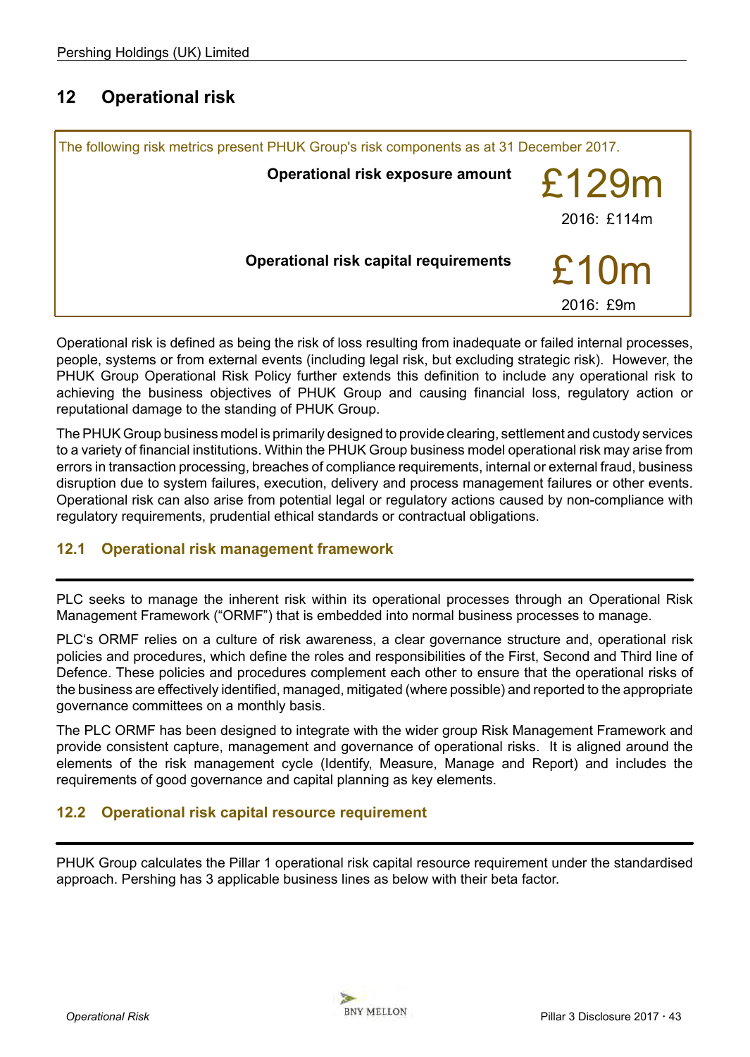## 12 Operational risk

The following risk metrics present PHUK Group's risk components as at 31 December 2017.

| | |
|---|---|
| **Operational risk exposure amount** | £129m<br>2016: £114m |
| **Operational risk capital requirements** | £10m<br>2016: £9m |

Operational risk is defined as being the risk of loss resulting from inadequate or failed internal processes, people, systems or from external events (including legal risk, but excluding strategic risk). However, the PHUK Group Operational Risk Policy further extends this definition to include any operational risk to achieving the business objectives of PHUK Group and causing financial loss, regulatory action or reputational damage to the standing of PHUK Group.

The PHUK Group business model is primarily designed to provide clearing, settlement and custody services to a variety of financial institutions. Within the PHUK Group business model operational risk may arise from errors in transaction processing, breaches of compliance requirements, internal or external fraud, business disruption due to system failures, execution, delivery and process management failures or other events. Operational risk can also arise from potential legal or regulatory actions caused by non-compliance with regulatory requirements, prudential ethical standards or contractual obligations.

### 12.1 Operational risk management framework

PLC seeks to manage the inherent risk within its operational processes through an Operational Risk Management Framework ("ORMF") that is embedded into normal business processes to manage.

PLC's ORMF relies on a culture of risk awareness, a clear governance structure and, operational risk policies and procedures, which define the roles and responsibilities of the First, Second and Third line of Defence. These policies and procedures complement each other to ensure that the operational risks of the business are effectively identified, managed, mitigated (where possible) and reported to the appropriate governance committees on a monthly basis.

The PLC ORMF has been designed to integrate with the wider group Risk Management Framework and provide consistent capture, management and governance of operational risks. It is aligned around the elements of the risk management cycle (Identify, Measure, Manage and Report) and includes the requirements of good governance and capital planning as key elements.

### 12.2 Operational risk capital resource requirement

PHUK Group calculates the Pillar 1 operational risk capital resource requirement under the standardised approach. Pershing has 3 applicable business lines as below with their beta factor.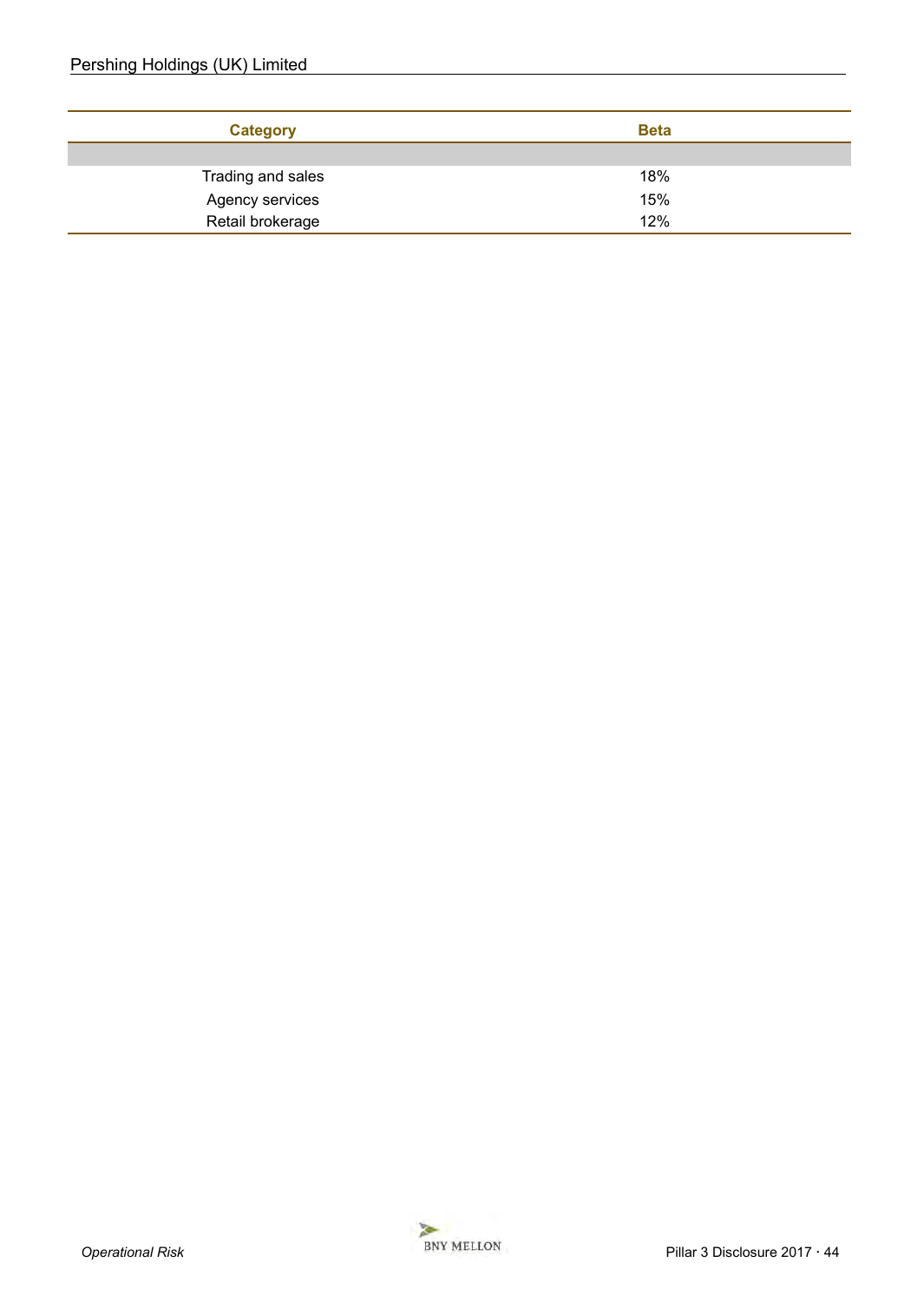| Category | Beta |
| --- | --- |
| | |
| Trading and sales | 18% |
| Agency services | 15% |
| Retail brokerage | 12% |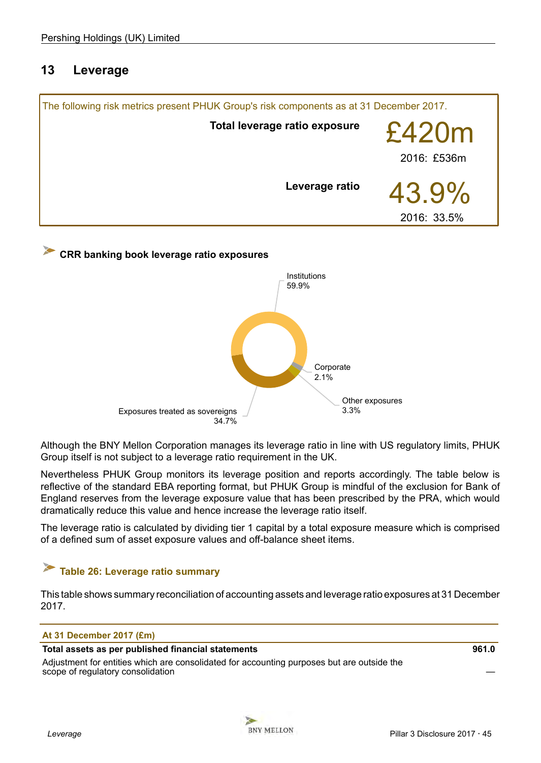## 13 Leverage

The following risk metrics present PHUK Group's risk components as at 31 December 2017.

**Total leverage ratio exposure** £420m
2016: £536m

**Leverage ratio** 43.9%
2016: 33.5%

**CRR banking book leverage ratio exposures**

Institutions 59.9%
Corporate 2.1%
Other exposures 3.3%
Exposures treated as sovereigns 34.7%

Although the BNY Mellon Corporation manages its leverage ratio in line with US regulatory limits, PHUK Group itself is not subject to a leverage ratio requirement in the UK.

Nevertheless PHUK Group monitors its leverage position and reports accordingly. The table below is reflective of the standard EBA reporting format, but PHUK Group is mindful of the exclusion for Bank of England reserves from the leverage exposure value that has been prescribed by the PRA, which would dramatically reduce this value and hence increase the leverage ratio itself.

The leverage ratio is calculated by dividing tier 1 capital by a total exposure measure which is comprised of a defined sum of asset exposure values and off-balance sheet items.

**Table 26: Leverage ratio summary**

This table shows summary reconciliation of accounting assets and leverage ratio exposures at 31 December 2017.

| At 31 December 2017 (£m) | |
|---|---|
| **Total assets as per published financial statements** | **961.0** |
| Adjustment for entities which are consolidated for accounting purposes but are outside the scope of regulatory consolidation | — |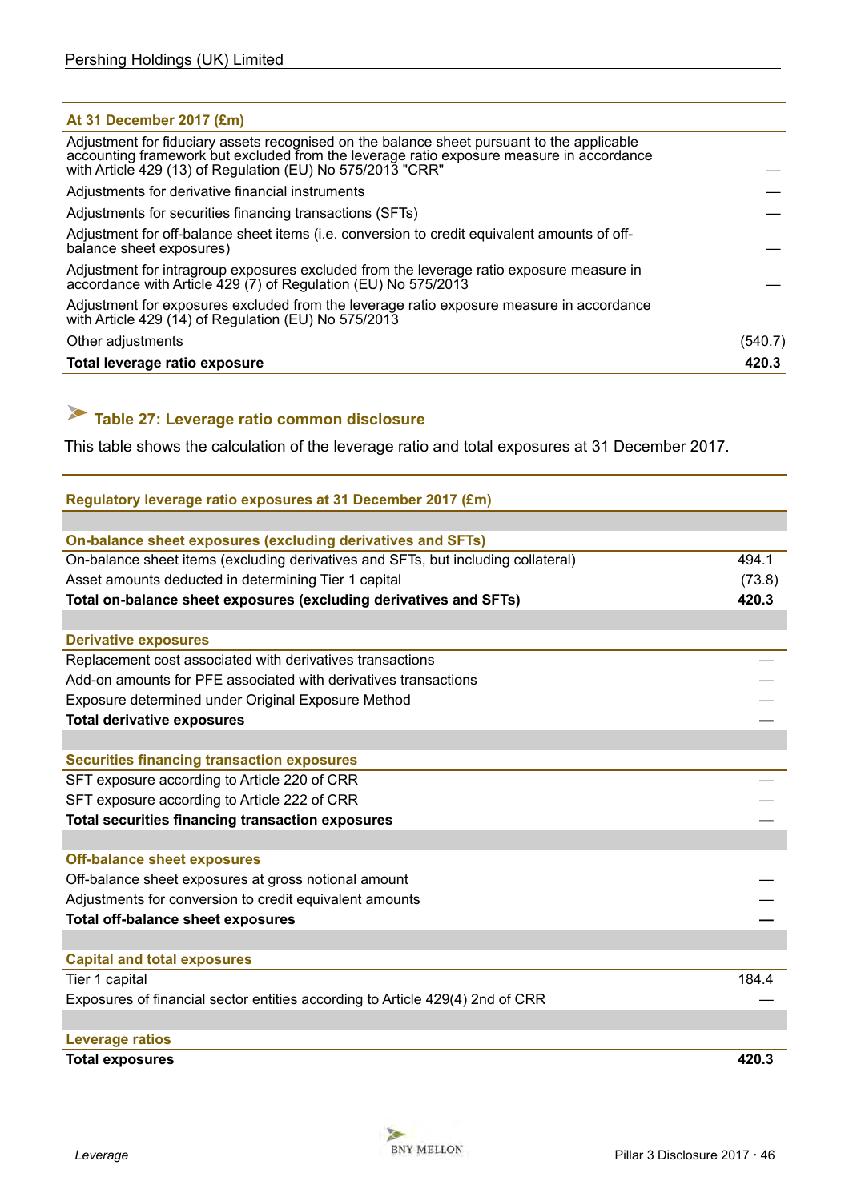| At 31 December 2017 (£m) | |
|---|---|
| Adjustment for fiduciary assets recognised on the balance sheet pursuant to the applicable accounting framework but excluded from the leverage ratio exposure measure in accordance with Article 429 (13) of Regulation (EU) No 575/2013 "CRR" | — |
| Adjustments for derivative financial instruments | — |
| Adjustments for securities financing transactions (SFTs) | — |
| Adjustment for off-balance sheet items (i.e. conversion to credit equivalent amounts of off-balance sheet exposures) | — |
| Adjustment for intragroup exposures excluded from the leverage ratio exposure measure in accordance with Article 429 (7) of Regulation (EU) No 575/2013 | — |
| Adjustment for exposures excluded from the leverage ratio exposure measure in accordance with Article 429 (14) of Regulation (EU) No 575/2013 | |
| Other adjustments | (540.7) |
| **Total leverage ratio exposure** | **420.3** |

## Table 27: Leverage ratio common disclosure

This table shows the calculation of the leverage ratio and total exposures at 31 December 2017.

| Regulatory leverage ratio exposures at 31 December 2017 (£m) | |
|---|---|
| **On-balance sheet exposures (excluding derivatives and SFTs)** | |
| On-balance sheet items (excluding derivatives and SFTs, but including collateral) | 494.1 |
| Asset amounts deducted in determining Tier 1 capital | (73.8) |
| **Total on-balance sheet exposures (excluding derivatives and SFTs)** | **420.3** |
| **Derivative exposures** | |
| Replacement cost associated with derivatives transactions | — |
| Add-on amounts for PFE associated with derivatives transactions | — |
| Exposure determined under Original Exposure Method | — |
| **Total derivative exposures** | **—** |
| **Securities financing transaction exposures** | |
| SFT exposure according to Article 220 of CRR | — |
| SFT exposure according to Article 222 of CRR | — |
| **Total securities financing transaction exposures** | **—** |
| **Off-balance sheet exposures** | |
| Off-balance sheet exposures at gross notional amount | — |
| Adjustments for conversion to credit equivalent amounts | — |
| **Total off-balance sheet exposures** | **—** |
| **Capital and total exposures** | |
| Tier 1 capital | 184.4 |
| Exposures of financial sector entities according to Article 429(4) 2nd of CRR | — |
| **Leverage ratios** | |
| **Total exposures** | **420.3** |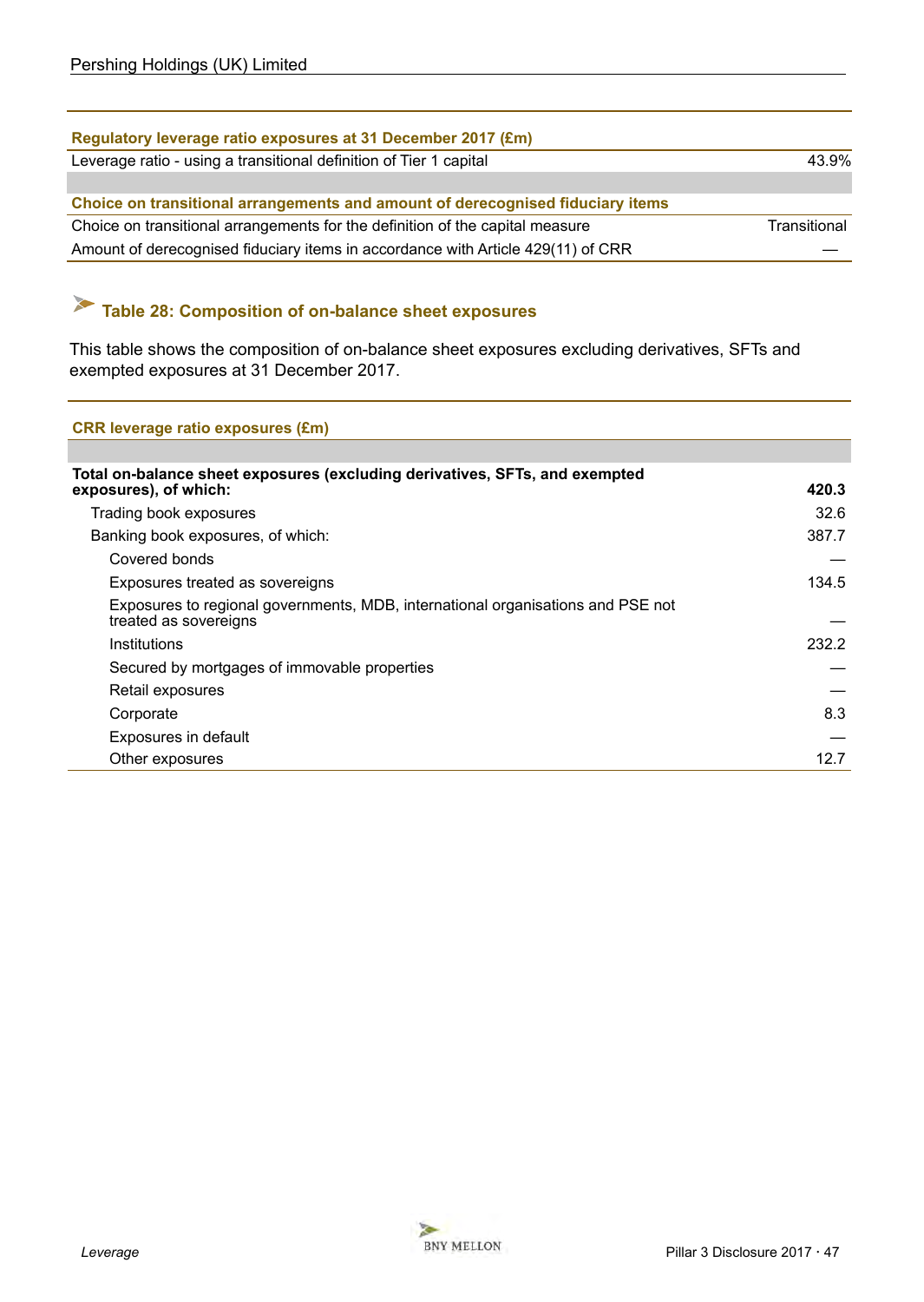| Regulatory leverage ratio exposures at 31 December 2017 (£m) | |
|---|---|
| Leverage ratio - using a transitional definition of Tier 1 capital | 43.9% |
| | |
| **Choice on transitional arrangements and amount of derecognised fiduciary items** | |
| Choice on transitional arrangements for the definition of the capital measure | Transitional |
| Amount of derecognised fiduciary items in accordance with Article 429(11) of CRR | — |

## Table 28: Composition of on-balance sheet exposures

This table shows the composition of on-balance sheet exposures excluding derivatives, SFTs and exempted exposures at 31 December 2017.

| CRR leverage ratio exposures (£m) | |
|---|---|
| | |
| **Total on-balance sheet exposures (excluding derivatives, SFTs, and exempted exposures), of which:** | **420.3** |
| Trading book exposures | 32.6 |
| Banking book exposures, of which: | 387.7 |
| Covered bonds | — |
| Exposures treated as sovereigns | 134.5 |
| Exposures to regional governments, MDB, international organisations and PSE not treated as sovereigns | — |
| Institutions | 232.2 |
| Secured by mortgages of immovable properties | — |
| Retail exposures | — |
| Corporate | 8.3 |
| Exposures in default | — |
| Other exposures | 12.7 |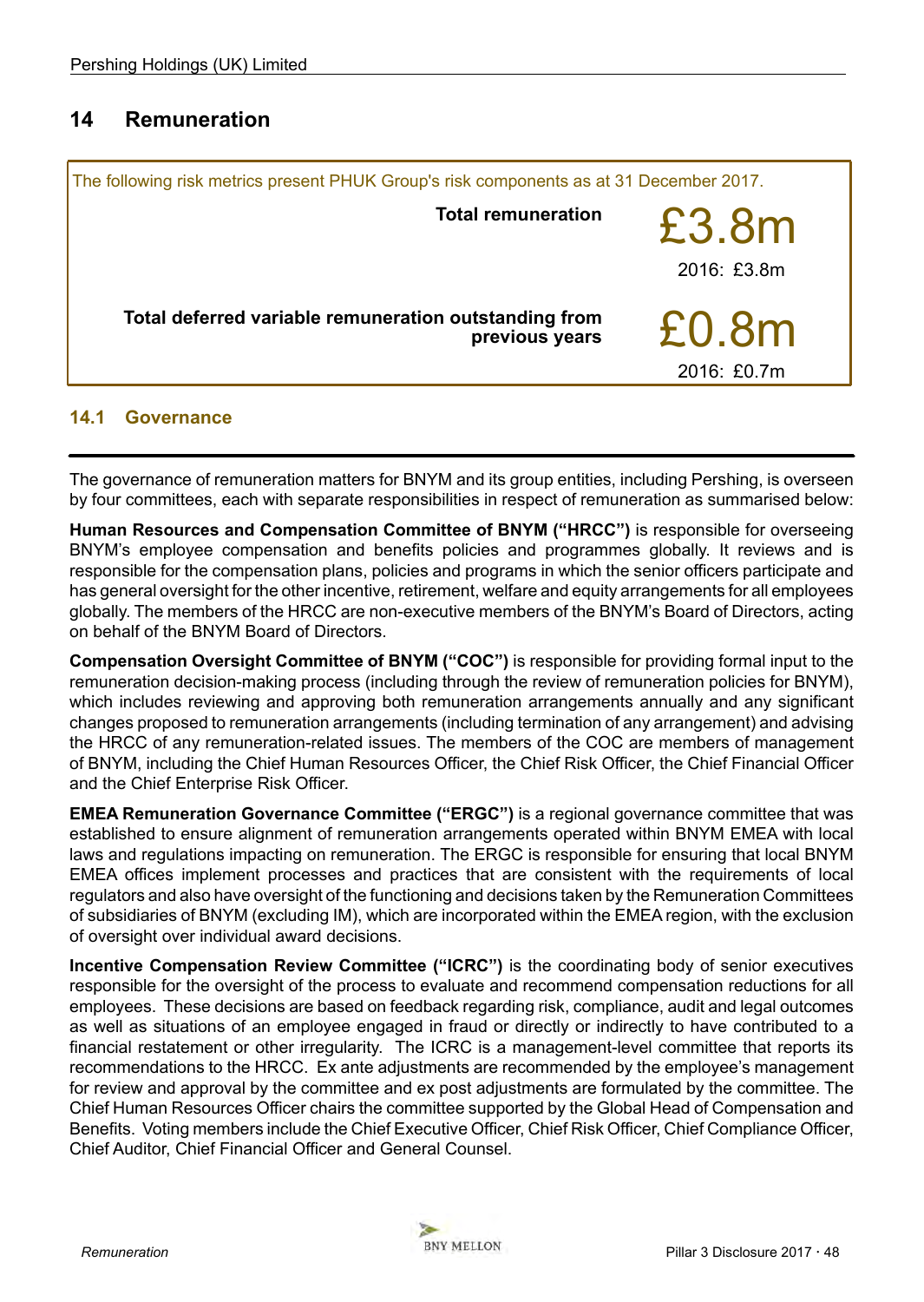## 14 Remuneration

The following risk metrics present PHUK Group's risk components as at 31 December 2017.

| | |
|---|---|
| **Total remuneration** | £3.8m<br>2016: £3.8m |
| **Total deferred variable remuneration outstanding from previous years** | £0.8m<br>2016: £0.7m |

### 14.1 Governance

The governance of remuneration matters for BNYM and its group entities, including Pershing, is overseen by four committees, each with separate responsibilities in respect of remuneration as summarised below:

**Human Resources and Compensation Committee of BNYM ("HRCC")** is responsible for overseeing BNYM's employee compensation and benefits policies and programmes globally. It reviews and is responsible for the compensation plans, policies and programs in which the senior officers participate and has general oversight for the other incentive, retirement, welfare and equity arrangements for all employees globally. The members of the HRCC are non-executive members of the BNYM's Board of Directors, acting on behalf of the BNYM Board of Directors.

**Compensation Oversight Committee of BNYM ("COC")** is responsible for providing formal input to the remuneration decision-making process (including through the review of remuneration policies for BNYM), which includes reviewing and approving both remuneration arrangements annually and any significant changes proposed to remuneration arrangements (including termination of any arrangement) and advising the HRCC of any remuneration-related issues. The members of the COC are members of management of BNYM, including the Chief Human Resources Officer, the Chief Risk Officer, the Chief Financial Officer and the Chief Enterprise Risk Officer.

**EMEA Remuneration Governance Committee ("ERGC")** is a regional governance committee that was established to ensure alignment of remuneration arrangements operated within BNYM EMEA with local laws and regulations impacting on remuneration. The ERGC is responsible for ensuring that local BNYM EMEA offices implement processes and practices that are consistent with the requirements of local regulators and also have oversight of the functioning and decisions taken by the Remuneration Committees of subsidiaries of BNYM (excluding IM), which are incorporated within the EMEA region, with the exclusion of oversight over individual award decisions.

**Incentive Compensation Review Committee ("ICRC")** is the coordinating body of senior executives responsible for the oversight of the process to evaluate and recommend compensation reductions for all employees. These decisions are based on feedback regarding risk, compliance, audit and legal outcomes as well as situations of an employee engaged in fraud or directly or indirectly to have contributed to a financial restatement or other irregularity. The ICRC is a management-level committee that reports its recommendations to the HRCC. Ex ante adjustments are recommended by the employee's management for review and approval by the committee and ex post adjustments are formulated by the committee. The Chief Human Resources Officer chairs the committee supported by the Global Head of Compensation and Benefits. Voting members include the Chief Executive Officer, Chief Risk Officer, Chief Compliance Officer, Chief Auditor, Chief Financial Officer and General Counsel.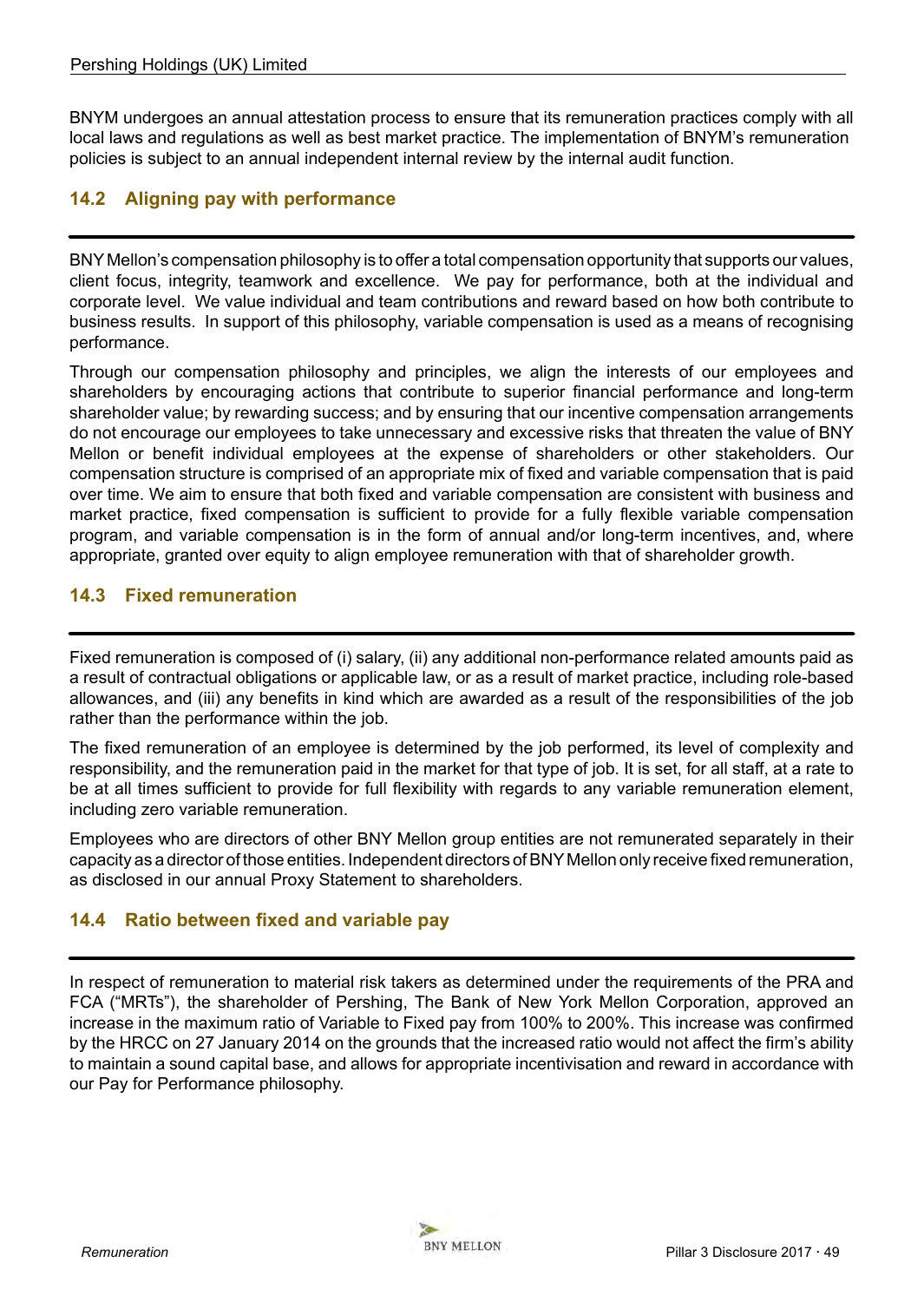BNYM undergoes an annual attestation process to ensure that its remuneration practices comply with all local laws and regulations as well as best market practice. The implementation of BNYM's remuneration policies is subject to an annual independent internal review by the internal audit function.

## 14.2 Aligning pay with performance

BNY Mellon's compensation philosophy is to offer a total compensation opportunity that supports our values, client focus, integrity, teamwork and excellence. We pay for performance, both at the individual and corporate level. We value individual and team contributions and reward based on how both contribute to business results. In support of this philosophy, variable compensation is used as a means of recognising performance.

Through our compensation philosophy and principles, we align the interests of our employees and shareholders by encouraging actions that contribute to superior financial performance and long-term shareholder value; by rewarding success; and by ensuring that our incentive compensation arrangements do not encourage our employees to take unnecessary and excessive risks that threaten the value of BNY Mellon or benefit individual employees at the expense of shareholders or other stakeholders. Our compensation structure is comprised of an appropriate mix of fixed and variable compensation that is paid over time. We aim to ensure that both fixed and variable compensation are consistent with business and market practice, fixed compensation is sufficient to provide for a fully flexible variable compensation program, and variable compensation is in the form of annual and/or long-term incentives, and, where appropriate, granted over equity to align employee remuneration with that of shareholder growth.

## 14.3 Fixed remuneration

Fixed remuneration is composed of (i) salary, (ii) any additional non-performance related amounts paid as a result of contractual obligations or applicable law, or as a result of market practice, including role-based allowances, and (iii) any benefits in kind which are awarded as a result of the responsibilities of the job rather than the performance within the job.

The fixed remuneration of an employee is determined by the job performed, its level of complexity and responsibility, and the remuneration paid in the market for that type of job. It is set, for all staff, at a rate to be at all times sufficient to provide for full flexibility with regards to any variable remuneration element, including zero variable remuneration.

Employees who are directors of other BNY Mellon group entities are not remunerated separately in their capacity as a director of those entities. Independent directors of BNY Mellon only receive fixed remuneration, as disclosed in our annual Proxy Statement to shareholders.

## 14.4 Ratio between fixed and variable pay

In respect of remuneration to material risk takers as determined under the requirements of the PRA and FCA ("MRTs"), the shareholder of Pershing, The Bank of New York Mellon Corporation, approved an increase in the maximum ratio of Variable to Fixed pay from 100% to 200%. This increase was confirmed by the HRCC on 27 January 2014 on the grounds that the increased ratio would not affect the firm's ability to maintain a sound capital base, and allows for appropriate incentivisation and reward in accordance with our Pay for Performance philosophy.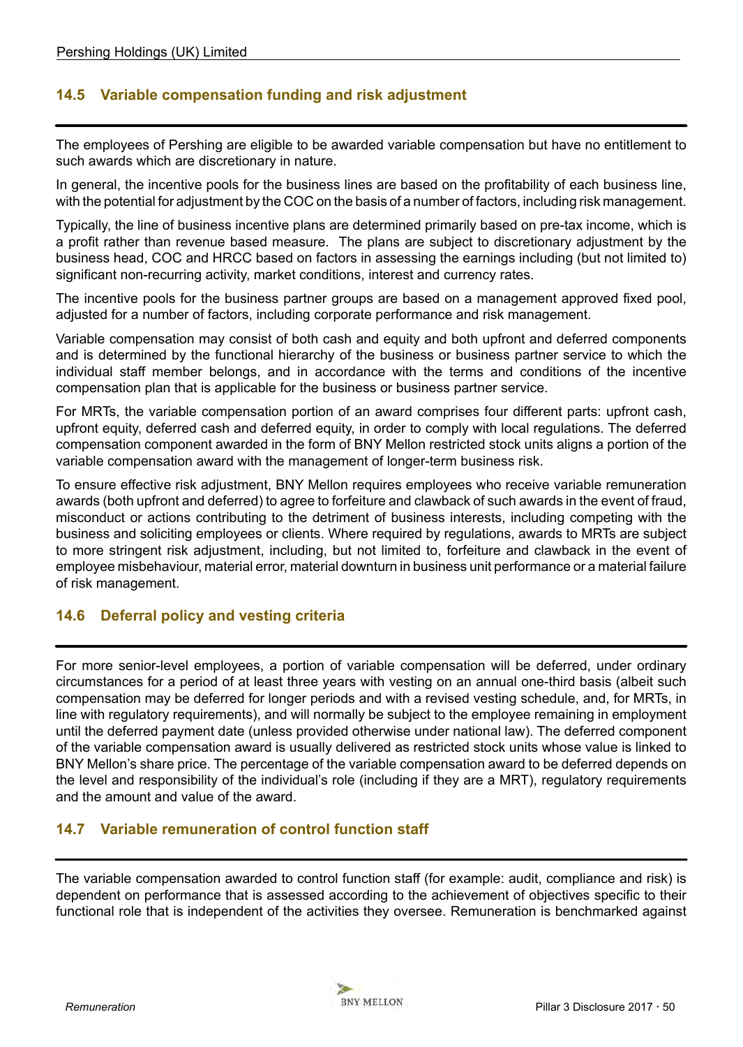### 14.5 Variable compensation funding and risk adjustment

The employees of Pershing are eligible to be awarded variable compensation but have no entitlement to such awards which are discretionary in nature.

In general, the incentive pools for the business lines are based on the profitability of each business line, with the potential for adjustment by the COC on the basis of a number of factors, including risk management.

Typically, the line of business incentive plans are determined primarily based on pre-tax income, which is a profit rather than revenue based measure. The plans are subject to discretionary adjustment by the business head, COC and HRCC based on factors in assessing the earnings including (but not limited to) significant non-recurring activity, market conditions, interest and currency rates.

The incentive pools for the business partner groups are based on a management approved fixed pool, adjusted for a number of factors, including corporate performance and risk management.

Variable compensation may consist of both cash and equity and both upfront and deferred components and is determined by the functional hierarchy of the business or business partner service to which the individual staff member belongs, and in accordance with the terms and conditions of the incentive compensation plan that is applicable for the business or business partner service.

For MRTs, the variable compensation portion of an award comprises four different parts: upfront cash, upfront equity, deferred cash and deferred equity, in order to comply with local regulations. The deferred compensation component awarded in the form of BNY Mellon restricted stock units aligns a portion of the variable compensation award with the management of longer-term business risk.

To ensure effective risk adjustment, BNY Mellon requires employees who receive variable remuneration awards (both upfront and deferred) to agree to forfeiture and clawback of such awards in the event of fraud, misconduct or actions contributing to the detriment of business interests, including competing with the business and soliciting employees or clients. Where required by regulations, awards to MRTs are subject to more stringent risk adjustment, including, but not limited to, forfeiture and clawback in the event of employee misbehaviour, material error, material downturn in business unit performance or a material failure of risk management.

### 14.6 Deferral policy and vesting criteria

For more senior-level employees, a portion of variable compensation will be deferred, under ordinary circumstances for a period of at least three years with vesting on an annual one-third basis (albeit such compensation may be deferred for longer periods and with a revised vesting schedule, and, for MRTs, in line with regulatory requirements), and will normally be subject to the employee remaining in employment until the deferred payment date (unless provided otherwise under national law). The deferred component of the variable compensation award is usually delivered as restricted stock units whose value is linked to BNY Mellon's share price. The percentage of the variable compensation award to be deferred depends on the level and responsibility of the individual's role (including if they are a MRT), regulatory requirements and the amount and value of the award.

### 14.7 Variable remuneration of control function staff

The variable compensation awarded to control function staff (for example: audit, compliance and risk) is dependent on performance that is assessed according to the achievement of objectives specific to their functional role that is independent of the activities they oversee. Remuneration is benchmarked against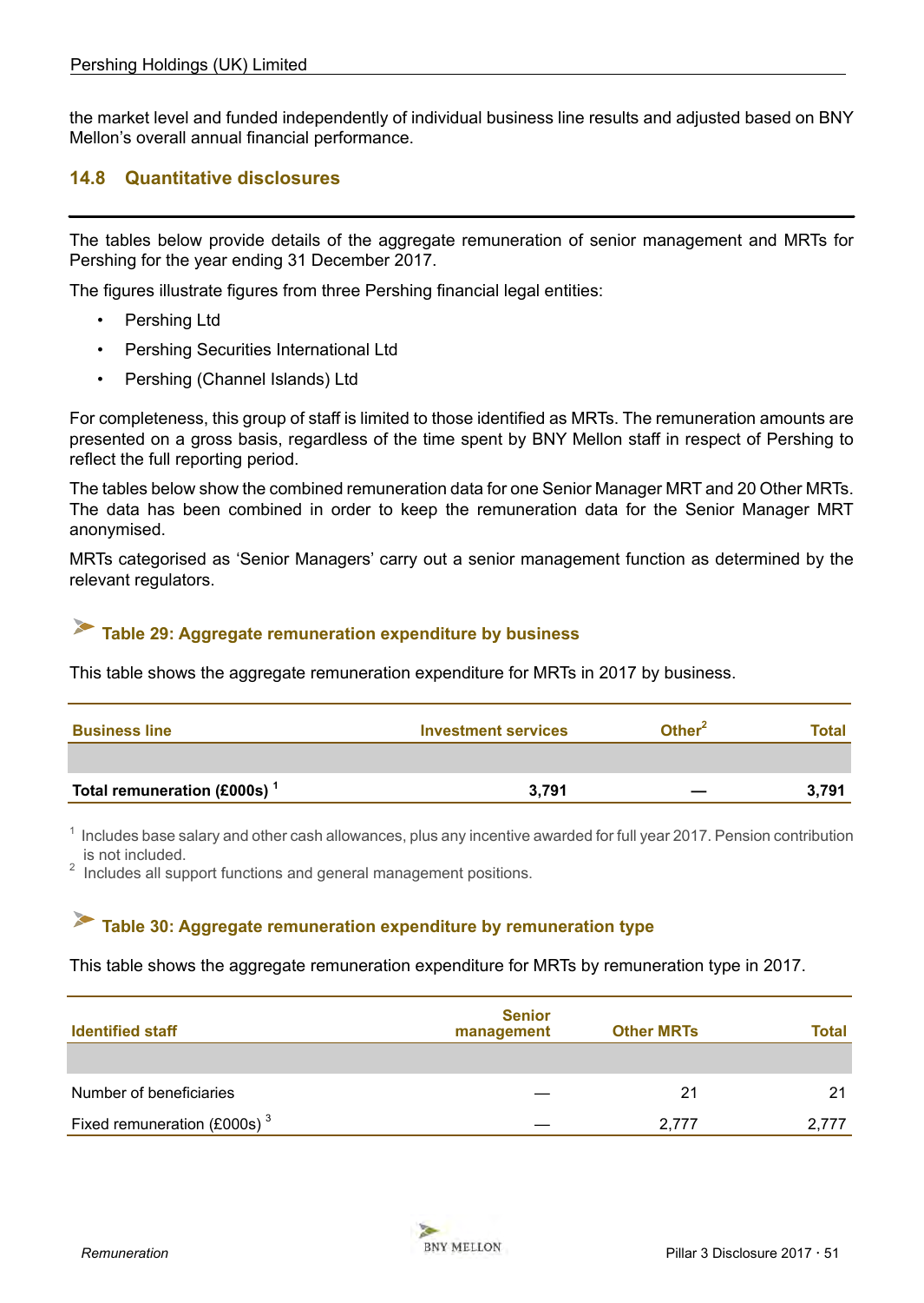the market level and funded independently of individual business line results and adjusted based on BNY Mellon's overall annual financial performance.

## 14.8 Quantitative disclosures

The tables below provide details of the aggregate remuneration of senior management and MRTs for Pershing for the year ending 31 December 2017.

The figures illustrate figures from three Pershing financial legal entities:

- Pershing Ltd
- Pershing Securities International Ltd
- Pershing (Channel Islands) Ltd

For completeness, this group of staff is limited to those identified as MRTs. The remuneration amounts are presented on a gross basis, regardless of the time spent by BNY Mellon staff in respect of Pershing to reflect the full reporting period.

The tables below show the combined remuneration data for one Senior Manager MRT and 20 Other MRTs. The data has been combined in order to keep the remuneration data for the Senior Manager MRT anonymised.

MRTs categorised as 'Senior Managers' carry out a senior management function as determined by the relevant regulators.

### Table 29: Aggregate remuneration expenditure by business

This table shows the aggregate remuneration expenditure for MRTs in 2017 by business.

| Business line | Investment services | Other[2] | Total |
|---|---|---|---|
| **Total remuneration (£000s)** [1] | **3,791** | **—** | **3,791** |

[1] Includes base salary and other cash allowances, plus any incentive awarded for full year 2017. Pension contribution is not included.
[2] Includes all support functions and general management positions.

### Table 30: Aggregate remuneration expenditure by remuneration type

This table shows the aggregate remuneration expenditure for MRTs by remuneration type in 2017.

| Identified staff | Senior management | Other MRTs | Total |
|---|---|---|---|
| Number of beneficiaries | — | 21 | 21 |
| Fixed remuneration (£000s) [3] | — | 2,777 | 2,777 |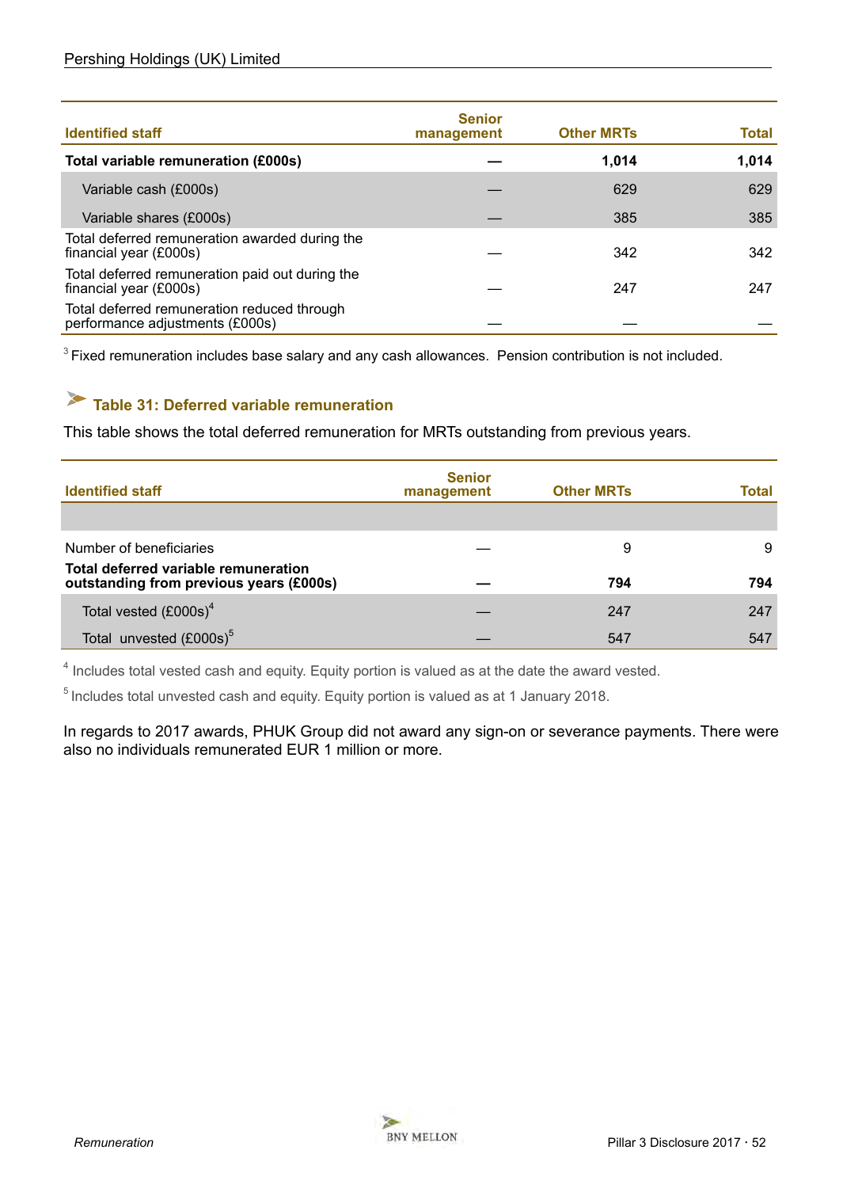| Identified staff | Senior management | Other MRTs | Total |
|---|---|---|---|
| **Total variable remuneration (£000s)** | **—** | **1,014** | **1,014** |
| Variable cash (£000s) | — | 629 | 629 |
| Variable shares (£000s) | — | 385 | 385 |
| Total deferred remuneration awarded during the financial year (£000s) | — | 342 | 342 |
| Total deferred remuneration paid out during the financial year (£000s) | — | 247 | 247 |
| Total deferred remuneration reduced through performance adjustments (£000s) | — | — | — |

[3] Fixed remuneration includes base salary and any cash allowances. Pension contribution is not included.

### Table 31: Deferred variable remuneration

This table shows the total deferred remuneration for MRTs outstanding from previous years.

| Identified staff | Senior management | Other MRTs | Total |
|---|---|---|---|
| Number of beneficiaries | — | 9 | 9 |
| **Total deferred variable remuneration outstanding from previous years (£000s)** | **—** | **794** | **794** |
| Total vested (£000s)[4] | — | 247 | 247 |
| Total unvested (£000s)[5] | — | 547 | 547 |

[4] Includes total vested cash and equity. Equity portion is valued as at the date the award vested.

[5] Includes total unvested cash and equity. Equity portion is valued as at 1 January 2018.

In regards to 2017 awards, PHUK Group did not award any sign-on or severance payments. There were also no individuals remunerated EUR 1 million or more.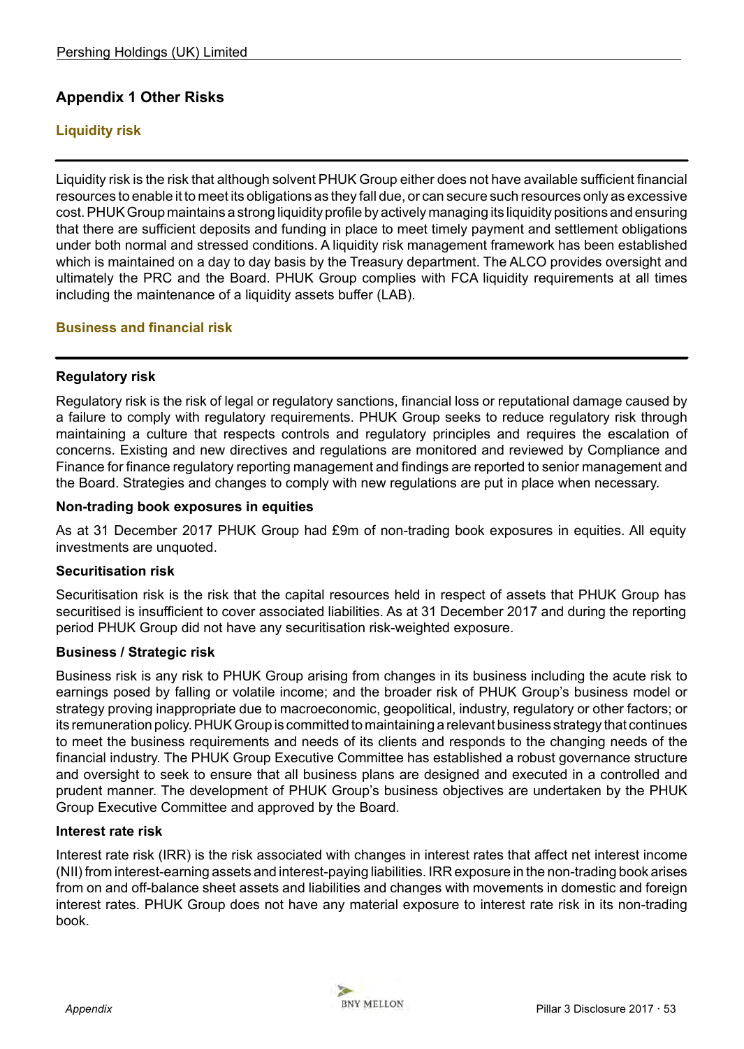## Appendix 1 Other Risks

### Liquidity risk

Liquidity risk is the risk that although solvent PHUK Group either does not have available sufficient financial resources to enable it to meet its obligations as they fall due, or can secure such resources only as excessive cost. PHUK Group maintains a strong liquidity profile by actively managing its liquidity positions and ensuring that there are sufficient deposits and funding in place to meet timely payment and settlement obligations under both normal and stressed conditions. A liquidity risk management framework has been established which is maintained on a day to day basis by the Treasury department. The ALCO provides oversight and ultimately the PRC and the Board. PHUK Group complies with FCA liquidity requirements at all times including the maintenance of a liquidity assets buffer (LAB).

### Business and financial risk

#### Regulatory risk

Regulatory risk is the risk of legal or regulatory sanctions, financial loss or reputational damage caused by a failure to comply with regulatory requirements. PHUK Group seeks to reduce regulatory risk through maintaining a culture that respects controls and regulatory principles and requires the escalation of concerns. Existing and new directives and regulations are monitored and reviewed by Compliance and Finance for finance regulatory reporting management and findings are reported to senior management and the Board. Strategies and changes to comply with new regulations are put in place when necessary.

#### Non-trading book exposures in equities

As at 31 December 2017 PHUK Group had £9m of non-trading book exposures in equities. All equity investments are unquoted.

#### Securitisation risk

Securitisation risk is the risk that the capital resources held in respect of assets that PHUK Group has securitised is insufficient to cover associated liabilities. As at 31 December 2017 and during the reporting period PHUK Group did not have any securitisation risk-weighted exposure.

#### Business / Strategic risk

Business risk is any risk to PHUK Group arising from changes in its business including the acute risk to earnings posed by falling or volatile income; and the broader risk of PHUK Group's business model or strategy proving inappropriate due to macroeconomic, geopolitical, industry, regulatory or other factors; or its remuneration policy. PHUK Group is committed to maintaining a relevant business strategy that continues to meet the business requirements and needs of its clients and responds to the changing needs of the financial industry. The PHUK Group Executive Committee has established a robust governance structure and oversight to seek to ensure that all business plans are designed and executed in a controlled and prudent manner. The development of PHUK Group's business objectives are undertaken by the PHUK Group Executive Committee and approved by the Board.

#### Interest rate risk

Interest rate risk (IRR) is the risk associated with changes in interest rates that affect net interest income (NII) from interest-earning assets and interest-paying liabilities. IRR exposure in the non-trading book arises from on and off-balance sheet assets and liabilities and changes with movements in domestic and foreign interest rates. PHUK Group does not have any material exposure to interest rate risk in its non-trading book.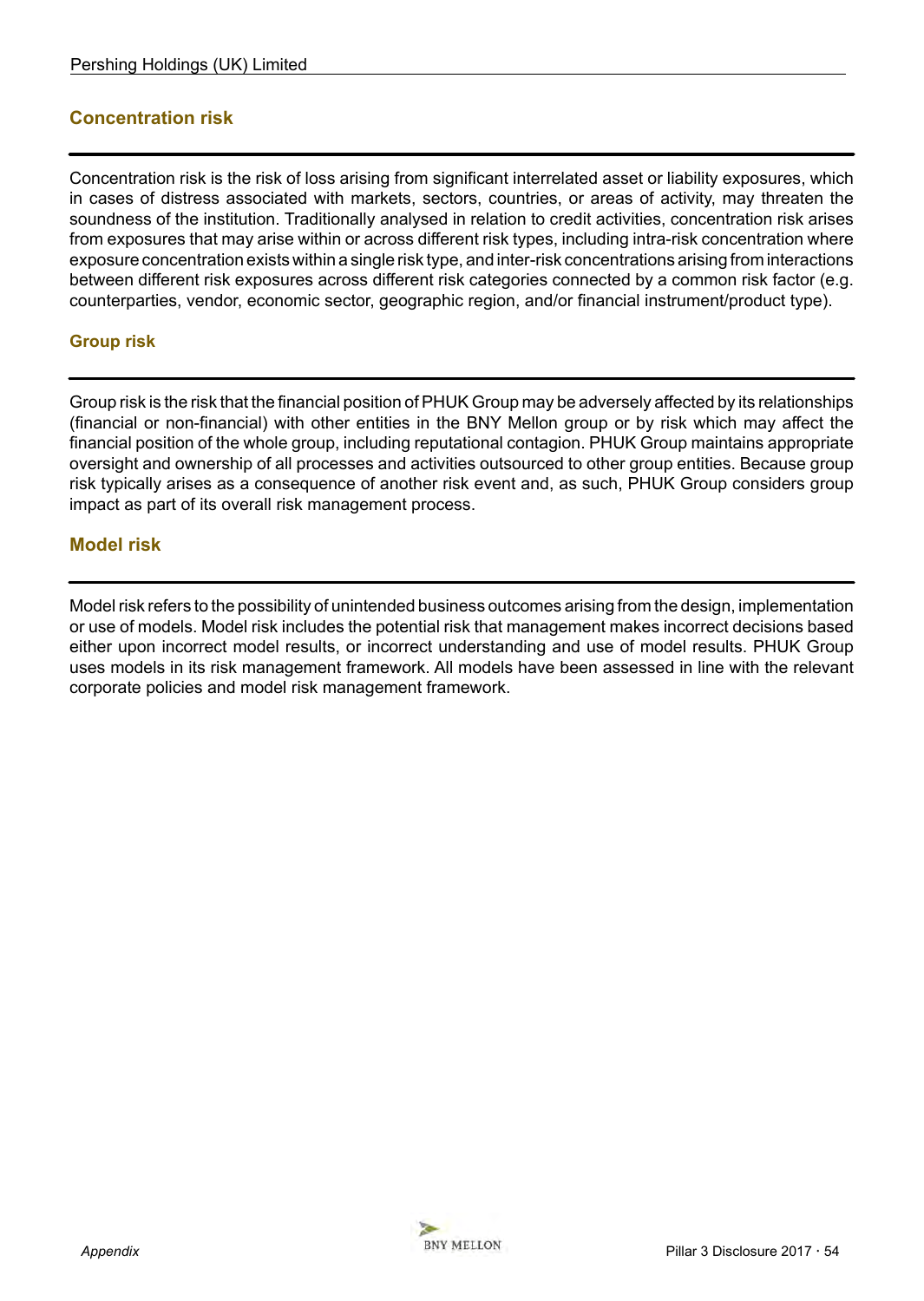## Concentration risk

Concentration risk is the risk of loss arising from significant interrelated asset or liability exposures, which in cases of distress associated with markets, sectors, countries, or areas of activity, may threaten the soundness of the institution. Traditionally analysed in relation to credit activities, concentration risk arises from exposures that may arise within or across different risk types, including intra-risk concentration where exposure concentration exists within a single risk type, and inter-risk concentrations arising from interactions between different risk exposures across different risk categories connected by a common risk factor (e.g. counterparties, vendor, economic sector, geographic region, and/or financial instrument/product type).

## Group risk

Group risk is the risk that the financial position of PHUK Group may be adversely affected by its relationships (financial or non-financial) with other entities in the BNY Mellon group or by risk which may affect the financial position of the whole group, including reputational contagion. PHUK Group maintains appropriate oversight and ownership of all processes and activities outsourced to other group entities. Because group risk typically arises as a consequence of another risk event and, as such, PHUK Group considers group impact as part of its overall risk management process.

## Model risk

Model risk refers to the possibility of unintended business outcomes arising from the design, implementation or use of models. Model risk includes the potential risk that management makes incorrect decisions based either upon incorrect model results, or incorrect understanding and use of model results. PHUK Group uses models in its risk management framework. All models have been assessed in line with the relevant corporate policies and model risk management framework.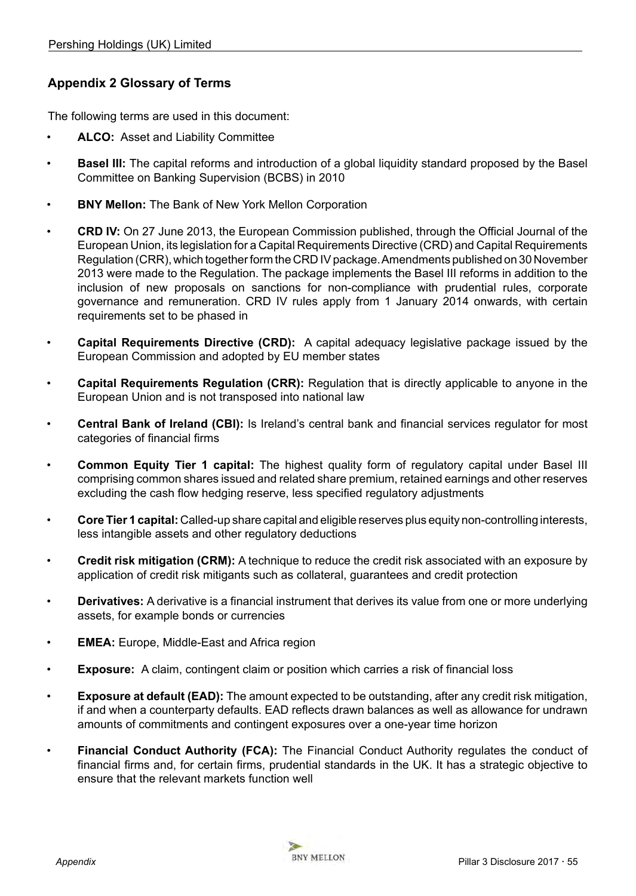## Appendix 2 Glossary of Terms

The following terms are used in this document:

- **ALCO:** Asset and Liability Committee
- **Basel III:** The capital reforms and introduction of a global liquidity standard proposed by the Basel Committee on Banking Supervision (BCBS) in 2010
- **BNY Mellon:** The Bank of New York Mellon Corporation
- **CRD IV:** On 27 June 2013, the European Commission published, through the Official Journal of the European Union, its legislation for a Capital Requirements Directive (CRD) and Capital Requirements Regulation (CRR), which together form the CRD IV package. Amendments published on 30 November 2013 were made to the Regulation. The package implements the Basel III reforms in addition to the inclusion of new proposals on sanctions for non-compliance with prudential rules, corporate governance and remuneration. CRD IV rules apply from 1 January 2014 onwards, with certain requirements set to be phased in
- **Capital Requirements Directive (CRD):** A capital adequacy legislative package issued by the European Commission and adopted by EU member states
- **Capital Requirements Regulation (CRR):** Regulation that is directly applicable to anyone in the European Union and is not transposed into national law
- **Central Bank of Ireland (CBI):** Is Ireland's central bank and financial services regulator for most categories of financial firms
- **Common Equity Tier 1 capital:** The highest quality form of regulatory capital under Basel III comprising common shares issued and related share premium, retained earnings and other reserves excluding the cash flow hedging reserve, less specified regulatory adjustments
- **Core Tier 1 capital:** Called-up share capital and eligible reserves plus equity non-controlling interests, less intangible assets and other regulatory deductions
- **Credit risk mitigation (CRM):** A technique to reduce the credit risk associated with an exposure by application of credit risk mitigants such as collateral, guarantees and credit protection
- **Derivatives:** A derivative is a financial instrument that derives its value from one or more underlying assets, for example bonds or currencies
- **EMEA:** Europe, Middle-East and Africa region
- **Exposure:** A claim, contingent claim or position which carries a risk of financial loss
- **Exposure at default (EAD):** The amount expected to be outstanding, after any credit risk mitigation, if and when a counterparty defaults. EAD reflects drawn balances as well as allowance for undrawn amounts of commitments and contingent exposures over a one-year time horizon
- **Financial Conduct Authority (FCA):** The Financial Conduct Authority regulates the conduct of financial firms and, for certain firms, prudential standards in the UK. It has a strategic objective to ensure that the relevant markets function well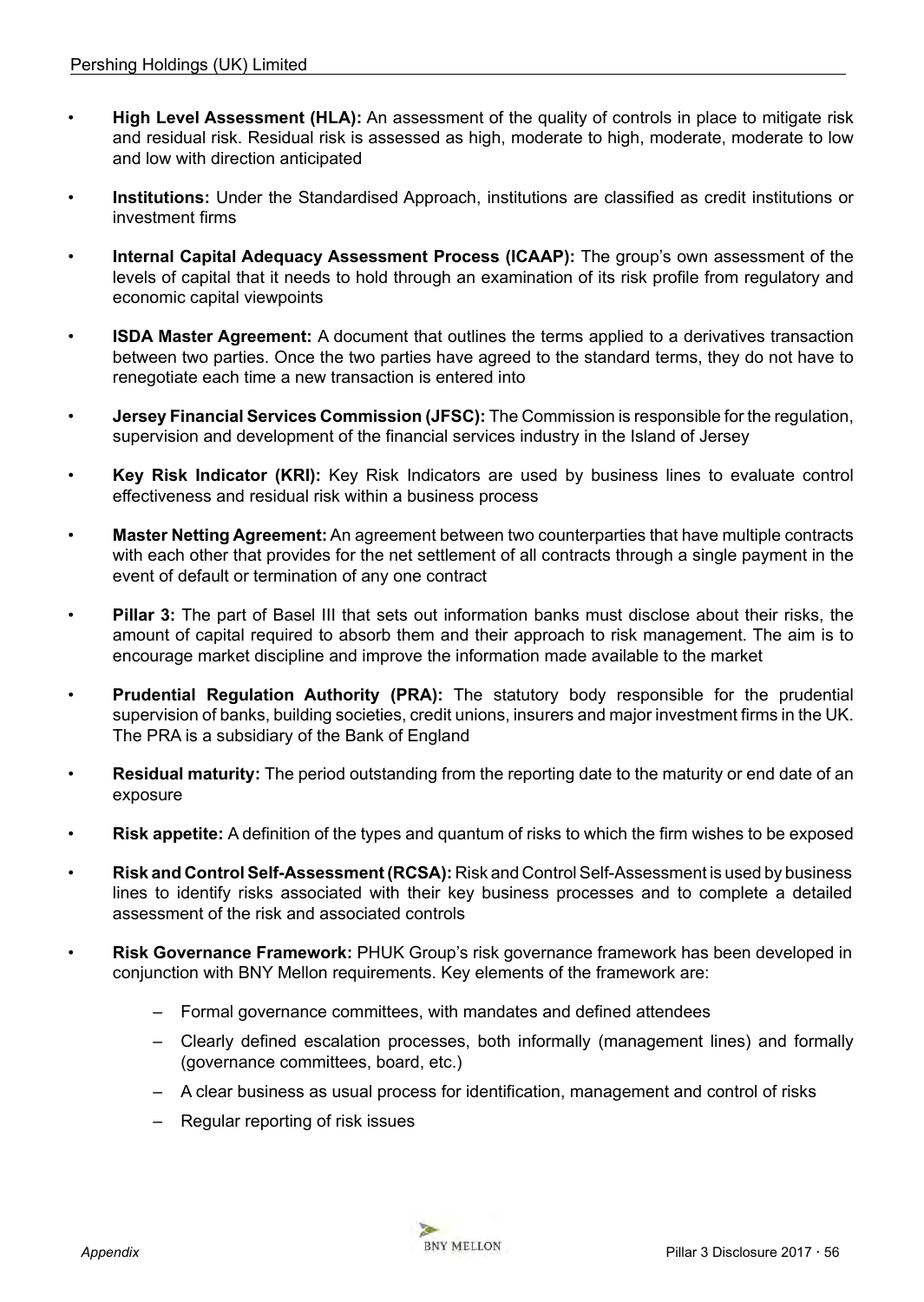- **High Level Assessment (HLA):** An assessment of the quality of controls in place to mitigate risk and residual risk. Residual risk is assessed as high, moderate to high, moderate, moderate to low and low with direction anticipated
- **Institutions:** Under the Standardised Approach, institutions are classified as credit institutions or investment firms
- **Internal Capital Adequacy Assessment Process (ICAAP):** The group's own assessment of the levels of capital that it needs to hold through an examination of its risk profile from regulatory and economic capital viewpoints
- **ISDA Master Agreement:** A document that outlines the terms applied to a derivatives transaction between two parties. Once the two parties have agreed to the standard terms, they do not have to renegotiate each time a new transaction is entered into
- **Jersey Financial Services Commission (JFSC):** The Commission is responsible for the regulation, supervision and development of the financial services industry in the Island of Jersey
- **Key Risk Indicator (KRI):** Key Risk Indicators are used by business lines to evaluate control effectiveness and residual risk within a business process
- **Master Netting Agreement:** An agreement between two counterparties that have multiple contracts with each other that provides for the net settlement of all contracts through a single payment in the event of default or termination of any one contract
- **Pillar 3:** The part of Basel III that sets out information banks must disclose about their risks, the amount of capital required to absorb them and their approach to risk management. The aim is to encourage market discipline and improve the information made available to the market
- **Prudential Regulation Authority (PRA):** The statutory body responsible for the prudential supervision of banks, building societies, credit unions, insurers and major investment firms in the UK. The PRA is a subsidiary of the Bank of England
- **Residual maturity:** The period outstanding from the reporting date to the maturity or end date of an exposure
- **Risk appetite:** A definition of the types and quantum of risks to which the firm wishes to be exposed
- **Risk and Control Self-Assessment (RCSA):** Risk and Control Self-Assessment is used by business lines to identify risks associated with their key business processes and to complete a detailed assessment of the risk and associated controls
- **Risk Governance Framework:** PHUK Group's risk governance framework has been developed in conjunction with BNY Mellon requirements. Key elements of the framework are:
  - Formal governance committees, with mandates and defined attendees
  - Clearly defined escalation processes, both informally (management lines) and formally (governance committees, board, etc.)
  - A clear business as usual process for identification, management and control of risks
  - Regular reporting of risk issues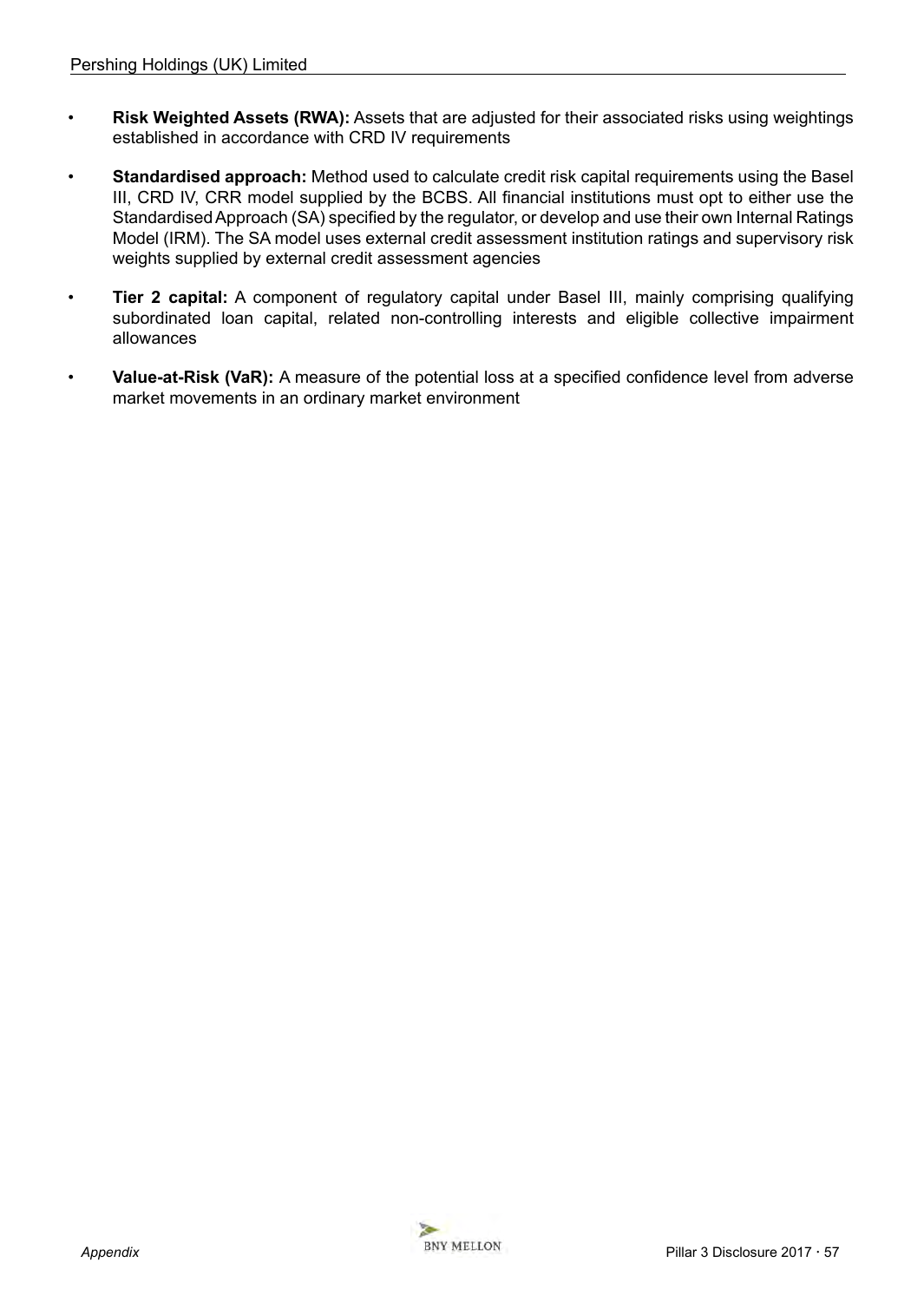- **Risk Weighted Assets (RWA):** Assets that are adjusted for their associated risks using weightings established in accordance with CRD IV requirements
- **Standardised approach:** Method used to calculate credit risk capital requirements using the Basel III, CRD IV, CRR model supplied by the BCBS. All financial institutions must opt to either use the Standardised Approach (SA) specified by the regulator, or develop and use their own Internal Ratings Model (IRM). The SA model uses external credit assessment institution ratings and supervisory risk weights supplied by external credit assessment agencies
- **Tier 2 capital:** A component of regulatory capital under Basel III, mainly comprising qualifying subordinated loan capital, related non-controlling interests and eligible collective impairment allowances
- **Value-at-Risk (VaR):** A measure of the potential loss at a specified confidence level from adverse market movements in an ordinary market environment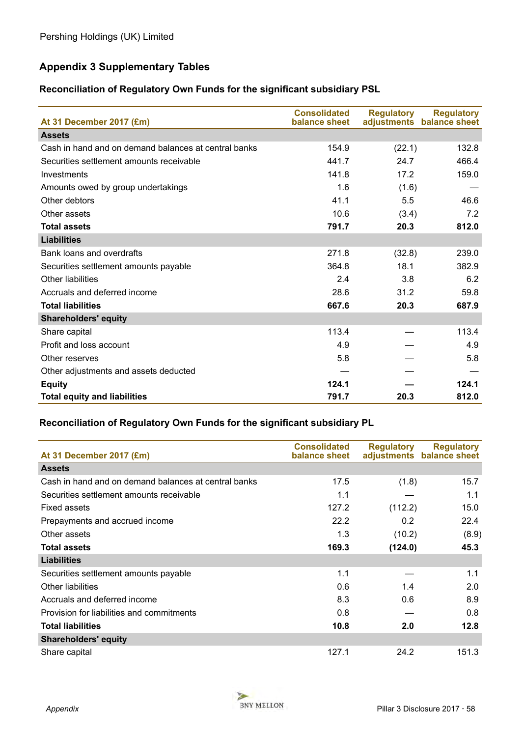## Appendix 3 Supplementary Tables

### Reconciliation of Regulatory Own Funds for the significant subsidiary PSL

| At 31 December 2017 (£m) | Consolidated balance sheet | Regulatory adjustments | Regulatory balance sheet |
|---|---|---|---|
| **Assets** | | | |
| Cash in hand and on demand balances at central banks | 154.9 | (22.1) | 132.8 |
| Securities settlement amounts receivable | 441.7 | 24.7 | 466.4 |
| Investments | 141.8 | 17.2 | 159.0 |
| Amounts owed by group undertakings | 1.6 | (1.6) | — |
| Other debtors | 41.1 | 5.5 | 46.6 |
| Other assets | 10.6 | (3.4) | 7.2 |
| **Total assets** | **791.7** | **20.3** | **812.0** |
| **Liabilities** | | | |
| Bank loans and overdrafts | 271.8 | (32.8) | 239.0 |
| Securities settlement amounts payable | 364.8 | 18.1 | 382.9 |
| Other liabilities | 2.4 | 3.8 | 6.2 |
| Accruals and deferred income | 28.6 | 31.2 | 59.8 |
| **Total liabilities** | **667.6** | **20.3** | **687.9** |
| **Shareholders' equity** | | | |
| Share capital | 113.4 | — | 113.4 |
| Profit and loss account | 4.9 | — | 4.9 |
| Other reserves | 5.8 | — | 5.8 |
| Other adjustments and assets deducted | — | — | — |
| **Equity** | **124.1** | **—** | **124.1** |
| **Total equity and liabilities** | **791.7** | **20.3** | **812.0** |

### Reconciliation of Regulatory Own Funds for the significant subsidiary PL

| At 31 December 2017 (£m) | Consolidated balance sheet | Regulatory adjustments | Regulatory balance sheet |
|---|---|---|---|
| **Assets** | | | |
| Cash in hand and on demand balances at central banks | 17.5 | (1.8) | 15.7 |
| Securities settlement amounts receivable | 1.1 | — | 1.1 |
| Fixed assets | 127.2 | (112.2) | 15.0 |
| Prepayments and accrued income | 22.2 | 0.2 | 22.4 |
| Other assets | 1.3 | (10.2) | (8.9) |
| **Total assets** | **169.3** | **(124.0)** | **45.3** |
| **Liabilities** | | | |
| Securities settlement amounts payable | 1.1 | — | 1.1 |
| Other liabilities | 0.6 | 1.4 | 2.0 |
| Accruals and deferred income | 8.3 | 0.6 | 8.9 |
| Provision for liabilities and commitments | 0.8 | — | 0.8 |
| **Total liabilities** | **10.8** | **2.0** | **12.8** |
| **Shareholders' equity** | | | |
| Share capital | 127.1 | 24.2 | 151.3 |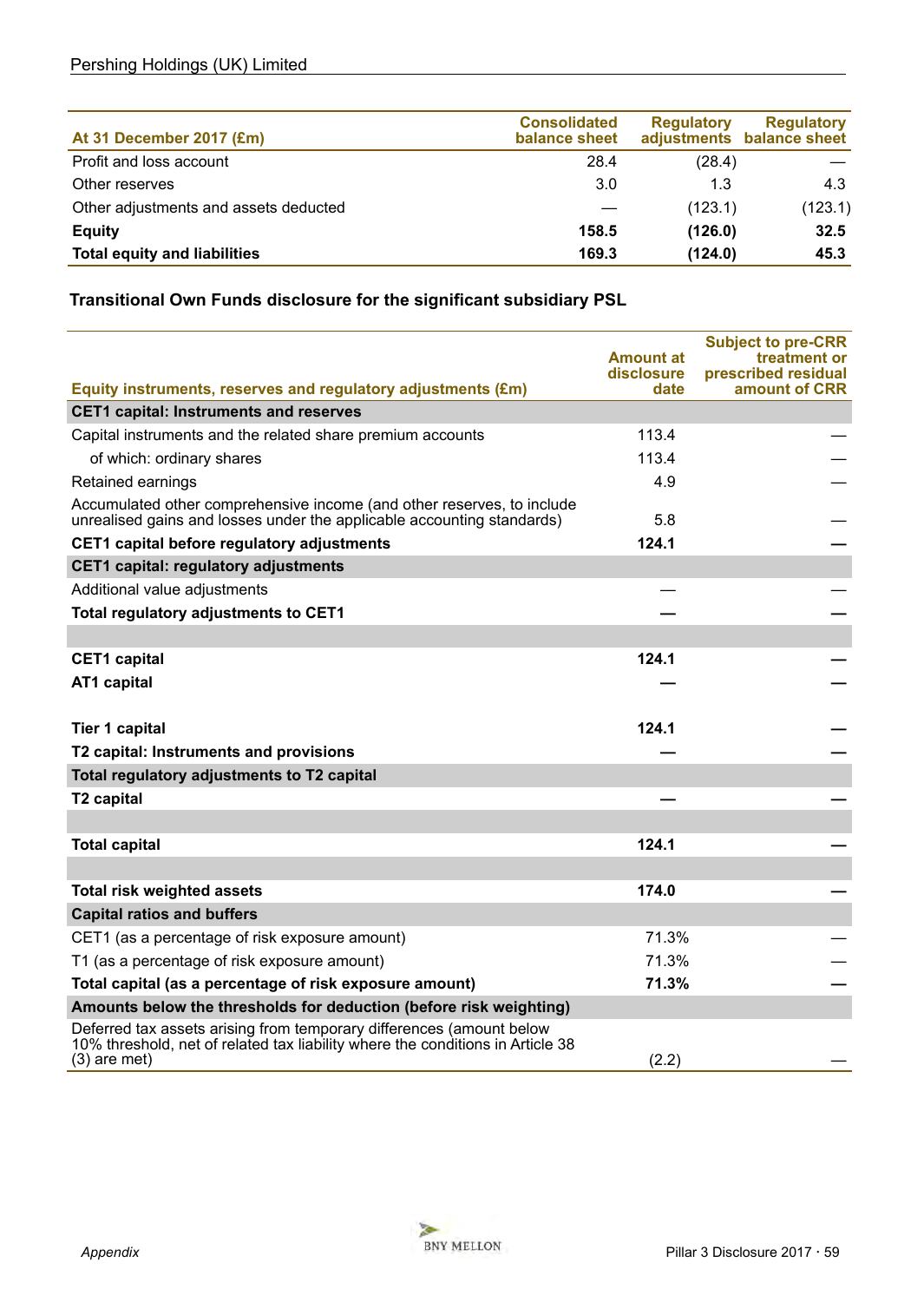| At 31 December 2017 (£m) | Consolidated balance sheet | Regulatory adjustments | Regulatory balance sheet |
|---|---|---|---|
| Profit and loss account | 28.4 | (28.4) | — |
| Other reserves | 3.0 | 1.3 | 4.3 |
| Other adjustments and assets deducted | — | (123.1) | (123.1) |
| **Equity** | **158.5** | **(126.0)** | **32.5** |
| **Total equity and liabilities** | **169.3** | **(124.0)** | **45.3** |

### Transitional Own Funds disclosure for the significant subsidiary PSL

| Equity instruments, reserves and regulatory adjustments (£m) | Amount at disclosure date | Subject to pre-CRR treatment or prescribed residual amount of CRR |
|---|---|---|
| **CET1 capital: Instruments and reserves** | | |
| Capital instruments and the related share premium accounts | 113.4 | — |
| of which: ordinary shares | 113.4 | — |
| Retained earnings | 4.9 | — |
| Accumulated other comprehensive income (and other reserves, to include unrealised gains and losses under the applicable accounting standards) | 5.8 | — |
| **CET1 capital before regulatory adjustments** | **124.1** | **—** |
| **CET1 capital: regulatory adjustments** | | |
| Additional value adjustments | — | — |
| **Total regulatory adjustments to CET1** | **—** | **—** |
| | | |
| **CET1 capital** | **124.1** | **—** |
| **AT1 capital** | **—** | **—** |
| **Tier 1 capital** | **124.1** | **—** |
| **T2 capital: Instruments and provisions** | **—** | **—** |
| **Total regulatory adjustments to T2 capital** | | |
| **T2 capital** | **—** | **—** |
| | | |
| **Total capital** | **124.1** | **—** |
| | | |
| **Total risk weighted assets** | **174.0** | **—** |
| **Capital ratios and buffers** | | |
| CET1 (as a percentage of risk exposure amount) | 71.3% | — |
| T1 (as a percentage of risk exposure amount) | 71.3% | — |
| **Total capital (as a percentage of risk exposure amount)** | **71.3%** | **—** |
| **Amounts below the thresholds for deduction (before risk weighting)** | | |
| Deferred tax assets arising from temporary differences (amount below 10% threshold, net of related tax liability where the conditions in Article 38 (3) are met) | (2.2) | — |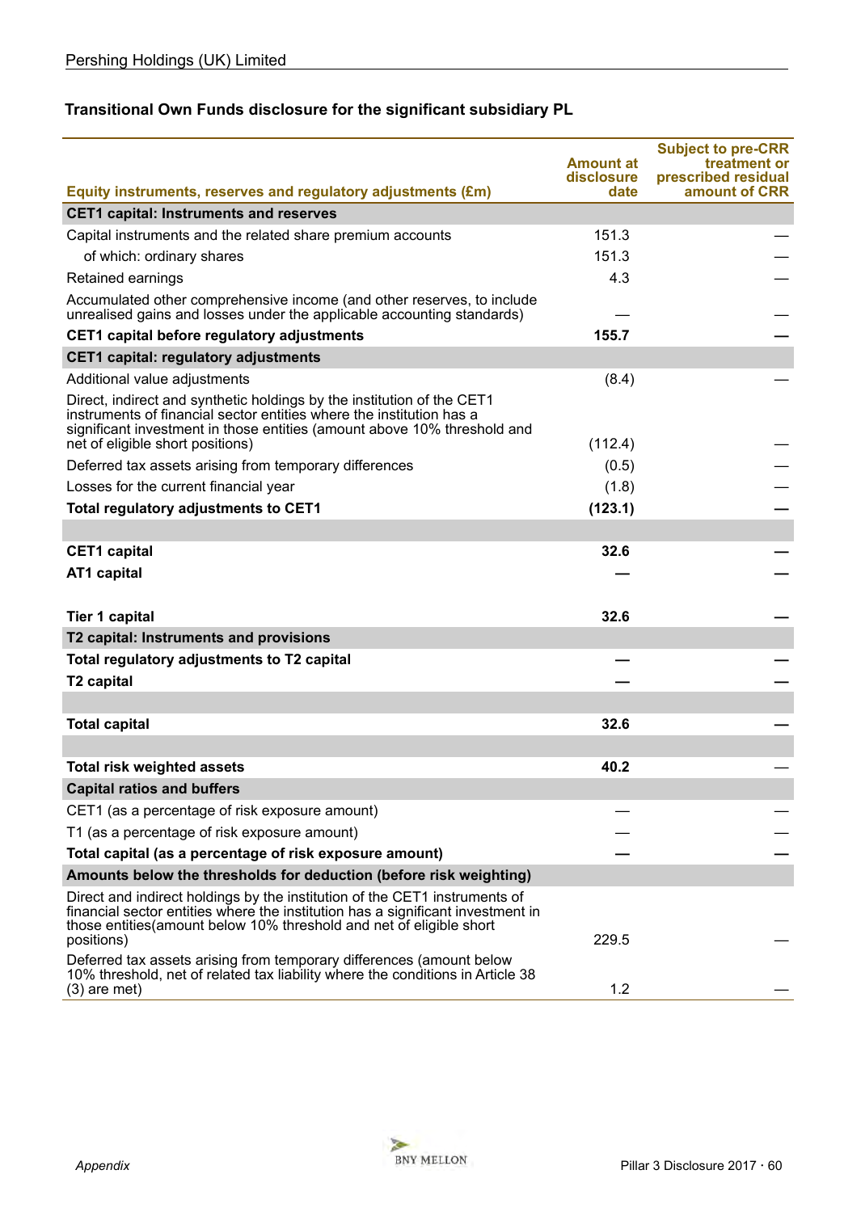### Transitional Own Funds disclosure for the significant subsidiary PL

| Equity instruments, reserves and regulatory adjustments (£m) | Amount at disclosure date | Subject to pre-CRR treatment or prescribed residual amount of CRR |
|---|---|---|
| **CET1 capital: Instruments and reserves** | | |
| Capital instruments and the related share premium accounts | 151.3 | — |
| of which: ordinary shares | 151.3 | — |
| Retained earnings | 4.3 | — |
| Accumulated other comprehensive income (and other reserves, to include unrealised gains and losses under the applicable accounting standards) | — | — |
| **CET1 capital before regulatory adjustments** | **155.7** | **—** |
| **CET1 capital: regulatory adjustments** | | |
| Additional value adjustments | (8.4) | — |
| Direct, indirect and synthetic holdings by the institution of the CET1 instruments of financial sector entities where the institution has a significant investment in those entities (amount above 10% threshold and net of eligible short positions) | (112.4) | — |
| Deferred tax assets arising from temporary differences | (0.5) | — |
| Losses for the current financial year | (1.8) | — |
| **Total regulatory adjustments to CET1** | **(123.1)** | **—** |
| | | |
| **CET1 capital** | **32.6** | **—** |
| **AT1 capital** | **—** | **—** |
| **Tier 1 capital** | **32.6** | **—** |
| **T2 capital: Instruments and provisions** | | |
| **Total regulatory adjustments to T2 capital** | **—** | **—** |
| **T2 capital** | **—** | **—** |
| | | |
| **Total capital** | **32.6** | **—** |
| | | |
| **Total risk weighted assets** | **40.2** | — |
| **Capital ratios and buffers** | | |
| CET1 (as a percentage of risk exposure amount) | — | — |
| T1 (as a percentage of risk exposure amount) | — | — |
| **Total capital (as a percentage of risk exposure amount)** | **—** | **—** |
| **Amounts below the thresholds for deduction (before risk weighting)** | | |
| Direct and indirect holdings by the institution of the CET1 instruments of financial sector entities where the institution has a significant investment in those entities(amount below 10% threshold and net of eligible short positions) | 229.5 | — |
| Deferred tax assets arising from temporary differences (amount below 10% threshold, net of related tax liability where the conditions in Article 38 (3) are met) | 1.2 | — |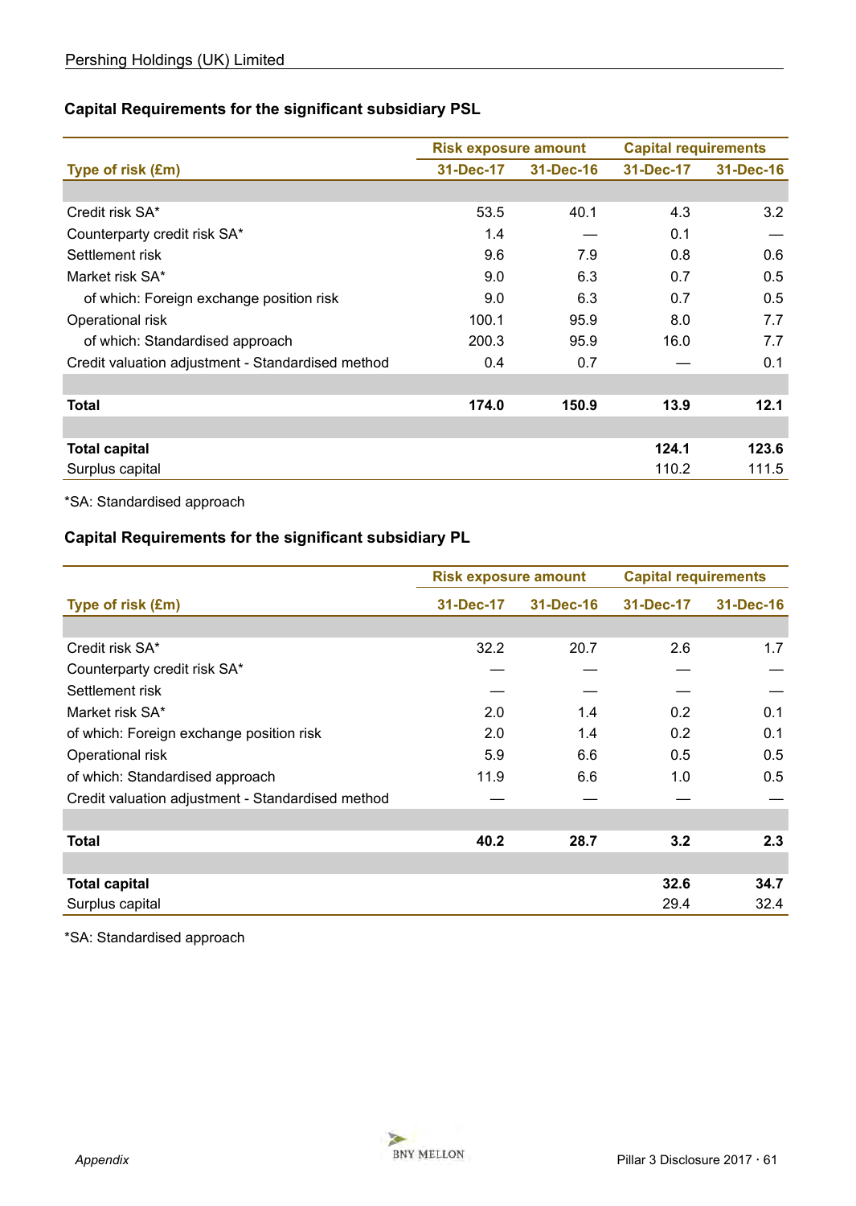### Capital Requirements for the significant subsidiary PSL

| Type of risk (£m) | Risk exposure amount | | Capital requirements | |
|---|---|---|---|---|
| | 31-Dec-17 | 31-Dec-16 | 31-Dec-17 | 31-Dec-16 |
| Credit risk SA* | 53.5 | 40.1 | 4.3 | 3.2 |
| Counterparty credit risk SA* | 1.4 | — | 0.1 | — |
| Settlement risk | 9.6 | 7.9 | 0.8 | 0.6 |
| Market risk SA* | 9.0 | 6.3 | 0.7 | 0.5 |
| of which: Foreign exchange position risk | 9.0 | 6.3 | 0.7 | 0.5 |
| Operational risk | 100.1 | 95.9 | 8.0 | 7.7 |
| of which: Standardised approach | 200.3 | 95.9 | 16.0 | 7.7 |
| Credit valuation adjustment - Standardised method | 0.4 | 0.7 | — | 0.1 |
| **Total** | **174.0** | **150.9** | **13.9** | **12.1** |
| **Total capital** | | | **124.1** | **123.6** |
| Surplus capital | | | 110.2 | 111.5 |

*SA: Standardised approach

### Capital Requirements for the significant subsidiary PL

| Type of risk (£m) | Risk exposure amount | | Capital requirements | |
|---|---|---|---|---|
| | 31-Dec-17 | 31-Dec-16 | 31-Dec-17 | 31-Dec-16 |
| Credit risk SA* | 32.2 | 20.7 | 2.6 | 1.7 |
| Counterparty credit risk SA* | — | — | — | — |
| Settlement risk | — | — | — | — |
| Market risk SA* | 2.0 | 1.4 | 0.2 | 0.1 |
| of which: Foreign exchange position risk | 2.0 | 1.4 | 0.2 | 0.1 |
| Operational risk | 5.9 | 6.6 | 0.5 | 0.5 |
| of which: Standardised approach | 11.9 | 6.6 | 1.0 | 0.5 |
| Credit valuation adjustment - Standardised method | — | — | — | — |
| **Total** | **40.2** | **28.7** | **3.2** | **2.3** |
| **Total capital** | | | **32.6** | **34.7** |
| Surplus capital | | | 29.4 | 32.4 |

*SA: Standardised approach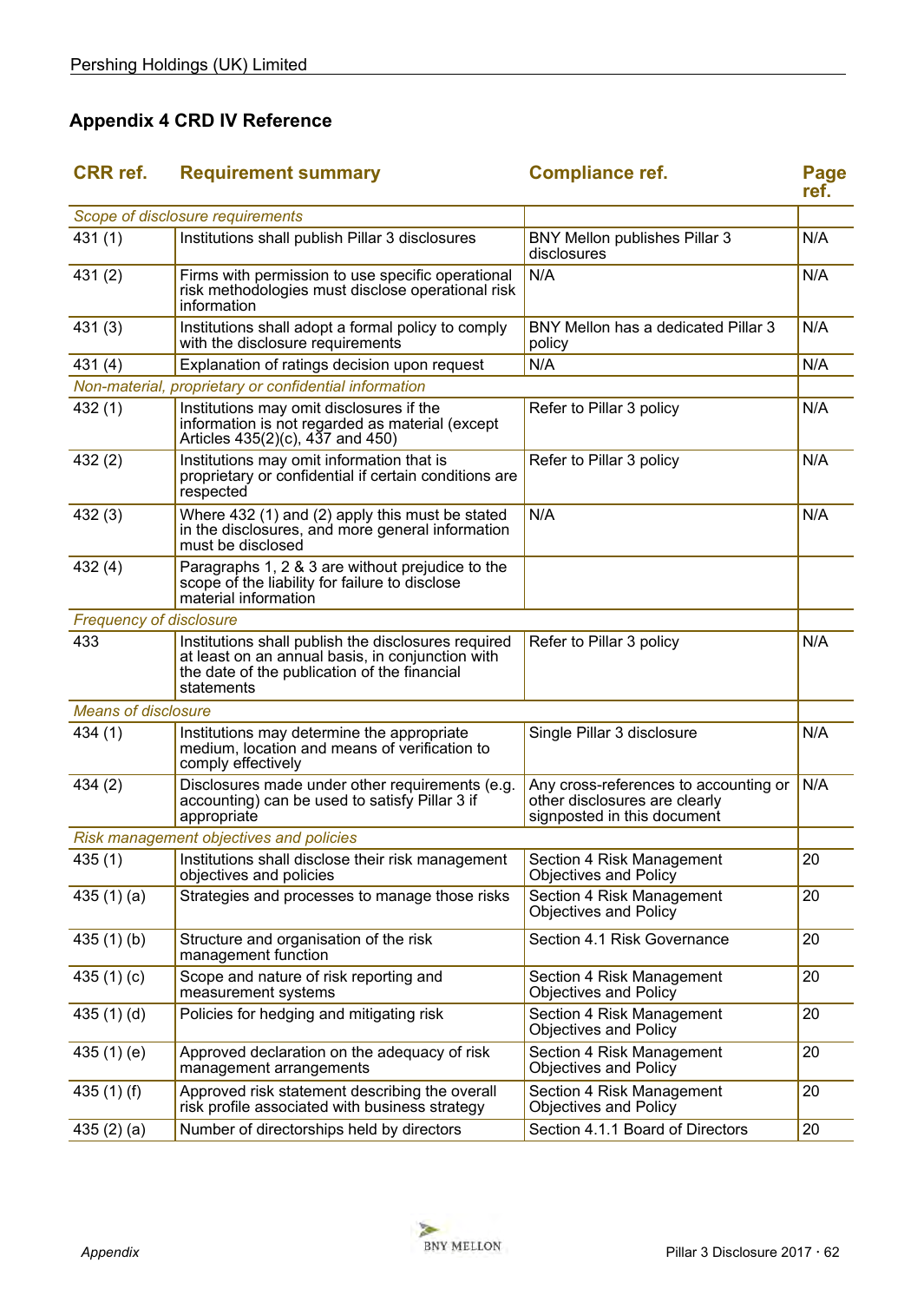## Appendix 4 CRD IV Reference

| CRR ref. | Requirement summary | Compliance ref. | Page ref. |
|---|---|---|---|
| *Scope of disclosure requirements* | | | |
| 431 (1) | Institutions shall publish Pillar 3 disclosures | BNY Mellon publishes Pillar 3 disclosures | N/A |
| 431 (2) | Firms with permission to use specific operational risk methodologies must disclose operational risk information | N/A | N/A |
| 431 (3) | Institutions shall adopt a formal policy to comply with the disclosure requirements | BNY Mellon has a dedicated Pillar 3 policy | N/A |
| 431 (4) | Explanation of ratings decision upon request | N/A | N/A |
| *Non-material, proprietary or confidential information* | | | |
| 432 (1) | Institutions may omit disclosures if the information is not regarded as material (except Articles 435(2)(c), 437 and 450) | Refer to Pillar 3 policy | N/A |
| 432 (2) | Institutions may omit information that is proprietary or confidential if certain conditions are respected | Refer to Pillar 3 policy | N/A |
| 432 (3) | Where 432 (1) and (2) apply this must be stated in the disclosures, and more general information must be disclosed | N/A | N/A |
| 432 (4) | Paragraphs 1, 2 & 3 are without prejudice to the scope of the liability for failure to disclose material information | | |
| *Frequency of disclosure* | | | |
| 433 | Institutions shall publish the disclosures required at least on an annual basis, in conjunction with the date of the publication of the financial statements | Refer to Pillar 3 policy | N/A |
| *Means of disclosure* | | | |
| 434 (1) | Institutions may determine the appropriate medium, location and means of verification to comply effectively | Single Pillar 3 disclosure | N/A |
| 434 (2) | Disclosures made under other requirements (e.g. accounting) can be used to satisfy Pillar 3 if appropriate | Any cross-references to accounting or other disclosures are clearly signposted in this document | N/A |
| *Risk management objectives and policies* | | | |
| 435 (1) | Institutions shall disclose their risk management objectives and policies | Section 4 Risk Management Objectives and Policy | 20 |
| 435 (1) (a) | Strategies and processes to manage those risks | Section 4 Risk Management Objectives and Policy | 20 |
| 435 (1) (b) | Structure and organisation of the risk management function | Section 4.1 Risk Governance | 20 |
| 435 (1) (c) | Scope and nature of risk reporting and measurement systems | Section 4 Risk Management Objectives and Policy | 20 |
| 435 (1) (d) | Policies for hedging and mitigating risk | Section 4 Risk Management Objectives and Policy | 20 |
| 435 (1) (e) | Approved declaration on the adequacy of risk management arrangements | Section 4 Risk Management Objectives and Policy | 20 |
| 435 (1) (f) | Approved risk statement describing the overall risk profile associated with business strategy | Section 4 Risk Management Objectives and Policy | 20 |
| 435 (2) (a) | Number of directorships held by directors | Section 4.1.1 Board of Directors | 20 |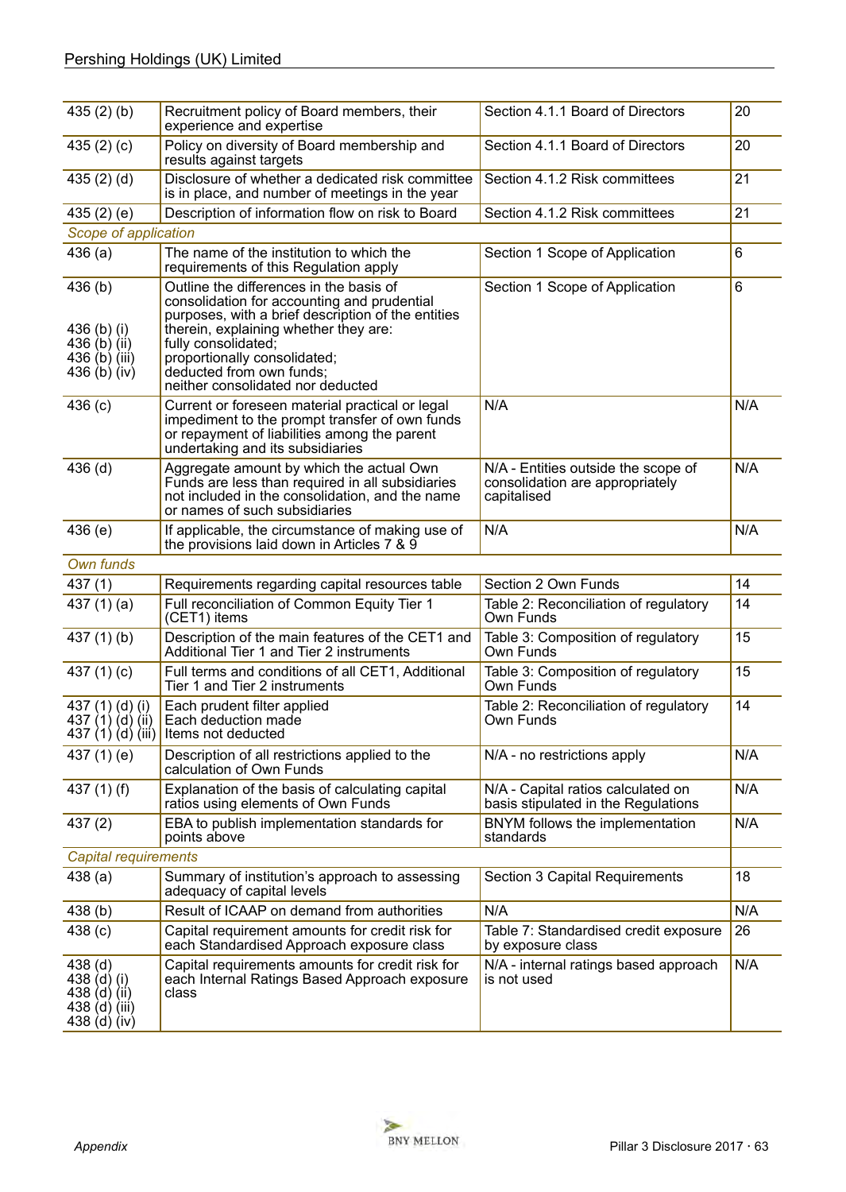| | | | |
|---|---|---|---|
| 435 (2) (b) | Recruitment policy of Board members, their experience and expertise | Section 4.1.1 Board of Directors | 20 |
| 435 (2) (c) | Policy on diversity of Board membership and results against targets | Section 4.1.1 Board of Directors | 20 |
| 435 (2) (d) | Disclosure of whether a dedicated risk committee is in place, and number of meetings in the year | Section 4.1.2 Risk committees | 21 |
| 435 (2) (e) | Description of information flow on risk to Board | Section 4.1.2 Risk committees | 21 |
| *Scope of application* | | | |
| 436 (a) | The name of the institution to which the requirements of this Regulation apply | Section 1 Scope of Application | 6 |
| 436 (b)<br><br><br>436 (b) (i)<br>436 (b) (ii)<br>436 (b) (iii)<br>436 (b) (iv) | Outline the differences in the basis of consolidation for accounting and prudential purposes, with a brief description of the entities therein, explaining whether they are:<br>fully consolidated;<br>proportionally consolidated;<br>deducted from own funds;<br>neither consolidated nor deducted | Section 1 Scope of Application | 6 |
| 436 (c) | Current or foreseen material practical or legal impediment to the prompt transfer of own funds or repayment of liabilities among the parent undertaking and its subsidiaries | N/A | N/A |
| 436 (d) | Aggregate amount by which the actual Own Funds are less than required in all subsidiaries not included in the consolidation, and the name or names of such subsidiaries | N/A - Entities outside the scope of consolidation are appropriately capitalised | N/A |
| 436 (e) | If applicable, the circumstance of making use of the provisions laid down in Articles 7 & 9 | N/A | N/A |
| *Own funds* | | | |
| 437 (1) | Requirements regarding capital resources table | Section 2 Own Funds | 14 |
| 437 (1) (a) | Full reconciliation of Common Equity Tier 1 (CET1) items | Table 2: Reconciliation of regulatory Own Funds | 14 |
| 437 (1) (b) | Description of the main features of the CET1 and Additional Tier 1 and Tier 2 instruments | Table 3: Composition of regulatory Own Funds | 15 |
| 437 (1) (c) | Full terms and conditions of all CET1, Additional Tier 1 and Tier 2 instruments | Table 3: Composition of regulatory Own Funds | 15 |
| 437 (1) (d) (i)<br>437 (1) (d) (ii)<br>437 (1) (d) (iii) | Each prudent filter applied<br>Each deduction made<br>Items not deducted | Table 2: Reconciliation of regulatory Own Funds | 14 |
| 437 (1) (e) | Description of all restrictions applied to the calculation of Own Funds | N/A - no restrictions apply | N/A |
| 437 (1) (f) | Explanation of the basis of calculating capital ratios using elements of Own Funds | N/A - Capital ratios calculated on basis stipulated in the Regulations | N/A |
| 437 (2) | EBA to publish implementation standards for points above | BNYM follows the implementation standards | N/A |
| *Capital requirements* | | | |
| 438 (a) | Summary of institution's approach to assessing adequacy of capital levels | Section 3 Capital Requirements | 18 |
| 438 (b) | Result of ICAAP on demand from authorities | N/A | N/A |
| 438 (c) | Capital requirement amounts for credit risk for each Standardised Approach exposure class | Table 7: Standardised credit exposure by exposure class | 26 |
| 438 (d)<br>438 (d) (i)<br>438 (d) (ii)<br>438 (d) (iii)<br>438 (d) (iv) | Capital requirements amounts for credit risk for each Internal Ratings Based Approach exposure class | N/A - internal ratings based approach is not used | N/A |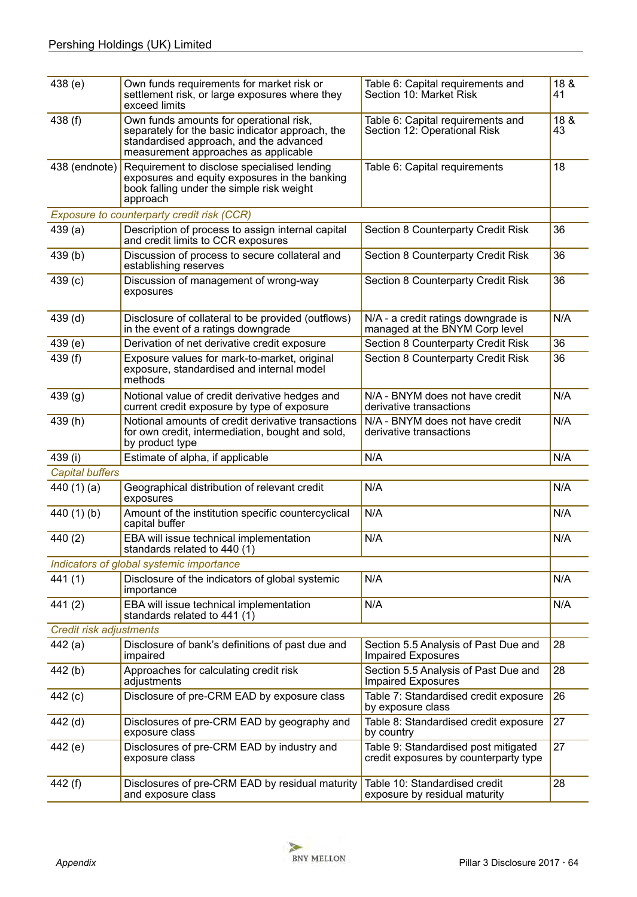| | | | |
|---|---|---|---|
| 438 (e) | Own funds requirements for market risk or settlement risk, or large exposures where they exceed limits | Table 6: Capital requirements and Section 10: Market Risk | 18 & 41 |
| 438 (f) | Own funds amounts for operational risk, separately for the basic indicator approach, the standardised approach, and the advanced measurement approaches as applicable | Table 6: Capital requirements and Section 12: Operational Risk | 18 & 43 |
| 438 (endnote) | Requirement to disclose specialised lending exposures and equity exposures in the banking book falling under the simple risk weight approach | Table 6: Capital requirements | 18 |
| *Exposure to counterparty credit risk (CCR)* | | | |
| 439 (a) | Description of process to assign internal capital and credit limits to CCR exposures | Section 8 Counterparty Credit Risk | 36 |
| 439 (b) | Discussion of process to secure collateral and establishing reserves | Section 8 Counterparty Credit Risk | 36 |
| 439 (c) | Discussion of management of wrong-way exposures | Section 8 Counterparty Credit Risk | 36 |
| 439 (d) | Disclosure of collateral to be provided (outflows) in the event of a ratings downgrade | N/A - a credit ratings downgrade is managed at the BNYM Corp level | N/A |
| 439 (e) | Derivation of net derivative credit exposure | Section 8 Counterparty Credit Risk | 36 |
| 439 (f) | Exposure values for mark-to-market, original exposure, standardised and internal model methods | Section 8 Counterparty Credit Risk | 36 |
| 439 (g) | Notional value of credit derivative hedges and current credit exposure by type of exposure | N/A - BNYM does not have credit derivative transactions | N/A |
| 439 (h) | Notional amounts of credit derivative transactions for own credit, intermediation, bought and sold, by product type | N/A - BNYM does not have credit derivative transactions | N/A |
| 439 (i) | Estimate of alpha, if applicable | N/A | N/A |
| *Capital buffers* | | | |
| 440 (1) (a) | Geographical distribution of relevant credit exposures | N/A | N/A |
| 440 (1) (b) | Amount of the institution specific countercyclical capital buffer | N/A | N/A |
| 440 (2) | EBA will issue technical implementation standards related to 440 (1) | N/A | N/A |
| *Indicators of global systemic importance* | | | |
| 441 (1) | Disclosure of the indicators of global systemic importance | N/A | N/A |
| 441 (2) | EBA will issue technical implementation standards related to 441 (1) | N/A | N/A |
| *Credit risk adjustments* | | | |
| 442 (a) | Disclosure of bank's definitions of past due and impaired | Section 5.5 Analysis of Past Due and Impaired Exposures | 28 |
| 442 (b) | Approaches for calculating credit risk adjustments | Section 5.5 Analysis of Past Due and Impaired Exposures | 28 |
| 442 (c) | Disclosure of pre-CRM EAD by exposure class | Table 7: Standardised credit exposure by exposure class | 26 |
| 442 (d) | Disclosures of pre-CRM EAD by geography and exposure class | Table 8: Standardised credit exposure by country | 27 |
| 442 (e) | Disclosures of pre-CRM EAD by industry and exposure class | Table 9: Standardised post mitigated credit exposures by counterparty type | 27 |
| 442 (f) | Disclosures of pre-CRM EAD by residual maturity and exposure class | Table 10: Standardised credit exposure by residual maturity | 28 |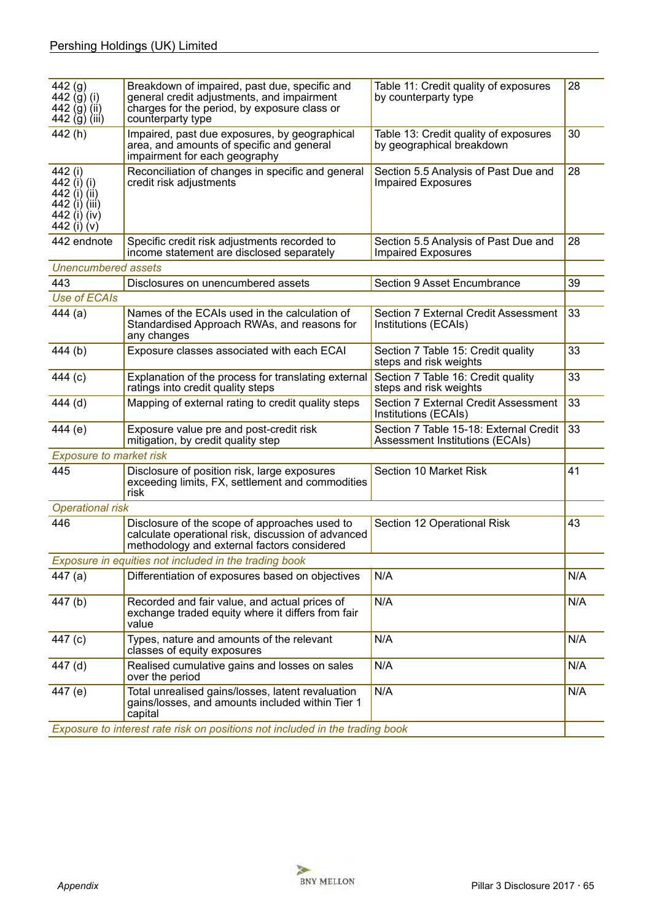| | | | |
|---|---|---|---|
| 442 (g)<br>442 (g) (i)<br>442 (g) (ii)<br>442 (g) (iii) | Breakdown of impaired, past due, specific and general credit adjustments, and impairment charges for the period, by exposure class or counterparty type | Table 11: Credit quality of exposures by counterparty type | 28 |
| 442 (h) | Impaired, past due exposures, by geographical area, and amounts of specific and general impairment for each geography | Table 13: Credit quality of exposures by geographical breakdown | 30 |
| 442 (i)<br>442 (i) (i)<br>442 (i) (ii)<br>442 (i) (iii)<br>442 (i) (iv)<br>442 (i) (v) | Reconciliation of changes in specific and general credit risk adjustments | Section 5.5 Analysis of Past Due and Impaired Exposures | 28 |
| 442 endnote | Specific credit risk adjustments recorded to income statement are disclosed separately | Section 5.5 Analysis of Past Due and Impaired Exposures | 28 |
| *Unencumbered assets* | | | |
| 443 | Disclosures on unencumbered assets | Section 9 Asset Encumbrance | 39 |
| *Use of ECAIs* | | | |
| 444 (a) | Names of the ECAIs used in the calculation of Standardised Approach RWAs, and reasons for any changes | Section 7 External Credit Assessment Institutions (ECAIs) | 33 |
| 444 (b) | Exposure classes associated with each ECAI | Section 7 Table 15: Credit quality steps and risk weights | 33 |
| 444 (c) | Explanation of the process for translating external ratings into credit quality steps | Section 7 Table 16: Credit quality steps and risk weights | 33 |
| 444 (d) | Mapping of external rating to credit quality steps | Section 7 External Credit Assessment Institutions (ECAIs) | 33 |
| 444 (e) | Exposure value pre and post-credit risk mitigation, by credit quality step | Section 7 Table 15-18: External Credit Assessment Institutions (ECAIs) | 33 |
| *Exposure to market risk* | | | |
| 445 | Disclosure of position risk, large exposures exceeding limits, FX, settlement and commodities risk | Section 10 Market Risk | 41 |
| *Operational risk* | | | |
| 446 | Disclosure of the scope of approaches used to calculate operational risk, discussion of advanced methodology and external factors considered | Section 12 Operational Risk | 43 |
| *Exposure in equities not included in the trading book* | | | |
| 447 (a) | Differentiation of exposures based on objectives | N/A | N/A |
| 447 (b) | Recorded and fair value, and actual prices of exchange traded equity where it differs from fair value | N/A | N/A |
| 447 (c) | Types, nature and amounts of the relevant classes of equity exposures | N/A | N/A |
| 447 (d) | Realised cumulative gains and losses on sales over the period | N/A | N/A |
| 447 (e) | Total unrealised gains/losses, latent revaluation gains/losses, and amounts included within Tier 1 capital | N/A | N/A |
| *Exposure to interest rate risk on positions not included in the trading book* | | | |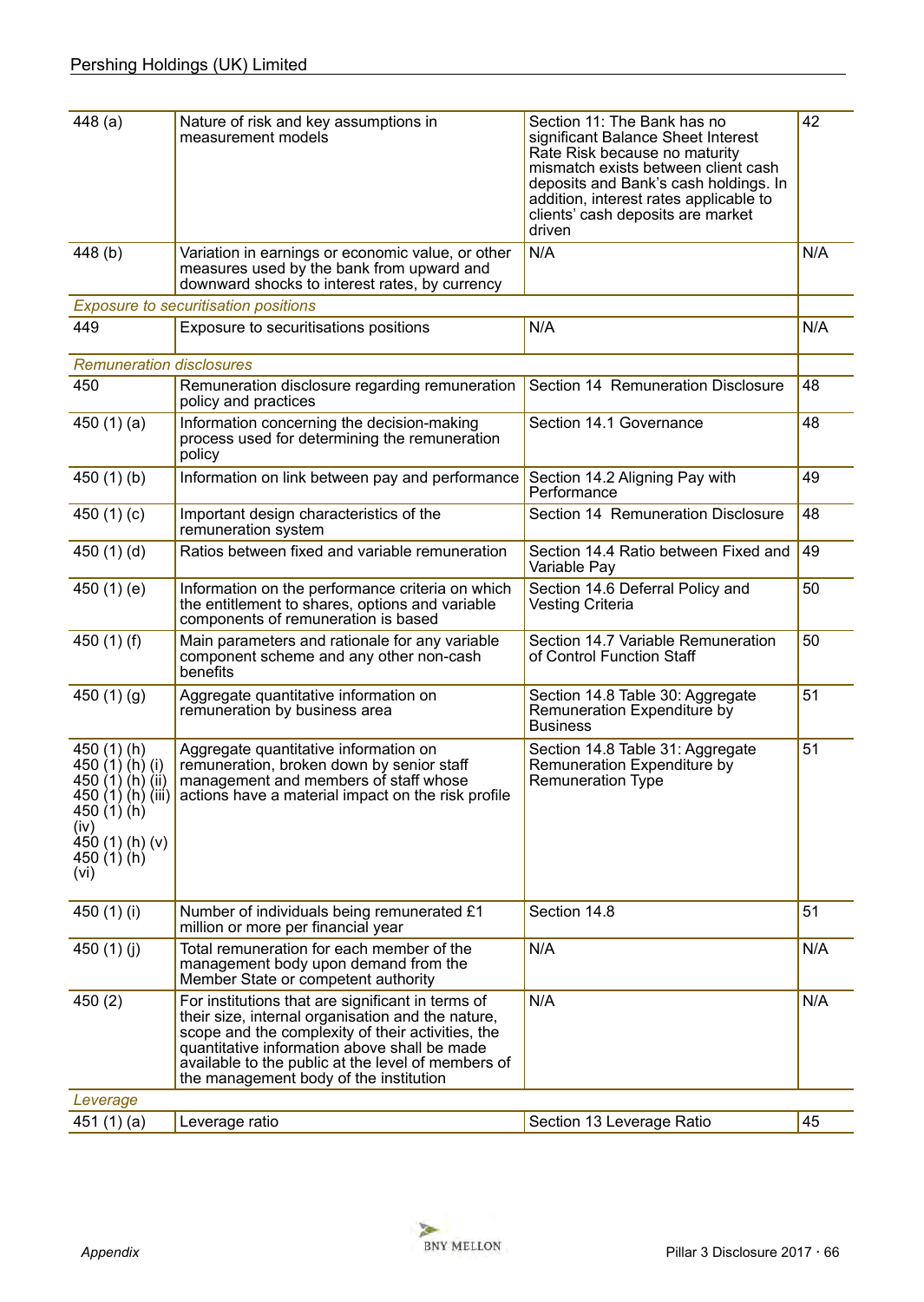| | | | |
|---|---|---|---|
| 448 (a) | Nature of risk and key assumptions in measurement models | Section 11: The Bank has no significant Balance Sheet Interest Rate Risk because no maturity mismatch exists between client cash deposits and Bank's cash holdings. In addition, interest rates applicable to clients' cash deposits are market driven | 42 |
| 448 (b) | Variation in earnings or economic value, or other measures used by the bank from upward and downward shocks to interest rates, by currency | N/A | N/A |
| *Exposure to securitisation positions* | | | |
| 449 | Exposure to securitisations positions | N/A | N/A |
| *Remuneration disclosures* | | | |
| 450 | Remuneration disclosure regarding remuneration policy and practices | Section 14 Remuneration Disclosure | 48 |
| 450 (1) (a) | Information concerning the decision-making process used for determining the remuneration policy | Section 14.1 Governance | 48 |
| 450 (1) (b) | Information on link between pay and performance | Section 14.2 Aligning Pay with Performance | 49 |
| 450 (1) (c) | Important design characteristics of the remuneration system | Section 14 Remuneration Disclosure | 48 |
| 450 (1) (d) | Ratios between fixed and variable remuneration | Section 14.4 Ratio between Fixed and Variable Pay | 49 |
| 450 (1) (e) | Information on the performance criteria on which the entitlement to shares, options and variable components of remuneration is based | Section 14.6 Deferral Policy and Vesting Criteria | 50 |
| 450 (1) (f) | Main parameters and rationale for any variable component scheme and any other non-cash benefits | Section 14.7 Variable Remuneration of Control Function Staff | 50 |
| 450 (1) (g) | Aggregate quantitative information on remuneration by business area | Section 14.8 Table 30: Aggregate Remuneration Expenditure by Business | 51 |
| 450 (1) (h)<br>450 (1) (h) (i)<br>450 (1) (h) (ii)<br>450 (1) (h) (iii)<br>450 (1) (h) (iv)<br>450 (1) (h) (v)<br>450 (1) (h) (vi) | Aggregate quantitative information on remuneration, broken down by senior staff management and members of staff whose actions have a material impact on the risk profile | Section 14.8 Table 31: Aggregate Remuneration Expenditure by Remuneration Type | 51 |
| 450 (1) (i) | Number of individuals being remunerated £1 million or more per financial year | Section 14.8 | 51 |
| 450 (1) (j) | Total remuneration for each member of the management body upon demand from the Member State or competent authority | N/A | N/A |
| 450 (2) | For institutions that are significant in terms of their size, internal organisation and the nature, scope and the complexity of their activities, the quantitative information above shall be made available to the public at the level of members of the management body of the institution | N/A | N/A |
| *Leverage* | | | |
| 451 (1) (a) | Leverage ratio | Section 13 Leverage Ratio | 45 |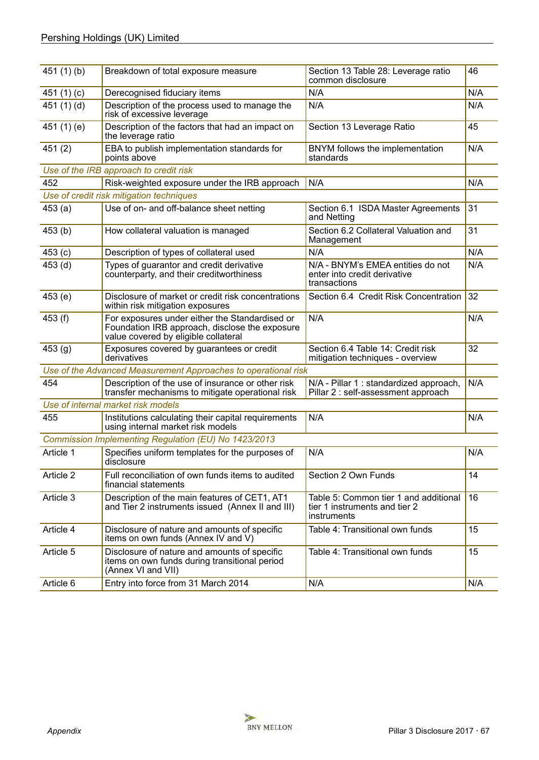| | | | |
|---|---|---|---|
| 451 (1) (b) | Breakdown of total exposure measure | Section 13 Table 28: Leverage ratio common disclosure | 46 |
| 451 (1) (c) | Derecognised fiduciary items | N/A | N/A |
| 451 (1) (d) | Description of the process used to manage the risk of excessive leverage | N/A | N/A |
| 451 (1) (e) | Description of the factors that had an impact on the leverage ratio | Section 13 Leverage Ratio | 45 |
| 451 (2) | EBA to publish implementation standards for points above | BNYM follows the implementation standards | N/A |
| *Use of the IRB approach to credit risk* | | | |
| 452 | Risk-weighted exposure under the IRB approach | N/A | N/A |
| *Use of credit risk mitigation techniques* | | | |
| 453 (a) | Use of on- and off-balance sheet netting | Section 6.1 ISDA Master Agreements and Netting | 31 |
| 453 (b) | How collateral valuation is managed | Section 6.2 Collateral Valuation and Management | 31 |
| 453 (c) | Description of types of collateral used | N/A | N/A |
| 453 (d) | Types of guarantor and credit derivative counterparty, and their creditworthiness | N/A - BNYM's EMEA entities do not enter into credit derivative transactions | N/A |
| 453 (e) | Disclosure of market or credit risk concentrations within risk mitigation exposures | Section 6.4 Credit Risk Concentration | 32 |
| 453 (f) | For exposures under either the Standardised or Foundation IRB approach, disclose the exposure value covered by eligible collateral | N/A | N/A |
| 453 (g) | Exposures covered by guarantees or credit derivatives | Section 6.4 Table 14: Credit risk mitigation techniques - overview | 32 |
| *Use of the Advanced Measurement Approaches to operational risk* | | | |
| 454 | Description of the use of insurance or other risk transfer mechanisms to mitigate operational risk | N/A - Pillar 1 : standardized approach, Pillar 2 : self-assessment approach | N/A |
| *Use of internal market risk models* | | | |
| 455 | Institutions calculating their capital requirements using internal market risk models | N/A | N/A |
| *Commission Implementing Regulation (EU) No 1423/2013* | | | |
| Article 1 | Specifies uniform templates for the purposes of disclosure | N/A | N/A |
| Article 2 | Full reconciliation of own funds items to audited financial statements | Section 2 Own Funds | 14 |
| Article 3 | Description of the main features of CET1, AT1 and Tier 2 instruments issued (Annex II and III) | Table 5: Common tier 1 and additional tier 1 instruments and tier 2 instruments | 16 |
| Article 4 | Disclosure of nature and amounts of specific items on own funds (Annex IV and V) | Table 4: Transitional own funds | 15 |
| Article 5 | Disclosure of nature and amounts of specific items on own funds during transitional period (Annex VI and VII) | Table 4: Transitional own funds | 15 |
| Article 6 | Entry into force from 31 March 2014 | N/A | N/A |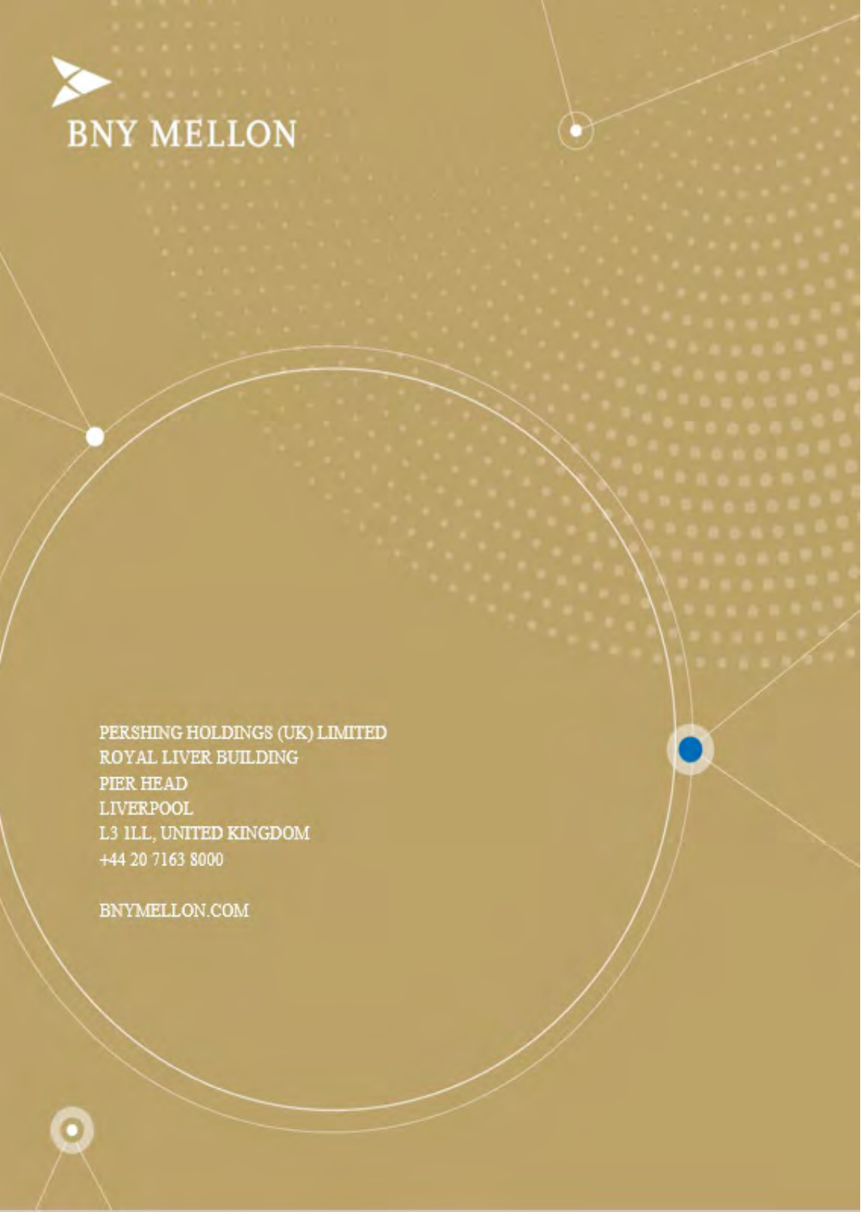BNY MELLON

PERSHING HOLDINGS (UK) LIMITED
ROYAL LIVER BUILDING
PIER HEAD
LIVERPOOL
L3 1LL, UNITED KINGDOM
+44 20 7163 8000

BNYMELLON.COM